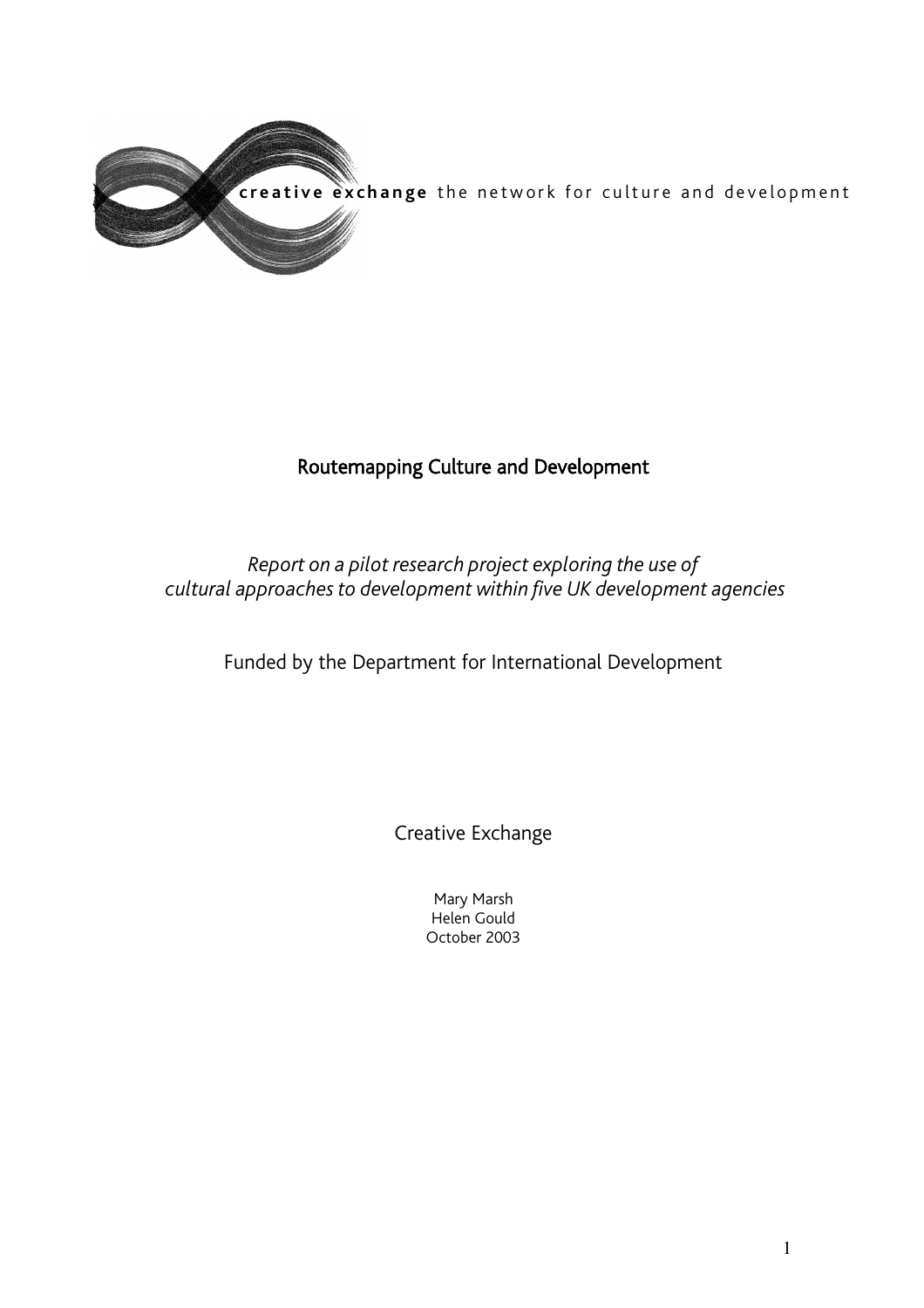**creative exchange** the network for culture and development

# Routemapping Culture and Development

*Report on a pilot research project exploring the use of cultural approaches to development within five UK development agencies*

Funded by the Department for International Development

Creative Exchange

Mary Marsh
Helen Gould
October 2003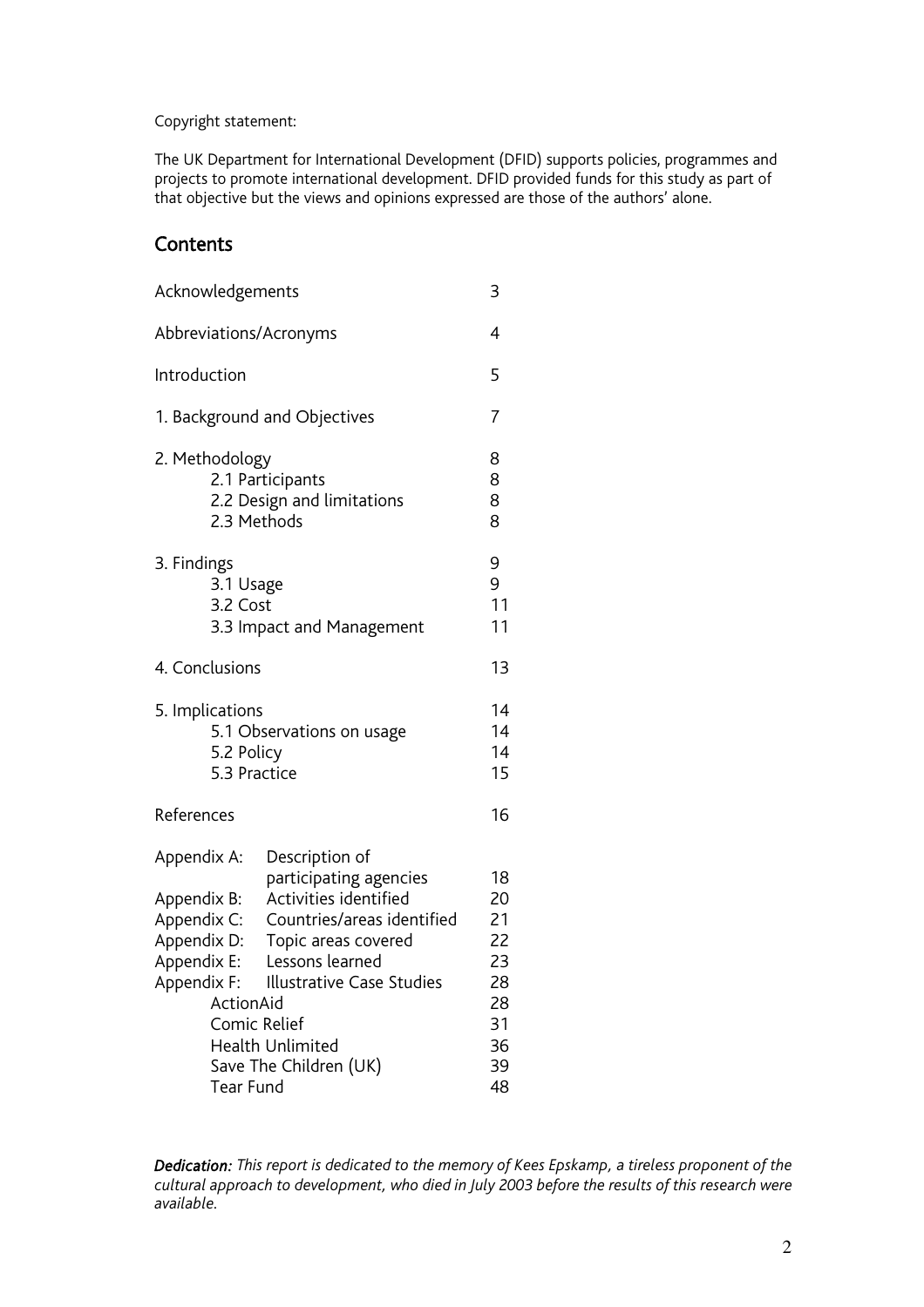Copyright statement:

The UK Department for International Development (DFID) supports policies, programmes and projects to promote international development. DFID provided funds for this study as part of that objective but the views and opinions expressed are those of the authors' alone.

## Contents

| | |
|---|---|
| Acknowledgements | 3 |
| Abbreviations/Acronyms | 4 |
| Introduction | 5 |
| 1. Background and Objectives | 7 |
| 2. Methodology | 8 |
| 2.1 Participants | 8 |
| 2.2 Design and limitations | 8 |
| 2.3 Methods | 8 |
| 3. Findings | 9 |
| 3.1 Usage | 9 |
| 3.2 Cost | 11 |
| 3.3 Impact and Management | 11 |
| 4. Conclusions | 13 |
| 5. Implications | 14 |
| 5.1 Observations on usage | 14 |
| 5.2 Policy | 14 |
| 5.3 Practice | 15 |
| References | 16 |
| Appendix A: Description of participating agencies | 18 |
| Appendix B: Activities identified | 20 |
| Appendix C: Countries/areas identified | 21 |
| Appendix D: Topic areas covered | 22 |
| Appendix E: Lessons learned | 23 |
| Appendix F: Illustrative Case Studies | 28 |
| ActionAid | 28 |
| Comic Relief | 31 |
| Health Unlimited | 36 |
| Save The Children (UK) | 39 |
| Tear Fund | 48 |

***Dedication:*** *This report is dedicated to the memory of Kees Epskamp, a tireless proponent of the cultural approach to development, who died in July 2003 before the results of this research were available.*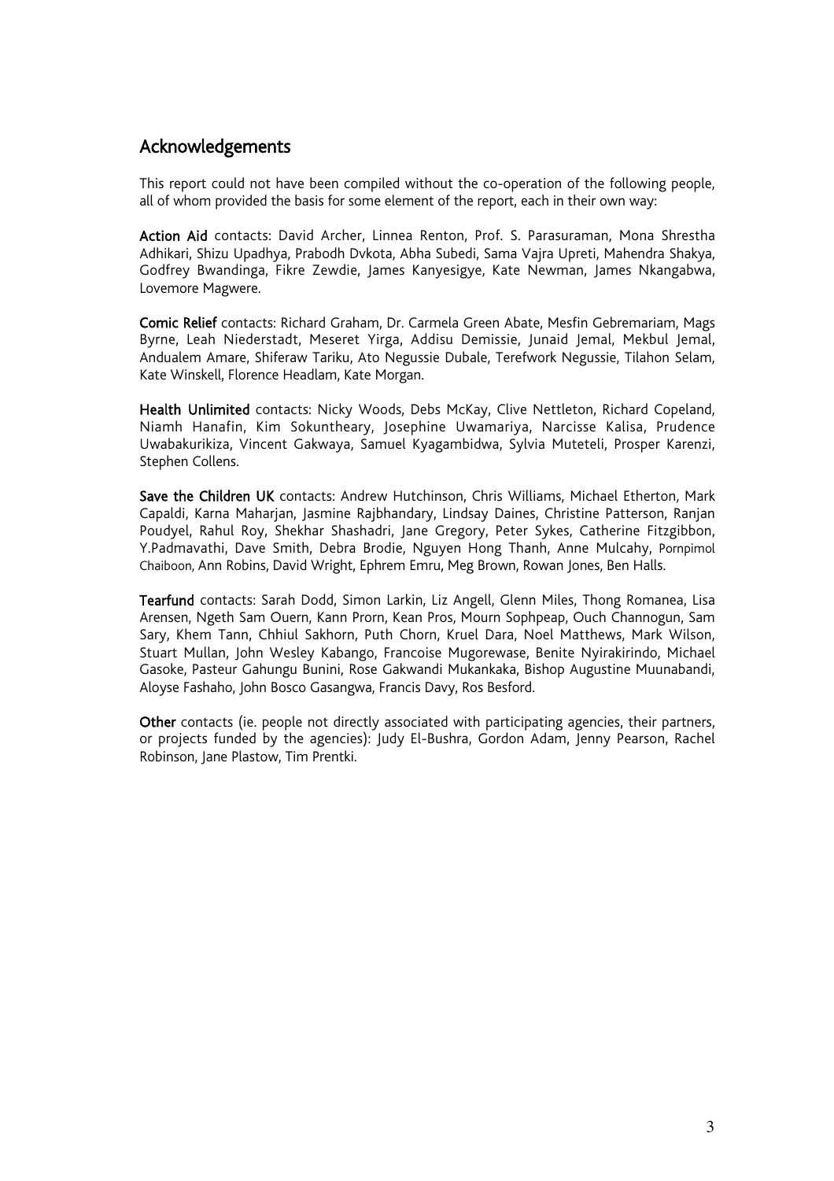## Acknowledgements

This report could not have been compiled without the co-operation of the following people, all of whom provided the basis for some element of the report, each in their own way:

**Action Aid** contacts: David Archer, Linnea Renton, Prof. S. Parasuraman, Mona Shrestha Adhikari, Shizu Upadhya, Prabodh Dvkota, Abha Subedi, Sama Vajra Upreti, Mahendra Shakya, Godfrey Bwandinga, Fikre Zewdie, James Kanyesigye, Kate Newman, James Nkangabwa, Lovemore Magwere.

**Comic Relief** contacts: Richard Graham, Dr. Carmela Green Abate, Mesfin Gebremariam, Mags Byrne, Leah Niederstadt, Meseret Yirga, Addisu Demissie, Junaid Jemal, Mekbul Jemal, Andualem Amare, Shiferaw Tariku, Ato Negussie Dubale, Terefwork Negussie, Tilahon Selam, Kate Winskell, Florence Headlam, Kate Morgan.

**Health Unlimited** contacts: Nicky Woods, Debs McKay, Clive Nettleton, Richard Copeland, Niamh Hanafin, Kim Sokuntheary, Josephine Uwamariya, Narcisse Kalisa, Prudence Uwabakurikiza, Vincent Gakwaya, Samuel Kyagambidwa, Sylvia Muteteli, Prosper Karenzi, Stephen Collens.

**Save the Children UK** contacts: Andrew Hutchinson, Chris Williams, Michael Etherton, Mark Capaldi, Karna Maharjan, Jasmine Rajbhandary, Lindsay Daines, Christine Patterson, Ranjan Poudyel, Rahul Roy, Shekhar Shashadri, Jane Gregory, Peter Sykes, Catherine Fitzgibbon, Y.Padmavathi, Dave Smith, Debra Brodie, Nguyen Hong Thanh, Anne Mulcahy, Pornpimol Chaiboon, Ann Robins, David Wright, Ephrem Emru, Meg Brown, Rowan Jones, Ben Halls.

**Tearfund** contacts: Sarah Dodd, Simon Larkin, Liz Angell, Glenn Miles, Thong Romanea, Lisa Arensen, Ngeth Sam Ouern, Kann Prorn, Kean Pros, Mourn Sophpeap, Ouch Channogun, Sam Sary, Khem Tann, Chhiul Sakhorn, Puth Chorn, Kruel Dara, Noel Matthews, Mark Wilson, Stuart Mullan, John Wesley Kabango, Francoise Mugorewase, Benite Nyirakirindo, Michael Gasoke, Pasteur Gahungu Bunini, Rose Gakwandi Mukankaka, Bishop Augustine Muunabandi, Aloyse Fashaho, John Bosco Gasangwa, Francis Davy, Ros Besford.

**Other** contacts (ie. people not directly associated with participating agencies, their partners, or projects funded by the agencies): Judy El-Bushra, Gordon Adam, Jenny Pearson, Rachel Robinson, Jane Plastow, Tim Prentki.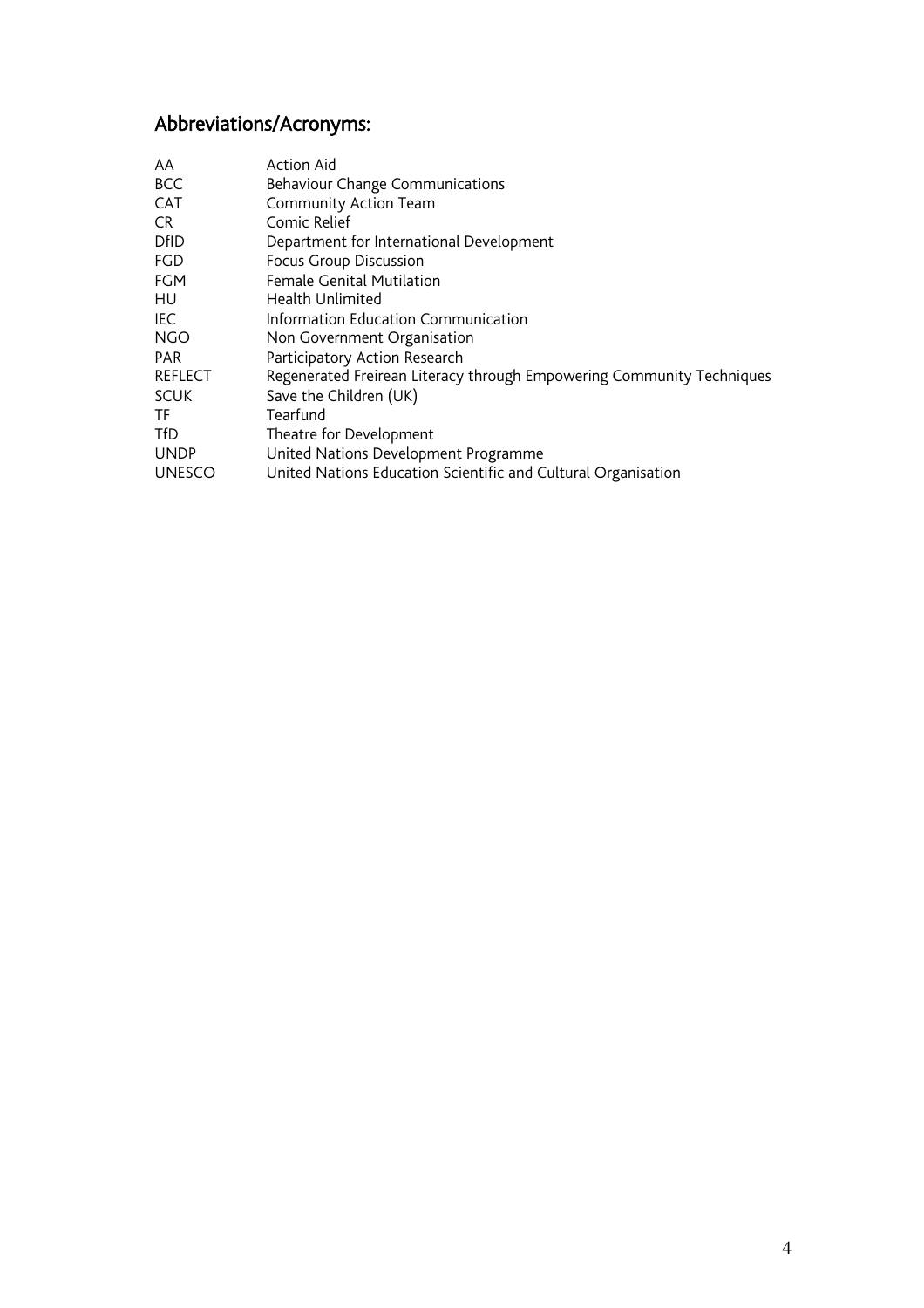## Abbreviations/Acronyms:

| | |
|---|---|
| AA | Action Aid |
| BCC | Behaviour Change Communications |
| CAT | Community Action Team |
| CR | Comic Relief |
| DfID | Department for International Development |
| FGD | Focus Group Discussion |
| FGM | Female Genital Mutilation |
| HU | Health Unlimited |
| IEC | Information Education Communication |
| NGO | Non Government Organisation |
| PAR | Participatory Action Research |
| REFLECT | Regenerated Freirean Literacy through Empowering Community Techniques |
| SCUK | Save the Children (UK) |
| TF | Tearfund |
| TfD | Theatre for Development |
| UNDP | United Nations Development Programme |
| UNESCO | United Nations Education Scientific and Cultural Organisation |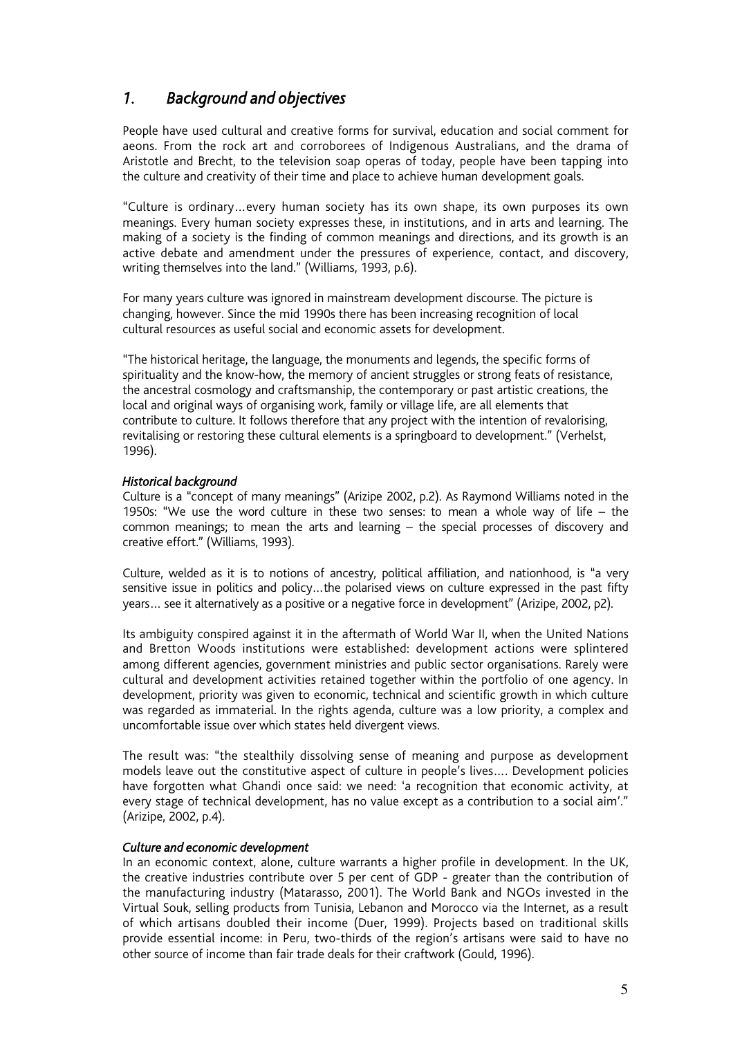## *1. Background and objectives*

People have used cultural and creative forms for survival, education and social comment for aeons. From the rock art and corroborees of Indigenous Australians, and the drama of Aristotle and Brecht, to the television soap operas of today, people have been tapping into the culture and creativity of their time and place to achieve human development goals.

"Culture is ordinary…every human society has its own shape, its own purposes its own meanings. Every human society expresses these, in institutions, and in arts and learning. The making of a society is the finding of common meanings and directions, and its growth is an active debate and amendment under the pressures of experience, contact, and discovery, writing themselves into the land." (Williams, 1993, p.6).

For many years culture was ignored in mainstream development discourse. The picture is changing, however. Since the mid 1990s there has been increasing recognition of local cultural resources as useful social and economic assets for development.

"The historical heritage, the language, the monuments and legends, the specific forms of spirituality and the know-how, the memory of ancient struggles or strong feats of resistance, the ancestral cosmology and craftsmanship, the contemporary or past artistic creations, the local and original ways of organising work, family or village life, are all elements that contribute to culture. It follows therefore that any project with the intention of revalorising, revitalising or restoring these cultural elements is a springboard to development." (Verhelst, 1996).

### *Historical background*

Culture is a "concept of many meanings" (Arizipe 2002, p.2). As Raymond Williams noted in the 1950s: "We use the word culture in these two senses: to mean a whole way of life – the common meanings; to mean the arts and learning – the special processes of discovery and creative effort." (Williams, 1993).

Culture, welded as it is to notions of ancestry, political affiliation, and nationhood, is "a very sensitive issue in politics and policy…the polarised views on culture expressed in the past fifty years… see it alternatively as a positive or a negative force in development" (Arizipe, 2002, p2).

Its ambiguity conspired against it in the aftermath of World War II, when the United Nations and Bretton Woods institutions were established: development actions were splintered among different agencies, government ministries and public sector organisations. Rarely were cultural and development activities retained together within the portfolio of one agency. In development, priority was given to economic, technical and scientific growth in which culture was regarded as immaterial. In the rights agenda, culture was a low priority, a complex and uncomfortable issue over which states held divergent views.

The result was: "the stealthily dissolving sense of meaning and purpose as development models leave out the constitutive aspect of culture in people's lives…. Development policies have forgotten what Ghandi once said: we need: 'a recognition that economic activity, at every stage of technical development, has no value except as a contribution to a social aim'." (Arizipe, 2002, p.4).

### *Culture and economic development*

In an economic context, alone, culture warrants a higher profile in development. In the UK, the creative industries contribute over 5 per cent of GDP - greater than the contribution of the manufacturing industry (Matarasso, 2001). The World Bank and NGOs invested in the Virtual Souk, selling products from Tunisia, Lebanon and Morocco via the Internet, as a result of which artisans doubled their income (Duer, 1999). Projects based on traditional skills provide essential income: in Peru, two-thirds of the region's artisans were said to have no other source of income than fair trade deals for their craftwork (Gould, 1996).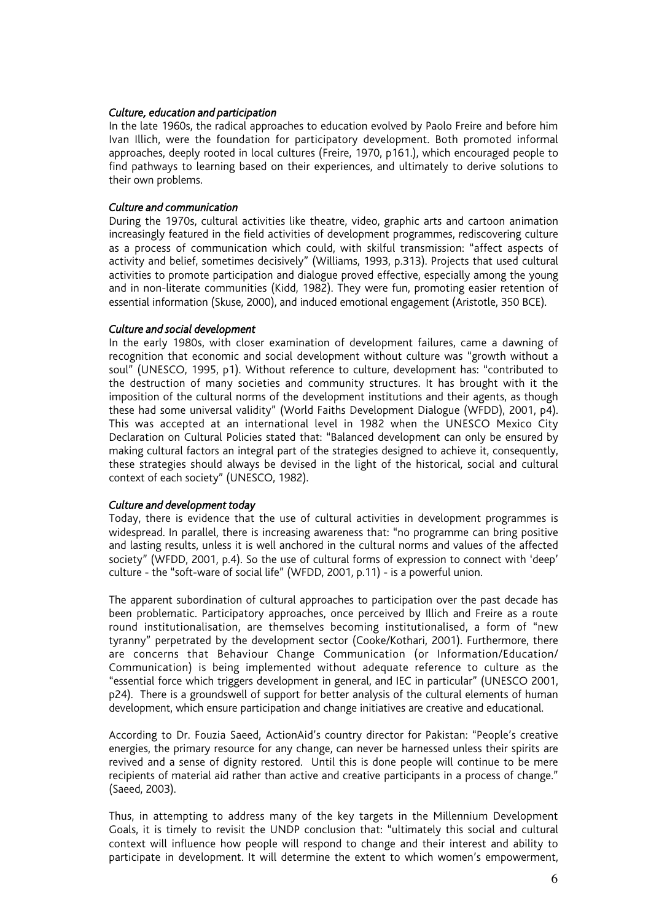*Culture, education and participation*

In the late 1960s, the radical approaches to education evolved by Paolo Freire and before him Ivan Illich, were the foundation for participatory development. Both promoted informal approaches, deeply rooted in local cultures (Freire, 1970, p161.), which encouraged people to find pathways to learning based on their experiences, and ultimately to derive solutions to their own problems.

*Culture and communication*

During the 1970s, cultural activities like theatre, video, graphic arts and cartoon animation increasingly featured in the field activities of development programmes, rediscovering culture as a process of communication which could, with skilful transmission: "affect aspects of activity and belief, sometimes decisively" (Williams, 1993, p.313). Projects that used cultural activities to promote participation and dialogue proved effective, especially among the young and in non-literate communities (Kidd, 1982). They were fun, promoting easier retention of essential information (Skuse, 2000), and induced emotional engagement (Aristotle, 350 BCE).

*Culture and social development*

In the early 1980s, with closer examination of development failures, came a dawning of recognition that economic and social development without culture was "growth without a soul" (UNESCO, 1995, p1). Without reference to culture, development has: "contributed to the destruction of many societies and community structures. It has brought with it the imposition of the cultural norms of the development institutions and their agents, as though these had some universal validity" (World Faiths Development Dialogue (WFDD), 2001, p4). This was accepted at an international level in 1982 when the UNESCO Mexico City Declaration on Cultural Policies stated that: "Balanced development can only be ensured by making cultural factors an integral part of the strategies designed to achieve it, consequently, these strategies should always be devised in the light of the historical, social and cultural context of each society" (UNESCO, 1982).

*Culture and development today*

Today, there is evidence that the use of cultural activities in development programmes is widespread. In parallel, there is increasing awareness that: "no programme can bring positive and lasting results, unless it is well anchored in the cultural norms and values of the affected society" (WFDD, 2001, p.4). So the use of cultural forms of expression to connect with 'deep' culture - the "soft-ware of social life" (WFDD, 2001, p.11) - is a powerful union.

The apparent subordination of cultural approaches to participation over the past decade has been problematic. Participatory approaches, once perceived by Illich and Freire as a route round institutionalisation, are themselves becoming institutionalised, a form of "new tyranny" perpetrated by the development sector (Cooke/Kothari, 2001). Furthermore, there are concerns that Behaviour Change Communication (or Information/Education/ Communication) is being implemented without adequate reference to culture as the "essential force which triggers development in general, and IEC in particular" (UNESCO 2001, p24). There is a groundswell of support for better analysis of the cultural elements of human development, which ensure participation and change initiatives are creative and educational.

According to Dr. Fouzia Saeed, ActionAid's country director for Pakistan: "People's creative energies, the primary resource for any change, can never be harnessed unless their spirits are revived and a sense of dignity restored. Until this is done people will continue to be mere recipients of material aid rather than active and creative participants in a process of change." (Saeed, 2003).

Thus, in attempting to address many of the key targets in the Millennium Development Goals, it is timely to revisit the UNDP conclusion that: "ultimately this social and cultural context will influence how people will respond to change and their interest and ability to participate in development. It will determine the extent to which women's empowerment,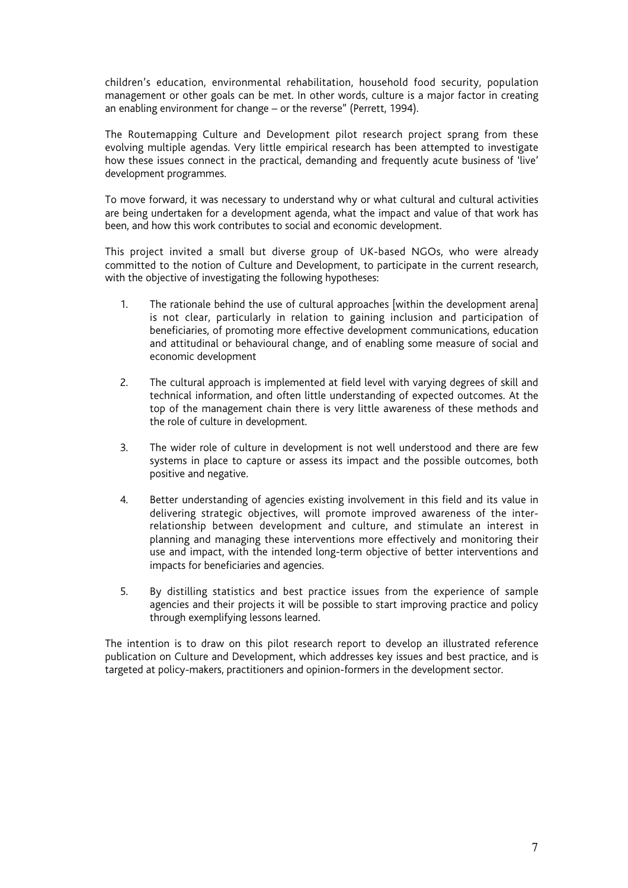children's education, environmental rehabilitation, household food security, population management or other goals can be met. In other words, culture is a major factor in creating an enabling environment for change – or the reverse" (Perrett, 1994).

The Routemapping Culture and Development pilot research project sprang from these evolving multiple agendas. Very little empirical research has been attempted to investigate how these issues connect in the practical, demanding and frequently acute business of 'live' development programmes.

To move forward, it was necessary to understand why or what cultural and cultural activities are being undertaken for a development agenda, what the impact and value of that work has been, and how this work contributes to social and economic development.

This project invited a small but diverse group of UK-based NGOs, who were already committed to the notion of Culture and Development, to participate in the current research, with the objective of investigating the following hypotheses:

1. The rationale behind the use of cultural approaches [within the development arena] is not clear, particularly in relation to gaining inclusion and participation of beneficiaries, of promoting more effective development communications, education and attitudinal or behavioural change, and of enabling some measure of social and economic development

2. The cultural approach is implemented at field level with varying degrees of skill and technical information, and often little understanding of expected outcomes. At the top of the management chain there is very little awareness of these methods and the role of culture in development.

3. The wider role of culture in development is not well understood and there are few systems in place to capture or assess its impact and the possible outcomes, both positive and negative.

4. Better understanding of agencies existing involvement in this field and its value in delivering strategic objectives, will promote improved awareness of the inter-relationship between development and culture, and stimulate an interest in planning and managing these interventions more effectively and monitoring their use and impact, with the intended long-term objective of better interventions and impacts for beneficiaries and agencies.

5. By distilling statistics and best practice issues from the experience of sample agencies and their projects it will be possible to start improving practice and policy through exemplifying lessons learned.

The intention is to draw on this pilot research report to develop an illustrated reference publication on Culture and Development, which addresses key issues and best practice, and is targeted at policy-makers, practitioners and opinion-formers in the development sector.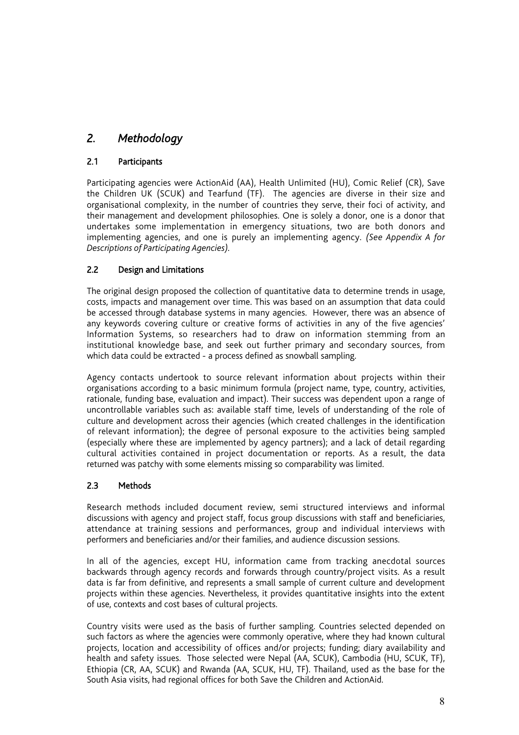## 2. *Methodology*

### 2.1 Participants

Participating agencies were ActionAid (AA), Health Unlimited (HU), Comic Relief (CR), Save the Children UK (SCUK) and Tearfund (TF). The agencies are diverse in their size and organisational complexity, in the number of countries they serve, their foci of activity, and their management and development philosophies. One is solely a donor, one is a donor that undertakes some implementation in emergency situations, two are both donors and implementing agencies, and one is purely an implementing agency. *(See Appendix A for Descriptions of Participating Agencies).*

### 2.2 Design and Limitations

The original design proposed the collection of quantitative data to determine trends in usage, costs, impacts and management over time. This was based on an assumption that data could be accessed through database systems in many agencies. However, there was an absence of any keywords covering culture or creative forms of activities in any of the five agencies' Information Systems, so researchers had to draw on information stemming from an institutional knowledge base, and seek out further primary and secondary sources, from which data could be extracted - a process defined as snowball sampling.

Agency contacts undertook to source relevant information about projects within their organisations according to a basic minimum formula (project name, type, country, activities, rationale, funding base, evaluation and impact). Their success was dependent upon a range of uncontrollable variables such as: available staff time, levels of understanding of the role of culture and development across their agencies (which created challenges in the identification of relevant information); the degree of personal exposure to the activities being sampled (especially where these are implemented by agency partners); and a lack of detail regarding cultural activities contained in project documentation or reports. As a result, the data returned was patchy with some elements missing so comparability was limited.

### 2.3 Methods

Research methods included document review, semi structured interviews and informal discussions with agency and project staff, focus group discussions with staff and beneficiaries, attendance at training sessions and performances, group and individual interviews with performers and beneficiaries and/or their families, and audience discussion sessions.

In all of the agencies, except HU, information came from tracking anecdotal sources backwards through agency records and forwards through country/project visits. As a result data is far from definitive, and represents a small sample of current culture and development projects within these agencies. Nevertheless, it provides quantitative insights into the extent of use, contexts and cost bases of cultural projects.

Country visits were used as the basis of further sampling. Countries selected depended on such factors as where the agencies were commonly operative, where they had known cultural projects, location and accessibility of offices and/or projects; funding; diary availability and health and safety issues. Those selected were Nepal (AA, SCUK), Cambodia (HU, SCUK, TF), Ethiopia (CR, AA, SCUK) and Rwanda (AA, SCUK, HU, TF). Thailand, used as the base for the South Asia visits, had regional offices for both Save the Children and ActionAid.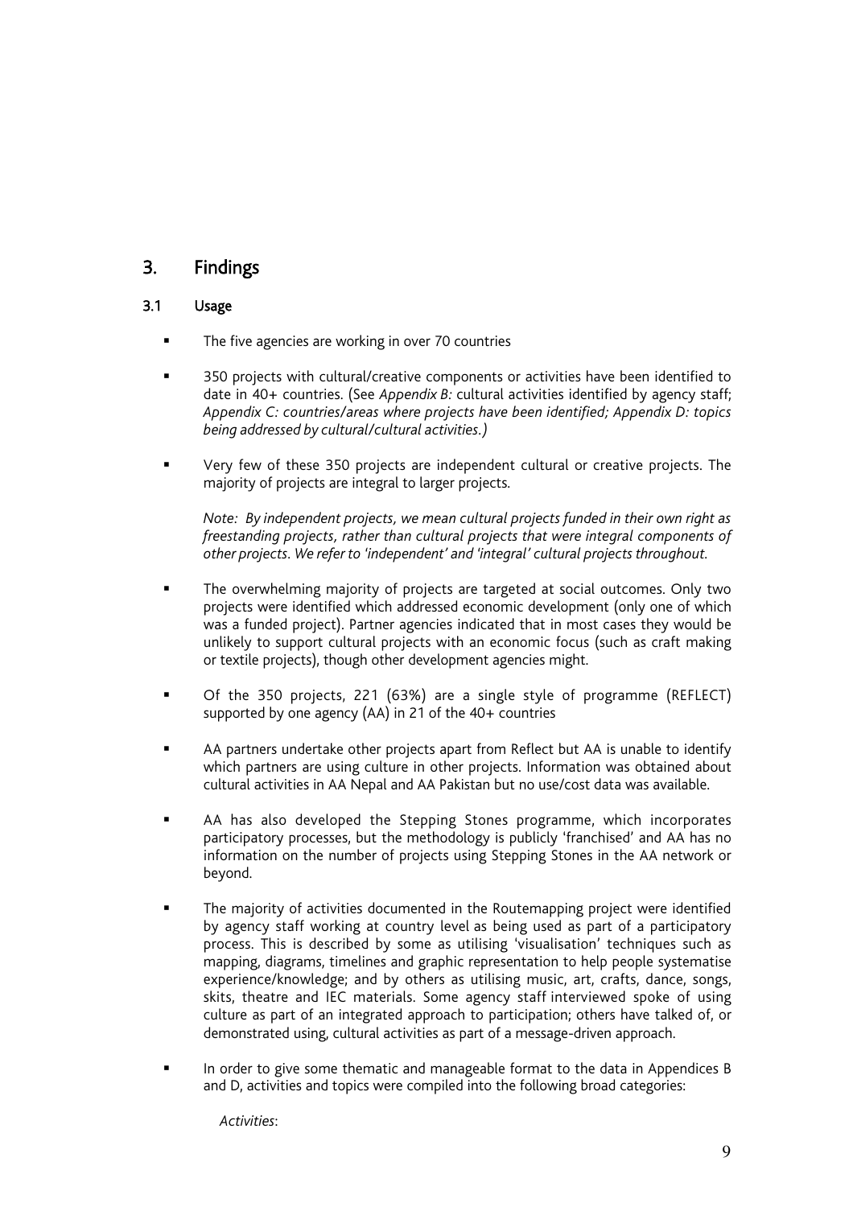## 3. Findings

### 3.1 Usage

- The five agencies are working in over 70 countries
- 350 projects with cultural/creative components or activities have been identified to date in 40+ countries. (See *Appendix B:* cultural activities identified by agency staff; *Appendix C: countries/areas where projects have been identified; Appendix D: topics being addressed by cultural/cultural activities.)*
- Very few of these 350 projects are independent cultural or creative projects. The majority of projects are integral to larger projects.

  *Note: By independent projects, we mean cultural projects funded in their own right as freestanding projects, rather than cultural projects that were integral components of other projects. We refer to 'independent' and 'integral' cultural projects throughout.*

- The overwhelming majority of projects are targeted at social outcomes. Only two projects were identified which addressed economic development (only one of which was a funded project). Partner agencies indicated that in most cases they would be unlikely to support cultural projects with an economic focus (such as craft making or textile projects), though other development agencies might.
- Of the 350 projects, 221 (63%) are a single style of programme (REFLECT) supported by one agency (AA) in 21 of the 40+ countries
- AA partners undertake other projects apart from Reflect but AA is unable to identify which partners are using culture in other projects. Information was obtained about cultural activities in AA Nepal and AA Pakistan but no use/cost data was available.
- AA has also developed the Stepping Stones programme, which incorporates participatory processes, but the methodology is publicly 'franchised' and AA has no information on the number of projects using Stepping Stones in the AA network or beyond.
- The majority of activities documented in the Routemapping project were identified by agency staff working at country level as being used as part of a participatory process. This is described by some as utilising 'visualisation' techniques such as mapping, diagrams, timelines and graphic representation to help people systematise experience/knowledge; and by others as utilising music, art, crafts, dance, songs, skits, theatre and IEC materials. Some agency staff interviewed spoke of using culture as part of an integrated approach to participation; others have talked of, or demonstrated using, cultural activities as part of a message-driven approach.
- In order to give some thematic and manageable format to the data in Appendices B and D, activities and topics were compiled into the following broad categories:

  *Activities*: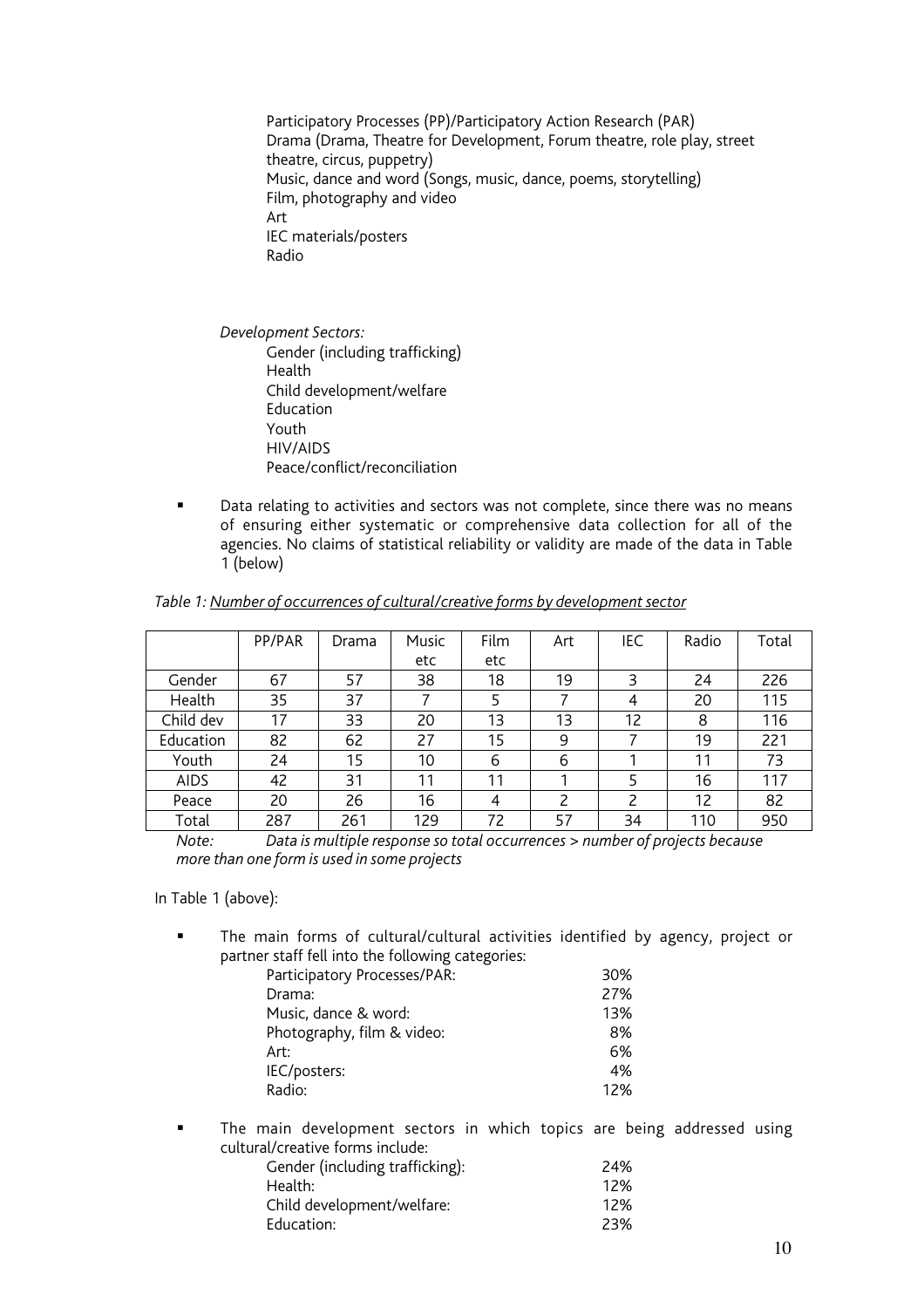Participatory Processes (PP)/Participatory Action Research (PAR)
Drama (Drama, Theatre for Development, Forum theatre, role play, street theatre, circus, puppetry)
Music, dance and word (Songs, music, dance, poems, storytelling)
Film, photography and video
Art
IEC materials/posters
Radio

*Development Sectors:*

Gender (including trafficking)
Health
Child development/welfare
Education
Youth
HIV/AIDS
Peace/conflict/reconciliation

- Data relating to activities and sectors was not complete, since there was no means of ensuring either systematic or comprehensive data collection for all of the agencies. No claims of statistical reliability or validity are made of the data in Table 1 (below)

*Table 1: Number of occurrences of cultural/creative forms by development sector*

| | PP/PAR | Drama | Music etc | Film etc | Art | IEC | Radio | Total |
|---|---|---|---|---|---|---|---|---|
| Gender | 67 | 57 | 38 | 18 | 19 | 3 | 24 | 226 |
| Health | 35 | 37 | 7 | 5 | 7 | 4 | 20 | 115 |
| Child dev | 17 | 33 | 20 | 13 | 13 | 12 | 8 | 116 |
| Education | 82 | 62 | 27 | 15 | 9 | 7 | 19 | 221 |
| Youth | 24 | 15 | 10 | 6 | 6 | 1 | 11 | 73 |
| AIDS | 42 | 31 | 11 | 11 | 1 | 5 | 16 | 117 |
| Peace | 20 | 26 | 16 | 4 | 2 | 2 | 12 | 82 |
| Total | 287 | 261 | 129 | 72 | 57 | 34 | 110 | 950 |

*Note: Data is multiple response so total occurrences > number of projects because more than one form is used in some projects*

In Table 1 (above):

- The main forms of cultural/cultural activities identified by agency, project or partner staff fell into the following categories:

| | |
|---|---|
| Participatory Processes/PAR: | 30% |
| Drama: | 27% |
| Music, dance & word: | 13% |
| Photography, film & video: | 8% |
| Art: | 6% |
| IEC/posters: | 4% |
| Radio: | 12% |

- The main development sectors in which topics are being addressed using cultural/creative forms include:

| | |
|---|---|
| Gender (including trafficking): | 24% |
| Health: | 12% |
| Child development/welfare: | 12% |
| Education: | 23% |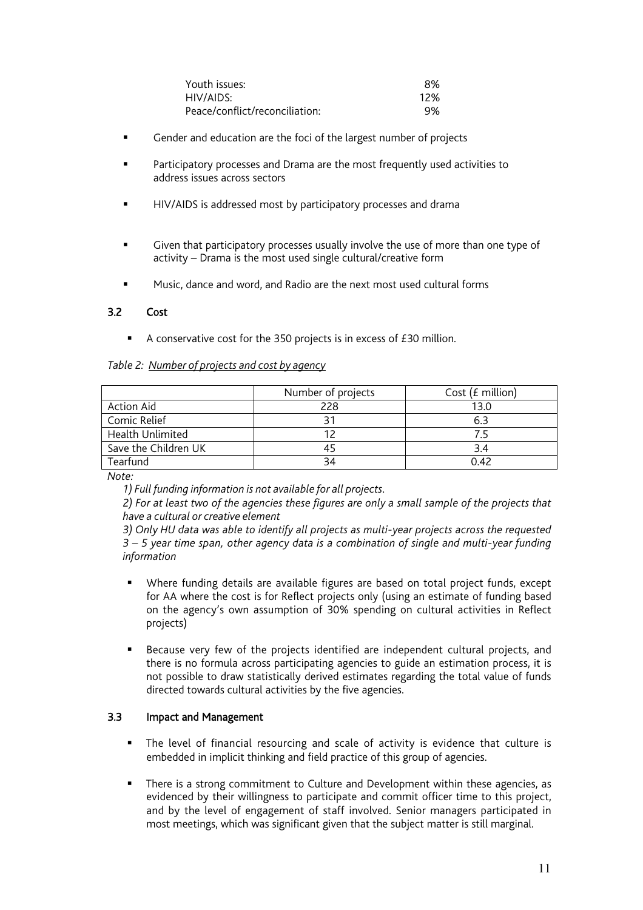| | |
|---|---|
| Youth issues: | 8% |
| HIV/AIDS: | 12% |
| Peace/conflict/reconciliation: | 9% |

- Gender and education are the foci of the largest number of projects
- Participatory processes and Drama are the most frequently used activities to address issues across sectors
- HIV/AIDS is addressed most by participatory processes and drama
- Given that participatory processes usually involve the use of more than one type of activity – Drama is the most used single cultural/creative form
- Music, dance and word, and Radio are the next most used cultural forms

### 3.2 Cost

- A conservative cost for the 350 projects is in excess of £30 million.

*Table 2: Number of projects and cost by agency*

| | Number of projects | Cost (£ million) |
|---|---|---|
| Action Aid | 228 | 13.0 |
| Comic Relief | 31 | 6.3 |
| Health Unlimited | 12 | 7.5 |
| Save the Children UK | 45 | 3.4 |
| Tearfund | 34 | 0.42 |

*Note:*

*1) Full funding information is not available for all projects.*

*2) For at least two of the agencies these figures are only a small sample of the projects that have a cultural or creative element*

*3) Only HU data was able to identify all projects as multi-year projects across the requested 3 – 5 year time span, other agency data is a combination of single and multi-year funding information*

- Where funding details are available figures are based on total project funds, except for AA where the cost is for Reflect projects only (using an estimate of funding based on the agency's own assumption of 30% spending on cultural activities in Reflect projects)
- Because very few of the projects identified are independent cultural projects, and there is no formula across participating agencies to guide an estimation process, it is not possible to draw statistically derived estimates regarding the total value of funds directed towards cultural activities by the five agencies.

### 3.3 Impact and Management

- The level of financial resourcing and scale of activity is evidence that culture is embedded in implicit thinking and field practice of this group of agencies.
- There is a strong commitment to Culture and Development within these agencies, as evidenced by their willingness to participate and commit officer time to this project, and by the level of engagement of staff involved. Senior managers participated in most meetings, which was significant given that the subject matter is still marginal.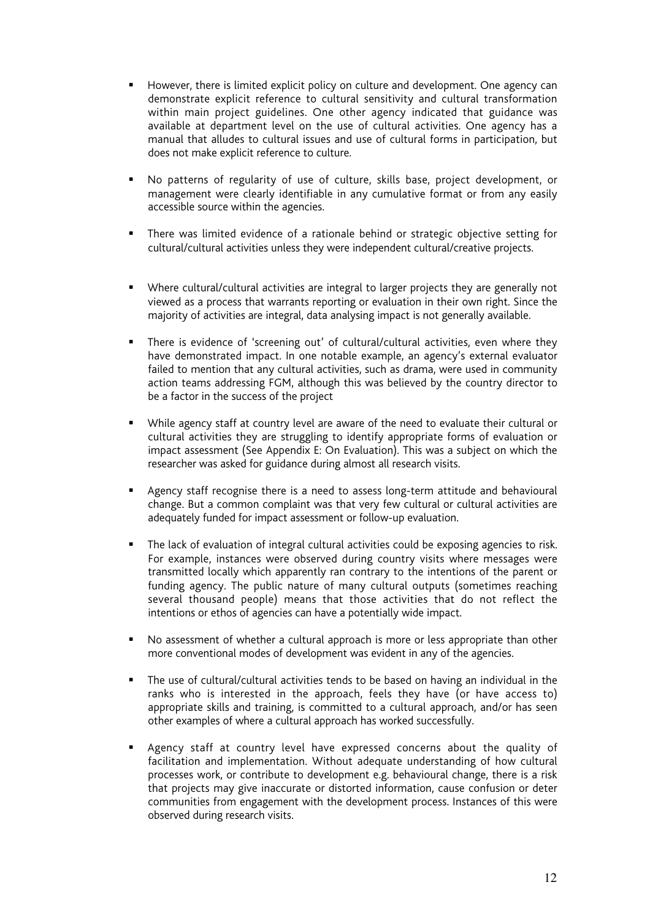- However, there is limited explicit policy on culture and development. One agency can demonstrate explicit reference to cultural sensitivity and cultural transformation within main project guidelines. One other agency indicated that guidance was available at department level on the use of cultural activities. One agency has a manual that alludes to cultural issues and use of cultural forms in participation, but does not make explicit reference to culture.

- No patterns of regularity of use of culture, skills base, project development, or management were clearly identifiable in any cumulative format or from any easily accessible source within the agencies.

- There was limited evidence of a rationale behind or strategic objective setting for cultural/cultural activities unless they were independent cultural/creative projects.

- Where cultural/cultural activities are integral to larger projects they are generally not viewed as a process that warrants reporting or evaluation in their own right. Since the majority of activities are integral, data analysing impact is not generally available.

- There is evidence of 'screening out' of cultural/cultural activities, even where they have demonstrated impact. In one notable example, an agency's external evaluator failed to mention that any cultural activities, such as drama, were used in community action teams addressing FGM, although this was believed by the country director to be a factor in the success of the project

- While agency staff at country level are aware of the need to evaluate their cultural or cultural activities they are struggling to identify appropriate forms of evaluation or impact assessment (See Appendix E: On Evaluation). This was a subject on which the researcher was asked for guidance during almost all research visits.

- Agency staff recognise there is a need to assess long-term attitude and behavioural change. But a common complaint was that very few cultural or cultural activities are adequately funded for impact assessment or follow-up evaluation.

- The lack of evaluation of integral cultural activities could be exposing agencies to risk. For example, instances were observed during country visits where messages were transmitted locally which apparently ran contrary to the intentions of the parent or funding agency. The public nature of many cultural outputs (sometimes reaching several thousand people) means that those activities that do not reflect the intentions or ethos of agencies can have a potentially wide impact.

- No assessment of whether a cultural approach is more or less appropriate than other more conventional modes of development was evident in any of the agencies.

- The use of cultural/cultural activities tends to be based on having an individual in the ranks who is interested in the approach, feels they have (or have access to) appropriate skills and training, is committed to a cultural approach, and/or has seen other examples of where a cultural approach has worked successfully.

- Agency staff at country level have expressed concerns about the quality of facilitation and implementation. Without adequate understanding of how cultural processes work, or contribute to development e.g. behavioural change, there is a risk that projects may give inaccurate or distorted information, cause confusion or deter communities from engagement with the development process. Instances of this were observed during research visits.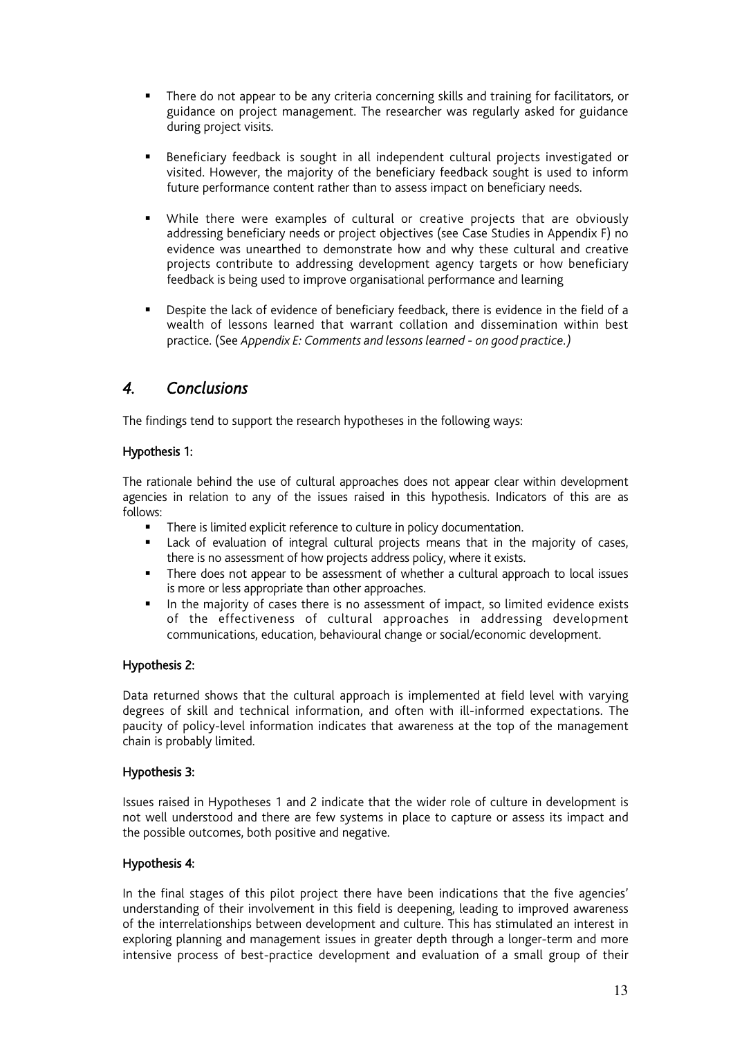- There do not appear to be any criteria concerning skills and training for facilitators, or guidance on project management. The researcher was regularly asked for guidance during project visits.

- Beneficiary feedback is sought in all independent cultural projects investigated or visited. However, the majority of the beneficiary feedback sought is used to inform future performance content rather than to assess impact on beneficiary needs.

- While there were examples of cultural or creative projects that are obviously addressing beneficiary needs or project objectives (see Case Studies in Appendix F) no evidence was unearthed to demonstrate how and why these cultural and creative projects contribute to addressing development agency targets or how beneficiary feedback is being used to improve organisational performance and learning

- Despite the lack of evidence of beneficiary feedback, there is evidence in the field of a wealth of lessons learned that warrant collation and dissemination within best practice. (See *Appendix E: Comments and lessons learned - on good practice.)*

## *4. Conclusions*

The findings tend to support the research hypotheses in the following ways:

**Hypothesis 1:**

The rationale behind the use of cultural approaches does not appear clear within development agencies in relation to any of the issues raised in this hypothesis. Indicators of this are as follows:

- There is limited explicit reference to culture in policy documentation.
- Lack of evaluation of integral cultural projects means that in the majority of cases, there is no assessment of how projects address policy, where it exists.
- There does not appear to be assessment of whether a cultural approach to local issues is more or less appropriate than other approaches.
- In the majority of cases there is no assessment of impact, so limited evidence exists of the effectiveness of cultural approaches in addressing development communications, education, behavioural change or social/economic development.

**Hypothesis 2:**

Data returned shows that the cultural approach is implemented at field level with varying degrees of skill and technical information, and often with ill-informed expectations. The paucity of policy-level information indicates that awareness at the top of the management chain is probably limited.

**Hypothesis 3:**

Issues raised in Hypotheses 1 and 2 indicate that the wider role of culture in development is not well understood and there are few systems in place to capture or assess its impact and the possible outcomes, both positive and negative.

**Hypothesis 4:**

In the final stages of this pilot project there have been indications that the five agencies' understanding of their involvement in this field is deepening, leading to improved awareness of the interrelationships between development and culture. This has stimulated an interest in exploring planning and management issues in greater depth through a longer-term and more intensive process of best-practice development and evaluation of a small group of their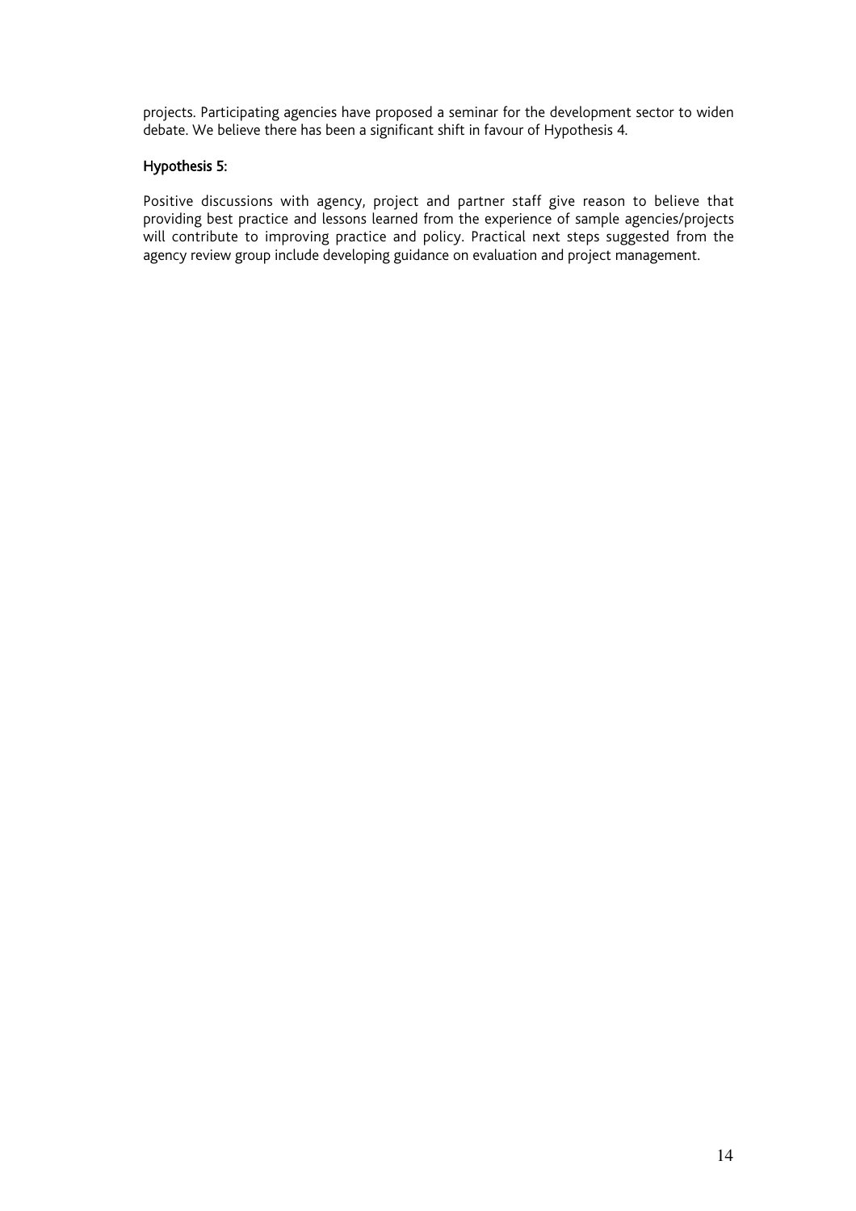projects. Participating agencies have proposed a seminar for the development sector to widen debate. We believe there has been a significant shift in favour of Hypothesis 4.

**Hypothesis 5:**

Positive discussions with agency, project and partner staff give reason to believe that providing best practice and lessons learned from the experience of sample agencies/projects will contribute to improving practice and policy. Practical next steps suggested from the agency review group include developing guidance on evaluation and project management.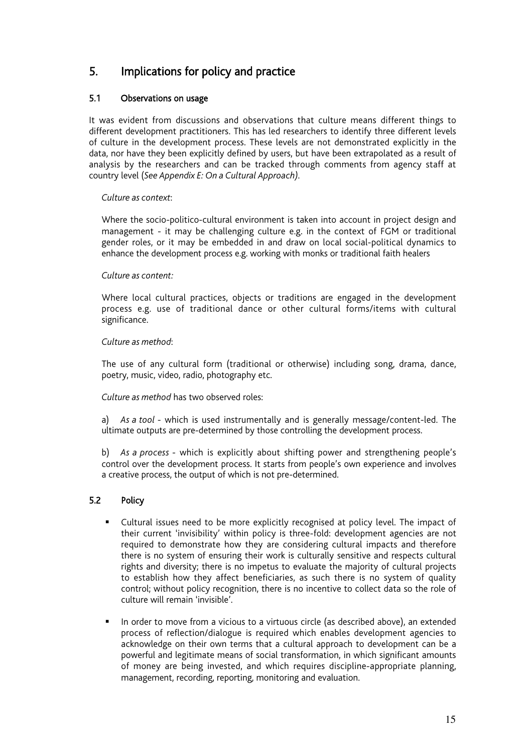# 5. Implications for policy and practice

## 5.1 Observations on usage

It was evident from discussions and observations that culture means different things to different development practitioners. This has led researchers to identify three different levels of culture in the development process. These levels are not demonstrated explicitly in the data, nor have they been explicitly defined by users, but have been extrapolated as a result of analysis by the researchers and can be tracked through comments from agency staff at country level (*See Appendix E: On a Cultural Approach)*.

*Culture as context*:

Where the socio-politico-cultural environment is taken into account in project design and management - it may be challenging culture e.g. in the context of FGM or traditional gender roles, or it may be embedded in and draw on local social-political dynamics to enhance the development process e.g. working with monks or traditional faith healers

*Culture as content:*

Where local cultural practices, objects or traditions are engaged in the development process e.g. use of traditional dance or other cultural forms/items with cultural significance.

*Culture as method*:

The use of any cultural form (traditional or otherwise) including song, drama, dance, poetry, music, video, radio, photography etc.

*Culture as method* has two observed roles:

a) *As a tool* - which is used instrumentally and is generally message/content-led. The ultimate outputs are pre-determined by those controlling the development process.

b) *As a process* - which is explicitly about shifting power and strengthening people's control over the development process. It starts from people's own experience and involves a creative process, the output of which is not pre-determined.

## 5.2 Policy

- Cultural issues need to be more explicitly recognised at policy level. The impact of their current 'invisibility' within policy is three-fold: development agencies are not required to demonstrate how they are considering cultural impacts and therefore there is no system of ensuring their work is culturally sensitive and respects cultural rights and diversity; there is no impetus to evaluate the majority of cultural projects to establish how they affect beneficiaries, as such there is no system of quality control; without policy recognition, there is no incentive to collect data so the role of culture will remain 'invisible'.

- In order to move from a vicious to a virtuous circle (as described above), an extended process of reflection/dialogue is required which enables development agencies to acknowledge on their own terms that a cultural approach to development can be a powerful and legitimate means of social transformation, in which significant amounts of money are being invested, and which requires discipline-appropriate planning, management, recording, reporting, monitoring and evaluation.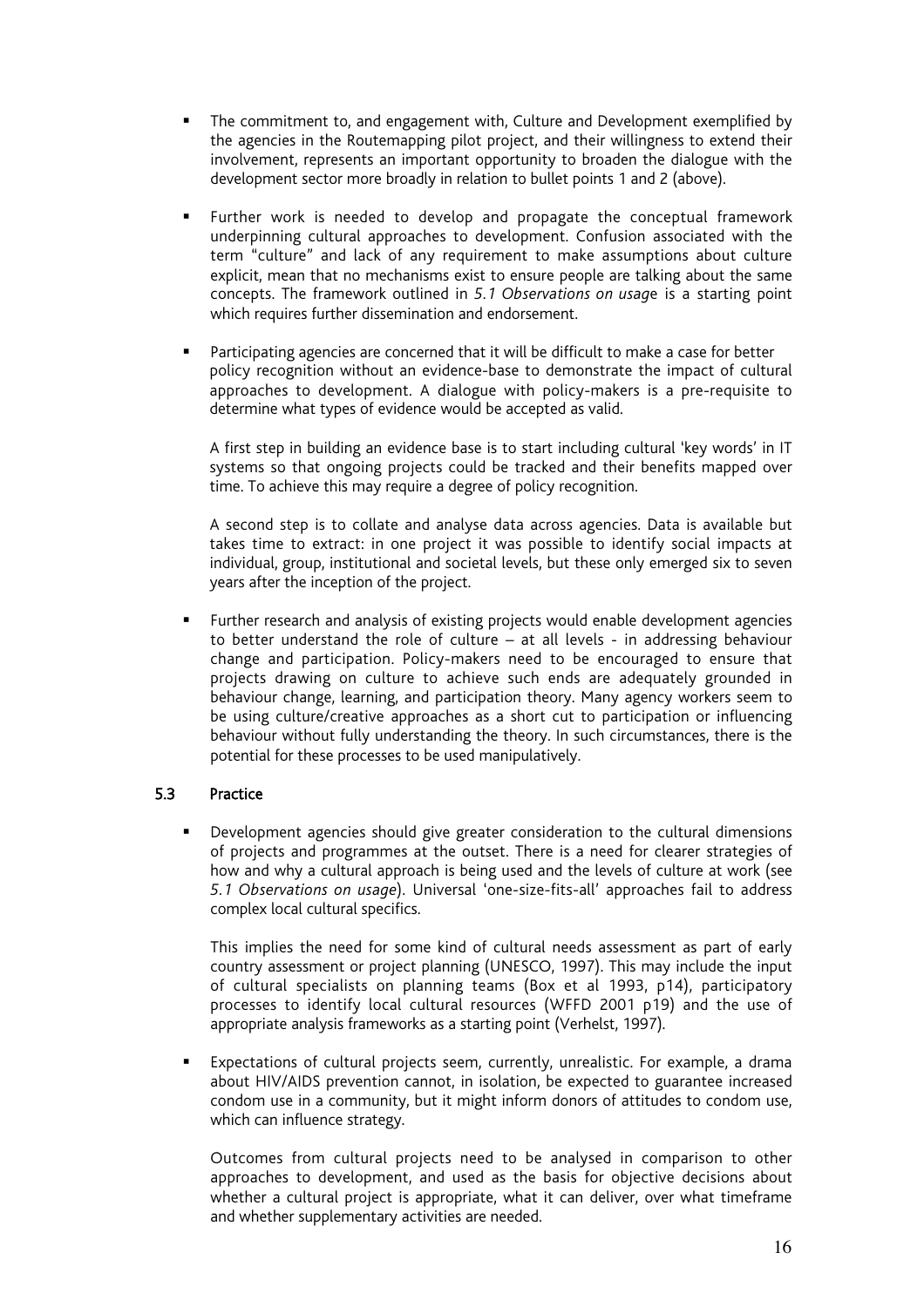- The commitment to, and engagement with, Culture and Development exemplified by the agencies in the Routemapping pilot project, and their willingness to extend their involvement, represents an important opportunity to broaden the dialogue with the development sector more broadly in relation to bullet points 1 and 2 (above).

- Further work is needed to develop and propagate the conceptual framework underpinning cultural approaches to development. Confusion associated with the term "culture" and lack of any requirement to make assumptions about culture explicit, mean that no mechanisms exist to ensure people are talking about the same concepts. The framework outlined in *5.1 Observations on usage* is a starting point which requires further dissemination and endorsement.

- Participating agencies are concerned that it will be difficult to make a case for better policy recognition without an evidence-base to demonstrate the impact of cultural approaches to development. A dialogue with policy-makers is a pre-requisite to determine what types of evidence would be accepted as valid.

  A first step in building an evidence base is to start including cultural 'key words' in IT systems so that ongoing projects could be tracked and their benefits mapped over time. To achieve this may require a degree of policy recognition.

  A second step is to collate and analyse data across agencies. Data is available but takes time to extract: in one project it was possible to identify social impacts at individual, group, institutional and societal levels, but these only emerged six to seven years after the inception of the project.

- Further research and analysis of existing projects would enable development agencies to better understand the role of culture – at all levels - in addressing behaviour change and participation. Policy-makers need to be encouraged to ensure that projects drawing on culture to achieve such ends are adequately grounded in behaviour change, learning, and participation theory. Many agency workers seem to be using culture/creative approaches as a short cut to participation or influencing behaviour without fully understanding the theory. In such circumstances, there is the potential for these processes to be used manipulatively.

### 5.3 Practice

- Development agencies should give greater consideration to the cultural dimensions of projects and programmes at the outset. There is a need for clearer strategies of how and why a cultural approach is being used and the levels of culture at work (see *5.1 Observations on usage*). Universal 'one-size-fits-all' approaches fail to address complex local cultural specifics.

  This implies the need for some kind of cultural needs assessment as part of early country assessment or project planning (UNESCO, 1997). This may include the input of cultural specialists on planning teams (Box et al 1993, p14), participatory processes to identify local cultural resources (WFFD 2001 p19) and the use of appropriate analysis frameworks as a starting point (Verhelst, 1997).

- Expectations of cultural projects seem, currently, unrealistic. For example, a drama about HIV/AIDS prevention cannot, in isolation, be expected to guarantee increased condom use in a community, but it might inform donors of attitudes to condom use, which can influence strategy.

  Outcomes from cultural projects need to be analysed in comparison to other approaches to development, and used as the basis for objective decisions about whether a cultural project is appropriate, what it can deliver, over what timeframe and whether supplementary activities are needed.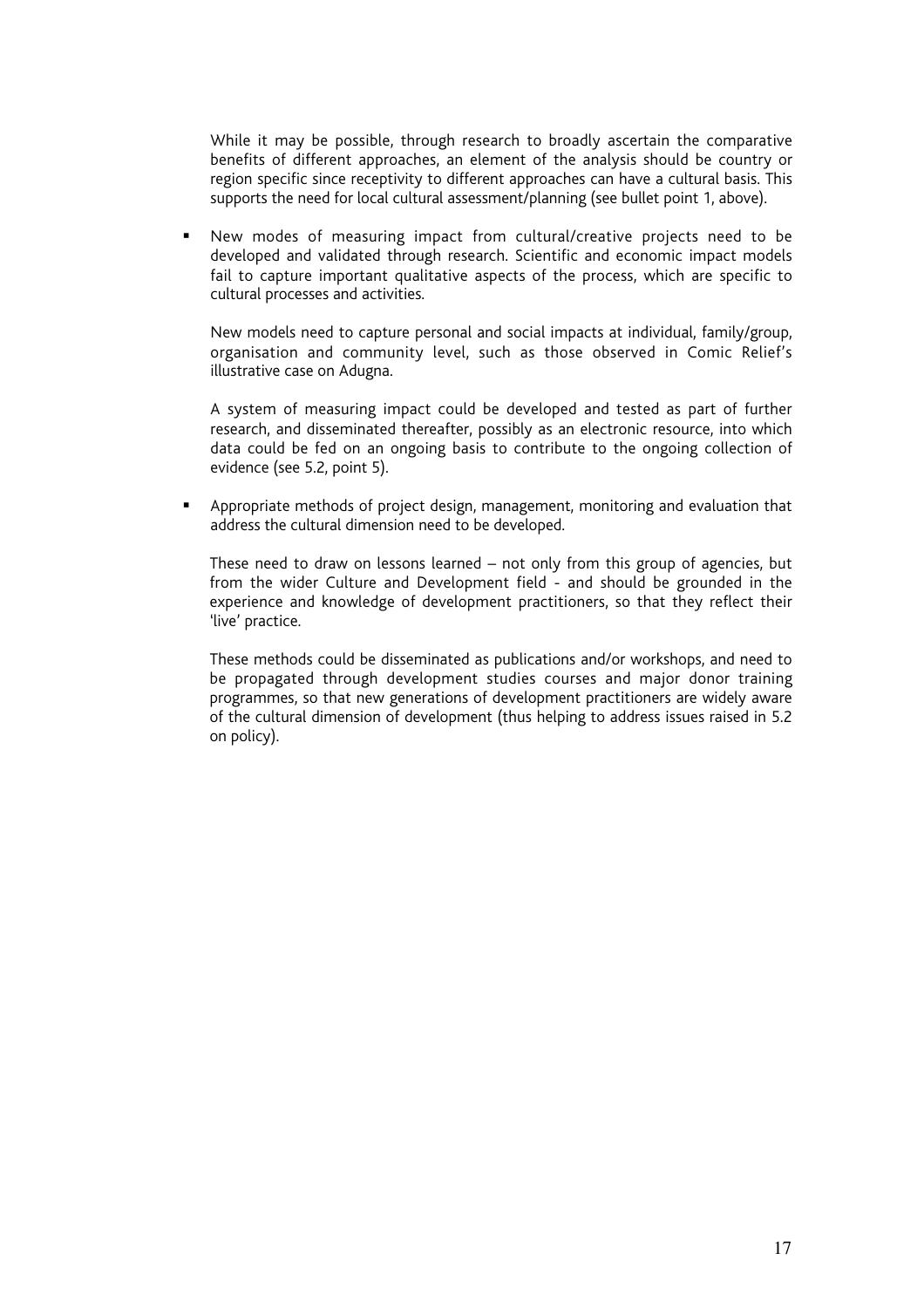While it may be possible, through research to broadly ascertain the comparative benefits of different approaches, an element of the analysis should be country or region specific since receptivity to different approaches can have a cultural basis. This supports the need for local cultural assessment/planning (see bullet point 1, above).

- New modes of measuring impact from cultural/creative projects need to be developed and validated through research. Scientific and economic impact models fail to capture important qualitative aspects of the process, which are specific to cultural processes and activities.

  New models need to capture personal and social impacts at individual, family/group, organisation and community level, such as those observed in Comic Relief's illustrative case on Adugna.

  A system of measuring impact could be developed and tested as part of further research, and disseminated thereafter, possibly as an electronic resource, into which data could be fed on an ongoing basis to contribute to the ongoing collection of evidence (see 5.2, point 5).

- Appropriate methods of project design, management, monitoring and evaluation that address the cultural dimension need to be developed.

  These need to draw on lessons learned – not only from this group of agencies, but from the wider Culture and Development field - and should be grounded in the experience and knowledge of development practitioners, so that they reflect their 'live' practice.

  These methods could be disseminated as publications and/or workshops, and need to be propagated through development studies courses and major donor training programmes, so that new generations of development practitioners are widely aware of the cultural dimension of development (thus helping to address issues raised in 5.2 on policy).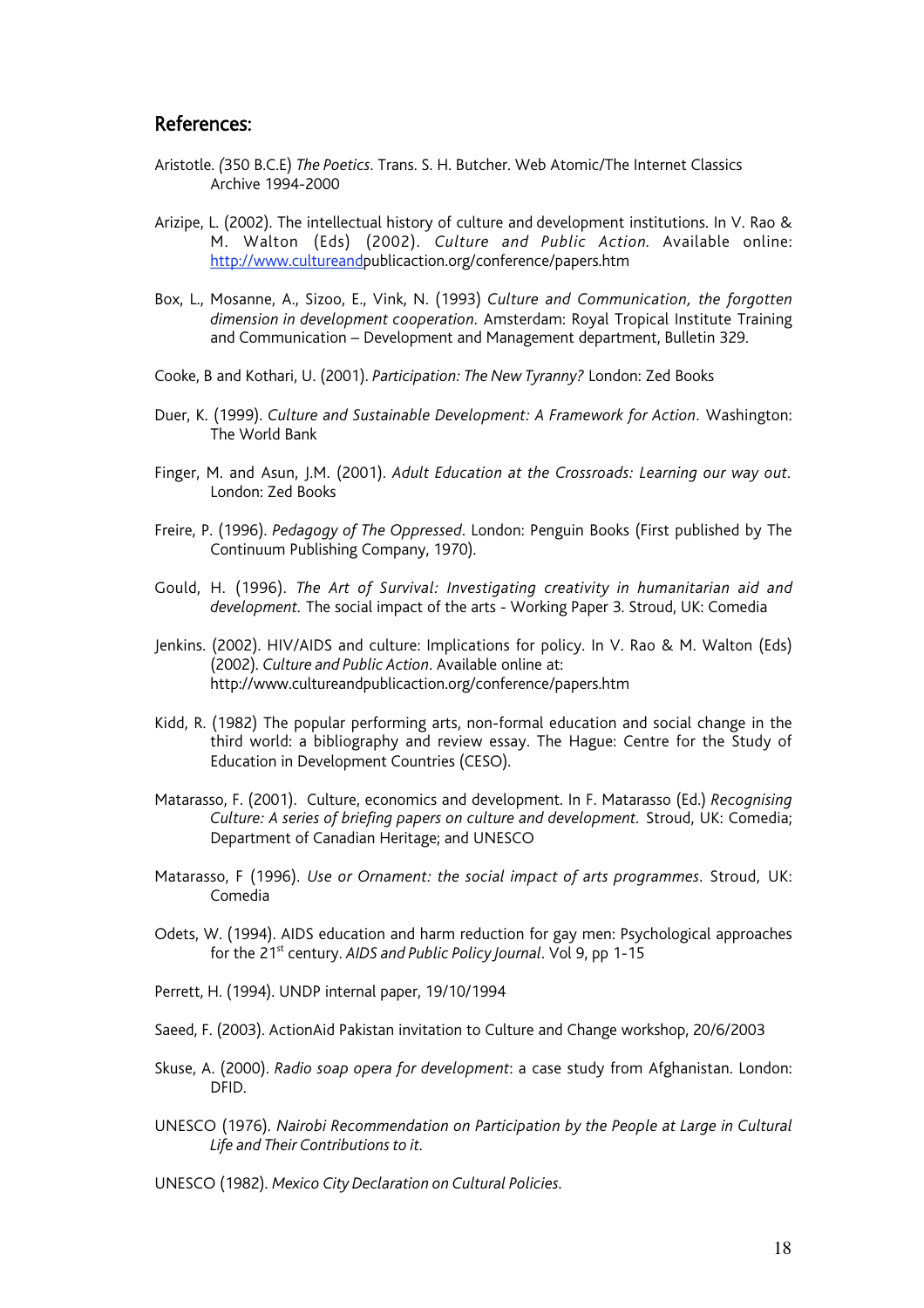## References:

Aristotle. *(*350 B.C.E) *The Poetics*. Trans. S. H. Butcher. Web Atomic/The Internet Classics Archive 1994-2000

Arizipe, L. (2002). The intellectual history of culture and development institutions. In V. Rao & M. Walton (Eds) (2002). *Culture and Public Action*. Available online: http://www.cultureandpublicaction.org/conference/papers.htm

Box, L., Mosanne, A., Sizoo, E., Vink, N. (1993) *Culture and Communication, the forgotten dimension in development cooperation*. Amsterdam: Royal Tropical Institute Training and Communication – Development and Management department, Bulletin 329.

Cooke, B and Kothari, U. (2001). *Participation: The New Tyranny?* London: Zed Books

Duer, K. (1999). *Culture and Sustainable Development: A Framework for Action*. Washington: The World Bank

Finger, M. and Asun, J.M. (2001). *Adult Education at the Crossroads: Learning our way out*. London: Zed Books

Freire, P. (1996). *Pedagogy of The Oppressed*. London: Penguin Books (First published by The Continuum Publishing Company, 1970).

Gould, H. (1996). *The Art of Survival: Investigating creativity in humanitarian aid and development*. The social impact of the arts - Working Paper 3. Stroud, UK: Comedia

Jenkins. (2002). HIV/AIDS and culture: Implications for policy. In V. Rao & M. Walton (Eds) (2002). *Culture and Public Action*. Available online at: http://www.cultureandpublicaction.org/conference/papers.htm

Kidd, R. (1982) The popular performing arts, non-formal education and social change in the third world: a bibliography and review essay. The Hague: Centre for the Study of Education in Development Countries (CESO).

Matarasso, F. (2001). Culture, economics and development. In F. Matarasso (Ed.) *Recognising Culture: A series of briefing papers on culture and development*. Stroud, UK: Comedia; Department of Canadian Heritage; and UNESCO

Matarasso, F (1996). *Use or Ornament: the social impact of arts programmes*. Stroud, UK: Comedia

Odets, W. (1994). AIDS education and harm reduction for gay men: Psychological approaches for the 21st century. *AIDS and Public Policy Journal*. Vol 9, pp 1-15

Perrett, H. (1994). UNDP internal paper, 19/10/1994

Saeed, F. (2003). ActionAid Pakistan invitation to Culture and Change workshop, 20/6/2003

Skuse, A. (2000). *Radio soap opera for development*: a case study from Afghanistan. London: DFID.

UNESCO (1976). *Nairobi Recommendation on Participation by the People at Large in Cultural Life and Their Contributions to it*.

UNESCO (1982). *Mexico City Declaration on Cultural Policies*.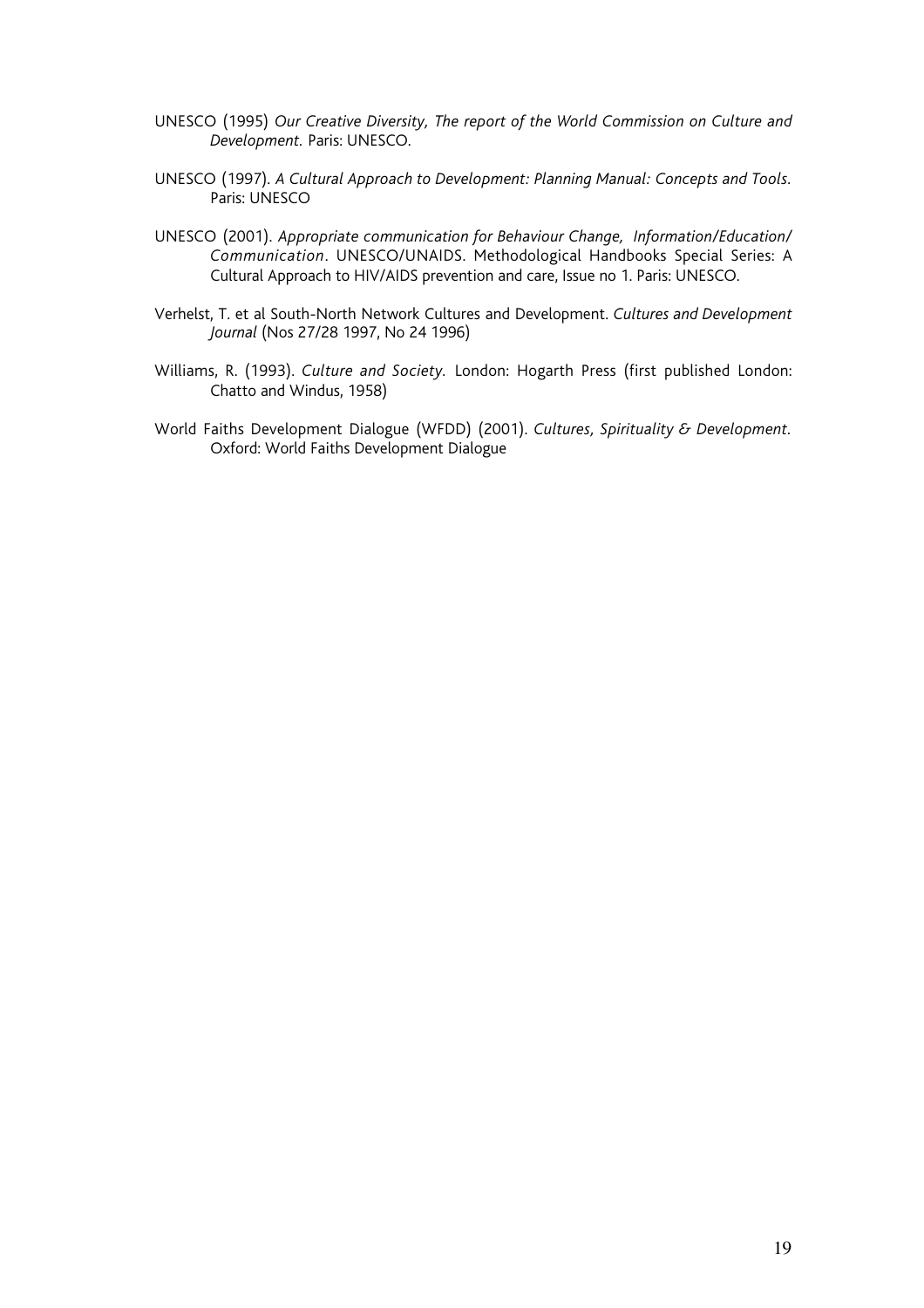UNESCO (1995) *Our Creative Diversity, The report of the World Commission on Culture and Development*. Paris: UNESCO.

UNESCO (1997). *A Cultural Approach to Development: Planning Manual: Concepts and Tools*. Paris: UNESCO

UNESCO (2001). *Appropriate communication for Behaviour Change, Information/Education/ Communication*. UNESCO/UNAIDS. Methodological Handbooks Special Series: A Cultural Approach to HIV/AIDS prevention and care, Issue no 1. Paris: UNESCO.

Verhelst, T. et al South-North Network Cultures and Development. *Cultures and Development Journal* (Nos 27/28 1997, No 24 1996)

Williams, R. (1993). *Culture and Society*. London: Hogarth Press (first published London: Chatto and Windus, 1958)

World Faiths Development Dialogue (WFDD) (2001). *Cultures, Spirituality & Development*. Oxford: World Faiths Development Dialogue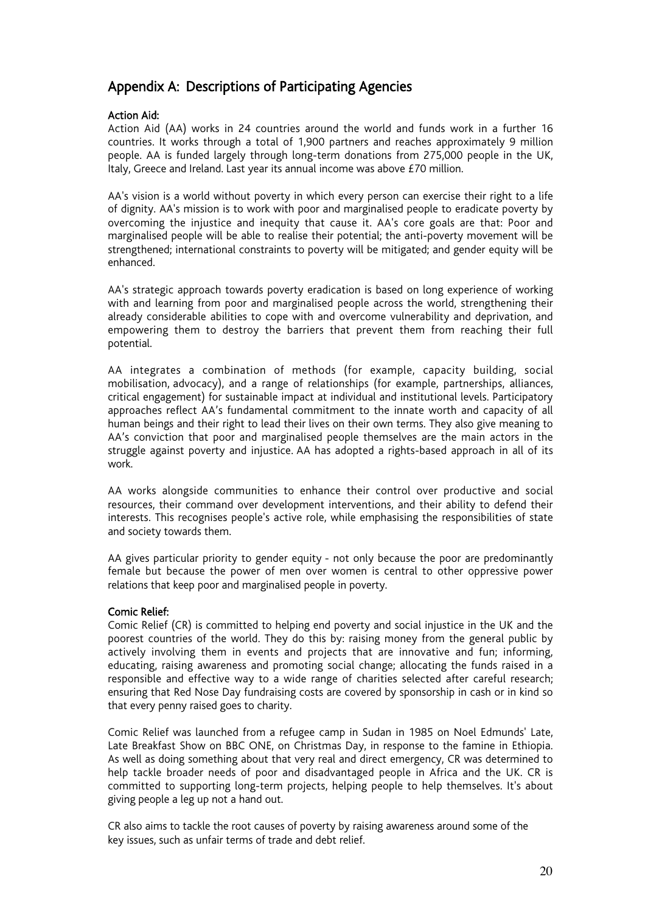## Appendix A: Descriptions of Participating Agencies

**Action Aid:**

Action Aid (AA) works in 24 countries around the world and funds work in a further 16 countries. It works through a total of 1,900 partners and reaches approximately 9 million people. AA is funded largely through long-term donations from 275,000 people in the UK, Italy, Greece and Ireland. Last year its annual income was above £70 million.

AA's vision is a world without poverty in which every person can exercise their right to a life of dignity. AA's mission is to work with poor and marginalised people to eradicate poverty by overcoming the injustice and inequity that cause it. AA's core goals are that: Poor and marginalised people will be able to realise their potential; the anti-poverty movement will be strengthened; international constraints to poverty will be mitigated; and gender equity will be enhanced.

AA's strategic approach towards poverty eradication is based on long experience of working with and learning from poor and marginalised people across the world, strengthening their already considerable abilities to cope with and overcome vulnerability and deprivation, and empowering them to destroy the barriers that prevent them from reaching their full potential.

AA integrates a combination of methods (for example, capacity building, social mobilisation, advocacy), and a range of relationships (for example, partnerships, alliances, critical engagement) for sustainable impact at individual and institutional levels. Participatory approaches reflect AA's fundamental commitment to the innate worth and capacity of all human beings and their right to lead their lives on their own terms. They also give meaning to AA's conviction that poor and marginalised people themselves are the main actors in the struggle against poverty and injustice. AA has adopted a rights-based approach in all of its work.

AA works alongside communities to enhance their control over productive and social resources, their command over development interventions, and their ability to defend their interests. This recognises people's active role, while emphasising the responsibilities of state and society towards them.

AA gives particular priority to gender equity - not only because the poor are predominantly female but because the power of men over women is central to other oppressive power relations that keep poor and marginalised people in poverty.

**Comic Relief:**

Comic Relief (CR) is committed to helping end poverty and social injustice in the UK and the poorest countries of the world. They do this by: raising money from the general public by actively involving them in events and projects that are innovative and fun; informing, educating, raising awareness and promoting social change; allocating the funds raised in a responsible and effective way to a wide range of charities selected after careful research; ensuring that Red Nose Day fundraising costs are covered by sponsorship in cash or in kind so that every penny raised goes to charity.

Comic Relief was launched from a refugee camp in Sudan in 1985 on Noel Edmunds' Late, Late Breakfast Show on BBC ONE, on Christmas Day, in response to the famine in Ethiopia. As well as doing something about that very real and direct emergency, CR was determined to help tackle broader needs of poor and disadvantaged people in Africa and the UK. CR is committed to supporting long-term projects, helping people to help themselves. It's about giving people a leg up not a hand out.

CR also aims to tackle the root causes of poverty by raising awareness around some of the key issues, such as unfair terms of trade and debt relief.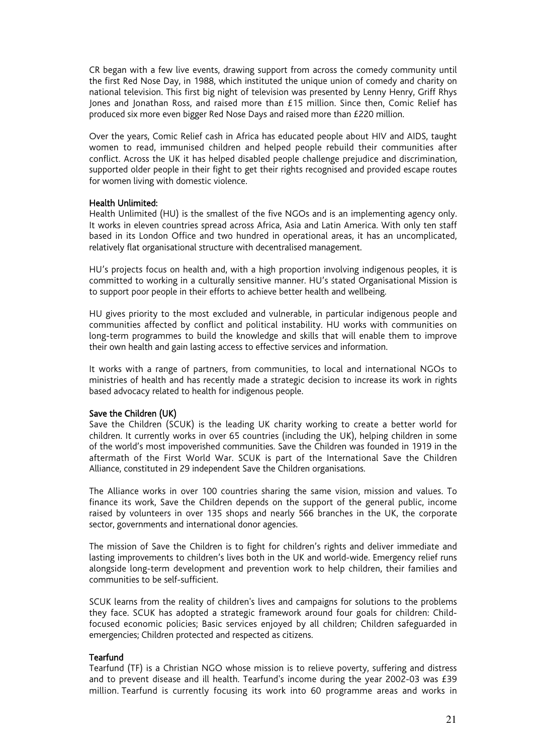CR began with a few live events, drawing support from across the comedy community until the first Red Nose Day, in 1988, which instituted the unique union of comedy and charity on national television. This first big night of television was presented by Lenny Henry, Griff Rhys Jones and Jonathan Ross, and raised more than £15 million. Since then, Comic Relief has produced six more even bigger Red Nose Days and raised more than £220 million.

Over the years, Comic Relief cash in Africa has educated people about HIV and AIDS, taught women to read, immunised children and helped people rebuild their communities after conflict. Across the UK it has helped disabled people challenge prejudice and discrimination, supported older people in their fight to get their rights recognised and provided escape routes for women living with domestic violence.

**Health Unlimited:**

Health Unlimited (HU) is the smallest of the five NGOs and is an implementing agency only. It works in eleven countries spread across Africa, Asia and Latin America. With only ten staff based in its London Office and two hundred in operational areas, it has an uncomplicated, relatively flat organisational structure with decentralised management.

HU's projects focus on health and, with a high proportion involving indigenous peoples, it is committed to working in a culturally sensitive manner. HU's stated Organisational Mission is to support poor people in their efforts to achieve better health and wellbeing.

HU gives priority to the most excluded and vulnerable, in particular indigenous people and communities affected by conflict and political instability. HU works with communities on long-term programmes to build the knowledge and skills that will enable them to improve their own health and gain lasting access to effective services and information.

It works with a range of partners, from communities, to local and international NGOs to ministries of health and has recently made a strategic decision to increase its work in rights based advocacy related to health for indigenous people.

**Save the Children (UK)**

Save the Children (SCUK) is the leading UK charity working to create a better world for children. It currently works in over 65 countries (including the UK), helping children in some of the world's most impoverished communities. Save the Children was founded in 1919 in the aftermath of the First World War. SCUK is part of the International Save the Children Alliance, constituted in 29 independent Save the Children organisations.

The Alliance works in over 100 countries sharing the same vision, mission and values. To finance its work, Save the Children depends on the support of the general public, income raised by volunteers in over 135 shops and nearly 566 branches in the UK, the corporate sector, governments and international donor agencies.

The mission of Save the Children is to fight for children's rights and deliver immediate and lasting improvements to children's lives both in the UK and world-wide. Emergency relief runs alongside long-term development and prevention work to help children, their families and communities to be self-sufficient.

SCUK learns from the reality of children's lives and campaigns for solutions to the problems they face. SCUK has adopted a strategic framework around four goals for children: Child-focused economic policies; Basic services enjoyed by all children; Children safeguarded in emergencies; Children protected and respected as citizens.

**Tearfund**

Tearfund (TF) is a Christian NGO whose mission is to relieve poverty, suffering and distress and to prevent disease and ill health. Tearfund's income during the year 2002-03 was £39 million. Tearfund is currently focusing its work into 60 programme areas and works in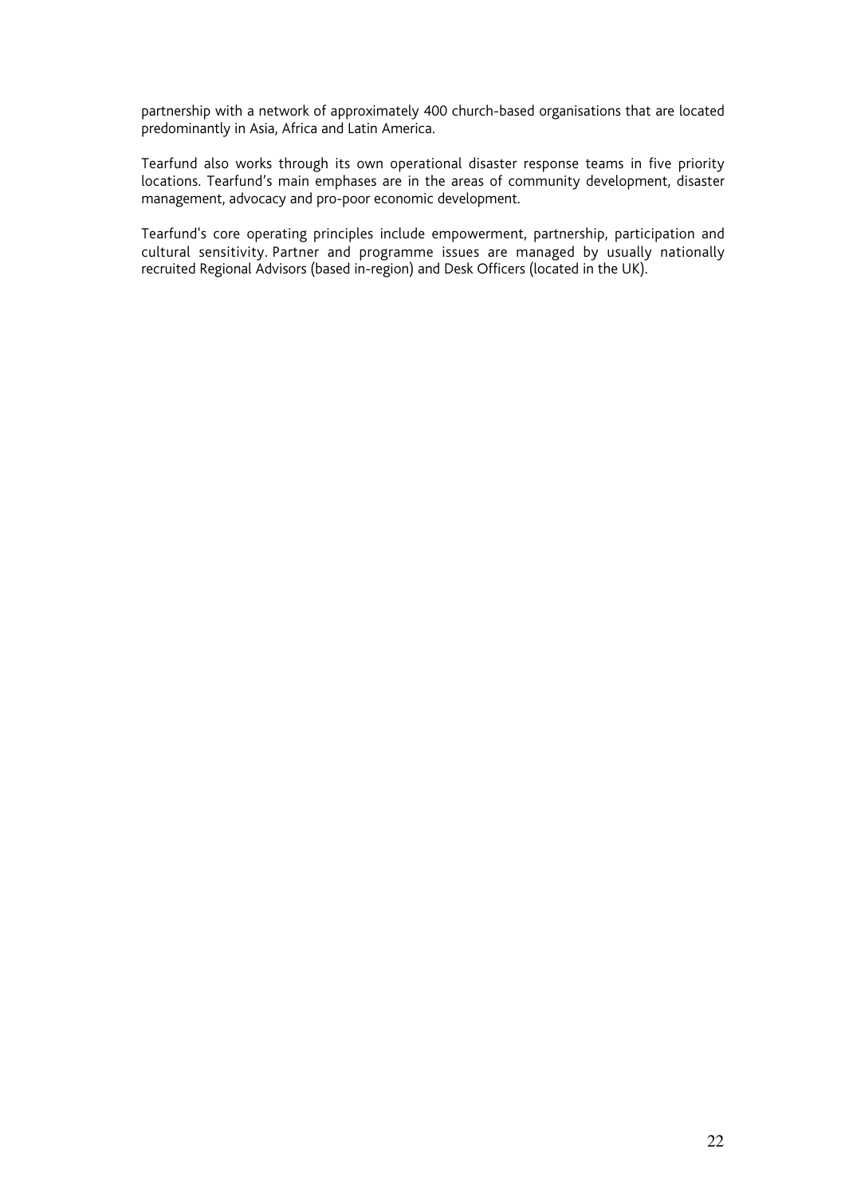partnership with a network of approximately 400 church-based organisations that are located predominantly in Asia, Africa and Latin America.

Tearfund also works through its own operational disaster response teams in five priority locations. Tearfund's main emphases are in the areas of community development, disaster management, advocacy and pro-poor economic development.

Tearfund's core operating principles include empowerment, partnership, participation and cultural sensitivity. Partner and programme issues are managed by usually nationally recruited Regional Advisors (based in-region) and Desk Officers (located in the UK).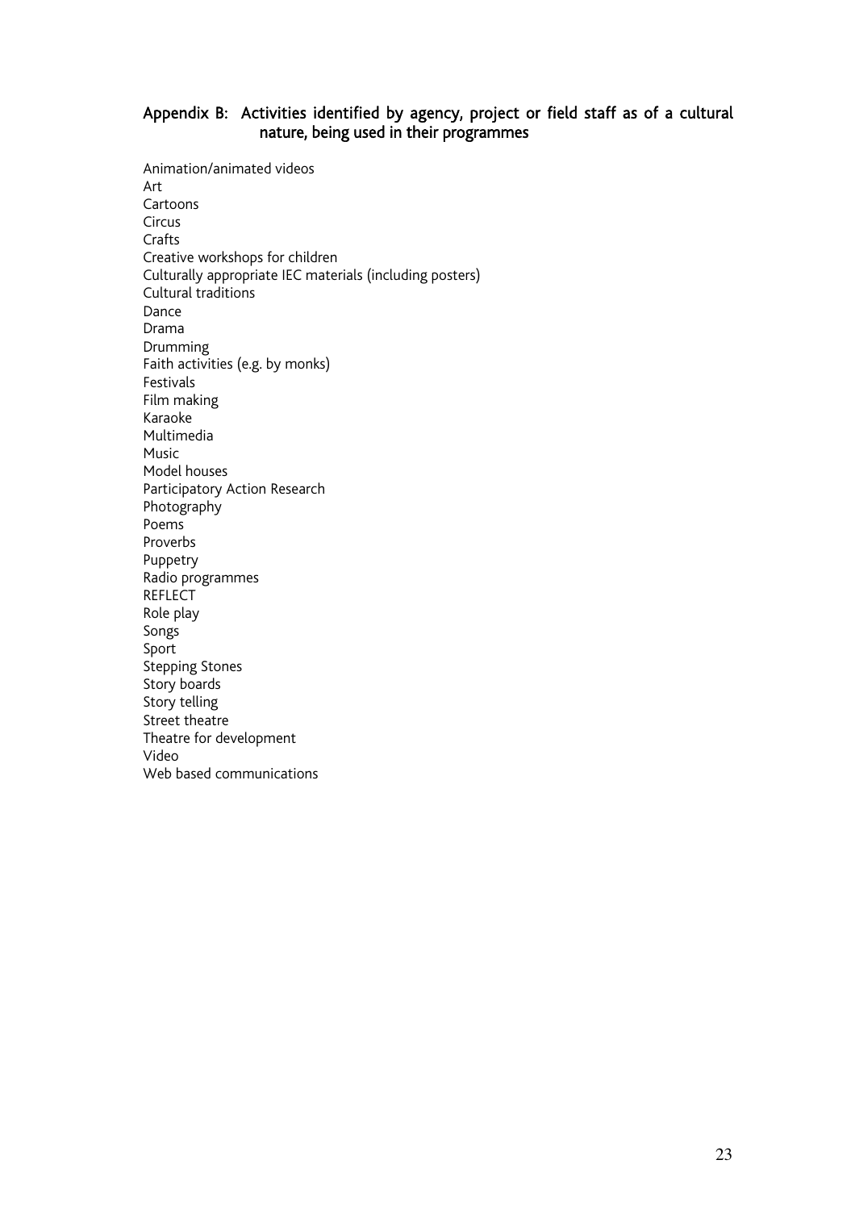## Appendix B: Activities identified by agency, project or field staff as of a cultural nature, being used in their programmes

Animation/animated videos
Art
Cartoons
Circus
Crafts
Creative workshops for children
Culturally appropriate IEC materials (including posters)
Cultural traditions
Dance
Drama
Drumming
Faith activities (e.g. by monks)
Festivals
Film making
Karaoke
Multimedia
Music
Model houses
Participatory Action Research
Photography
Poems
Proverbs
Puppetry
Radio programmes
REFLECT
Role play
Songs
Sport
Stepping Stones
Story boards
Story telling
Street theatre
Theatre for development
Video
Web based communications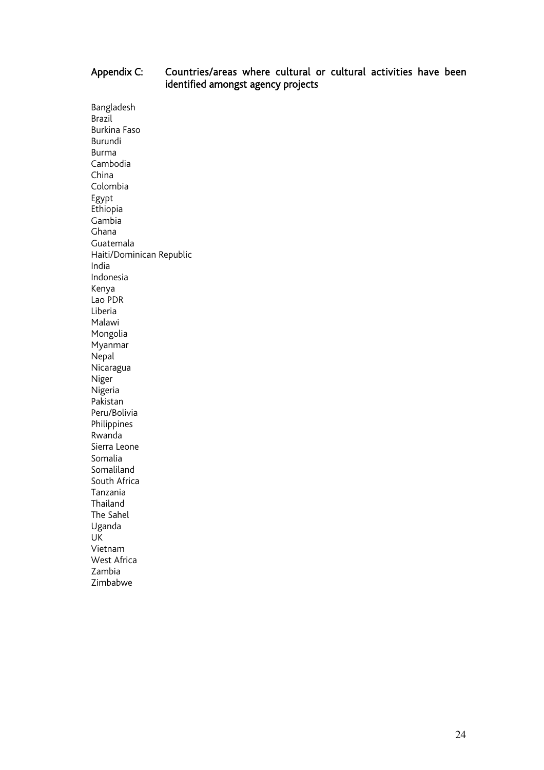## Appendix C: Countries/areas where cultural or cultural activities have been identified amongst agency projects

Bangladesh
Brazil
Burkina Faso
Burundi
Burma
Cambodia
China
Colombia
Egypt
Ethiopia
Gambia
Ghana
Guatemala
Haiti/Dominican Republic
India
Indonesia
Kenya
Lao PDR
Liberia
Malawi
Mongolia
Myanmar
Nepal
Nicaragua
Niger
Nigeria
Pakistan
Peru/Bolivia
Philippines
Rwanda
Sierra Leone
Somalia
Somaliland
South Africa
Tanzania
Thailand
The Sahel
Uganda
UK
Vietnam
West Africa
Zambia
Zimbabwe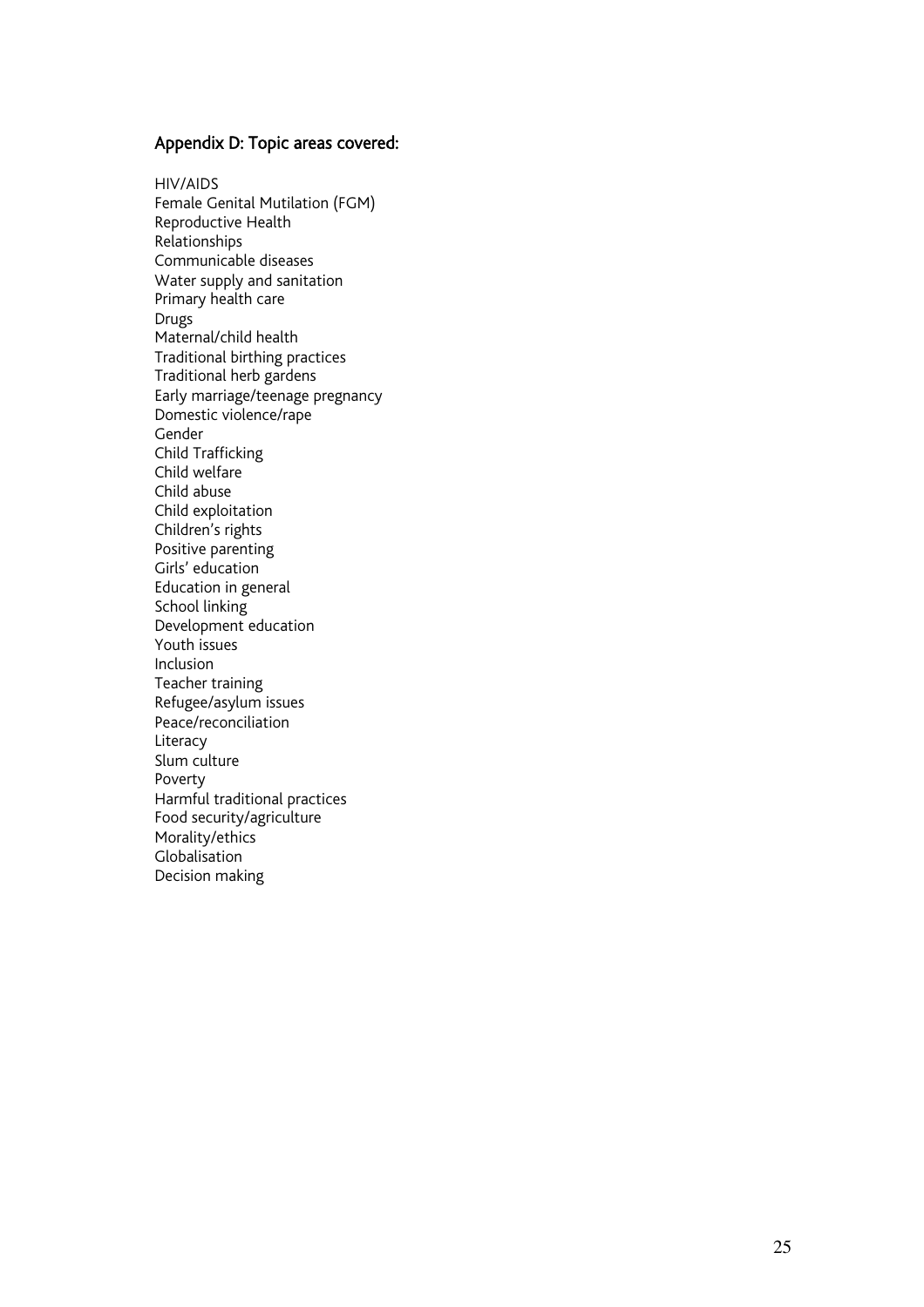## Appendix D: Topic areas covered:

HIV/AIDS
Female Genital Mutilation (FGM)
Reproductive Health
Relationships
Communicable diseases
Water supply and sanitation
Primary health care
Drugs
Maternal/child health
Traditional birthing practices
Traditional herb gardens
Early marriage/teenage pregnancy
Domestic violence/rape
Gender
Child Trafficking
Child welfare
Child abuse
Child exploitation
Children's rights
Positive parenting
Girls' education
Education in general
School linking
Development education
Youth issues
Inclusion
Teacher training
Refugee/asylum issues
Peace/reconciliation
Literacy
Slum culture
Poverty
Harmful traditional practices
Food security/agriculture
Morality/ethics
Globalisation
Decision making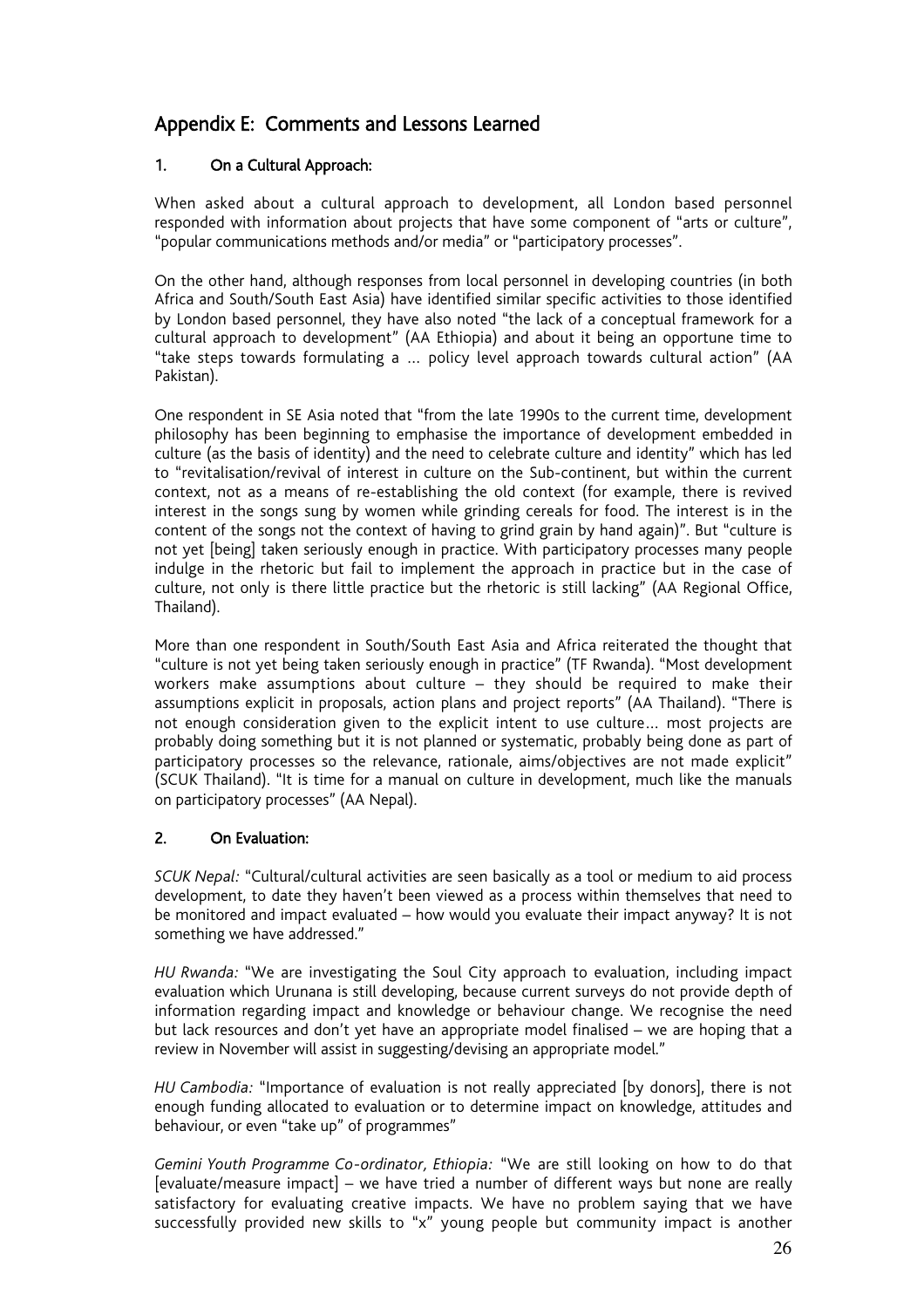## Appendix E: Comments and Lessons Learned

### 1. On a Cultural Approach:

When asked about a cultural approach to development, all London based personnel responded with information about projects that have some component of "arts or culture", "popular communications methods and/or media" or "participatory processes".

On the other hand, although responses from local personnel in developing countries (in both Africa and South/South East Asia) have identified similar specific activities to those identified by London based personnel, they have also noted "the lack of a conceptual framework for a cultural approach to development" (AA Ethiopia) and about it being an opportune time to "take steps towards formulating a … policy level approach towards cultural action" (AA Pakistan).

One respondent in SE Asia noted that "from the late 1990s to the current time, development philosophy has been beginning to emphasise the importance of development embedded in culture (as the basis of identity) and the need to celebrate culture and identity" which has led to "revitalisation/revival of interest in culture on the Sub-continent, but within the current context, not as a means of re-establishing the old context (for example, there is revived interest in the songs sung by women while grinding cereals for food. The interest is in the content of the songs not the context of having to grind grain by hand again)". But "culture is not yet [being] taken seriously enough in practice. With participatory processes many people indulge in the rhetoric but fail to implement the approach in practice but in the case of culture, not only is there little practice but the rhetoric is still lacking" (AA Regional Office, Thailand).

More than one respondent in South/South East Asia and Africa reiterated the thought that "culture is not yet being taken seriously enough in practice" (TF Rwanda). "Most development workers make assumptions about culture – they should be required to make their assumptions explicit in proposals, action plans and project reports" (AA Thailand). "There is not enough consideration given to the explicit intent to use culture… most projects are probably doing something but it is not planned or systematic, probably being done as part of participatory processes so the relevance, rationale, aims/objectives are not made explicit" (SCUK Thailand). "It is time for a manual on culture in development, much like the manuals on participatory processes" (AA Nepal).

### 2. On Evaluation:

*SCUK Nepal:* "Cultural/cultural activities are seen basically as a tool or medium to aid process development, to date they haven't been viewed as a process within themselves that need to be monitored and impact evaluated – how would you evaluate their impact anyway? It is not something we have addressed."

*HU Rwanda:* "We are investigating the Soul City approach to evaluation, including impact evaluation which Urunana is still developing, because current surveys do not provide depth of information regarding impact and knowledge or behaviour change. We recognise the need but lack resources and don't yet have an appropriate model finalised – we are hoping that a review in November will assist in suggesting/devising an appropriate model."

*HU Cambodia:* "Importance of evaluation is not really appreciated [by donors], there is not enough funding allocated to evaluation or to determine impact on knowledge, attitudes and behaviour, or even "take up" of programmes"

*Gemini Youth Programme Co-ordinator, Ethiopia:* "We are still looking on how to do that [evaluate/measure impact] – we have tried a number of different ways but none are really satisfactory for evaluating creative impacts. We have no problem saying that we have successfully provided new skills to "x" young people but community impact is another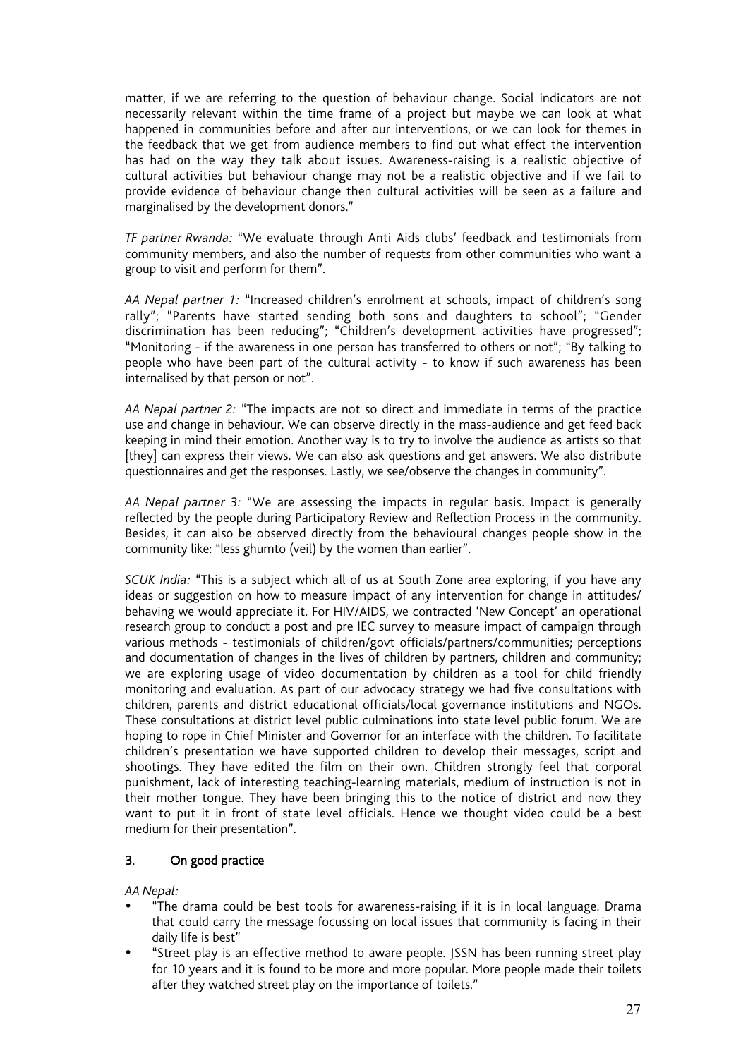matter, if we are referring to the question of behaviour change. Social indicators are not necessarily relevant within the time frame of a project but maybe we can look at what happened in communities before and after our interventions, or we can look for themes in the feedback that we get from audience members to find out what effect the intervention has had on the way they talk about issues. Awareness-raising is a realistic objective of cultural activities but behaviour change may not be a realistic objective and if we fail to provide evidence of behaviour change then cultural activities will be seen as a failure and marginalised by the development donors."

*TF partner Rwanda:* "We evaluate through Anti Aids clubs' feedback and testimonials from community members, and also the number of requests from other communities who want a group to visit and perform for them".

*AA Nepal partner 1:* "Increased children's enrolment at schools, impact of children's song rally"; "Parents have started sending both sons and daughters to school"; "Gender discrimination has been reducing"; "Children's development activities have progressed"; "Monitoring - if the awareness in one person has transferred to others or not"; "By talking to people who have been part of the cultural activity - to know if such awareness has been internalised by that person or not".

*AA Nepal partner 2:* "The impacts are not so direct and immediate in terms of the practice use and change in behaviour. We can observe directly in the mass-audience and get feed back keeping in mind their emotion. Another way is to try to involve the audience as artists so that [they] can express their views. We can also ask questions and get answers. We also distribute questionnaires and get the responses. Lastly, we see/observe the changes in community".

*AA Nepal partner 3:* "We are assessing the impacts in regular basis. Impact is generally reflected by the people during Participatory Review and Reflection Process in the community. Besides, it can also be observed directly from the behavioural changes people show in the community like: "less ghumto (veil) by the women than earlier".

*SCUK India:* "This is a subject which all of us at South Zone area exploring, if you have any ideas or suggestion on how to measure impact of any intervention for change in attitudes/ behaving we would appreciate it. For HIV/AIDS, we contracted 'New Concept' an operational research group to conduct a post and pre IEC survey to measure impact of campaign through various methods - testimonials of children/govt officials/partners/communities; perceptions and documentation of changes in the lives of children by partners, children and community; we are exploring usage of video documentation by children as a tool for child friendly monitoring and evaluation. As part of our advocacy strategy we had five consultations with children, parents and district educational officials/local governance institutions and NGOs. These consultations at district level public culminations into state level public forum. We are hoping to rope in Chief Minister and Governor for an interface with the children. To facilitate children's presentation we have supported children to develop their messages, script and shootings. They have edited the film on their own. Children strongly feel that corporal punishment, lack of interesting teaching-learning materials, medium of instruction is not in their mother tongue. They have been bringing this to the notice of district and now they want to put it in front of state level officials. Hence we thought video could be a best medium for their presentation".

### 3. On good practice

*AA Nepal:*

- "The drama could be best tools for awareness-raising if it is in local language. Drama that could carry the message focussing on local issues that community is facing in their daily life is best"
- "Street play is an effective method to aware people. JSSN has been running street play for 10 years and it is found to be more and more popular. More people made their toilets after they watched street play on the importance of toilets."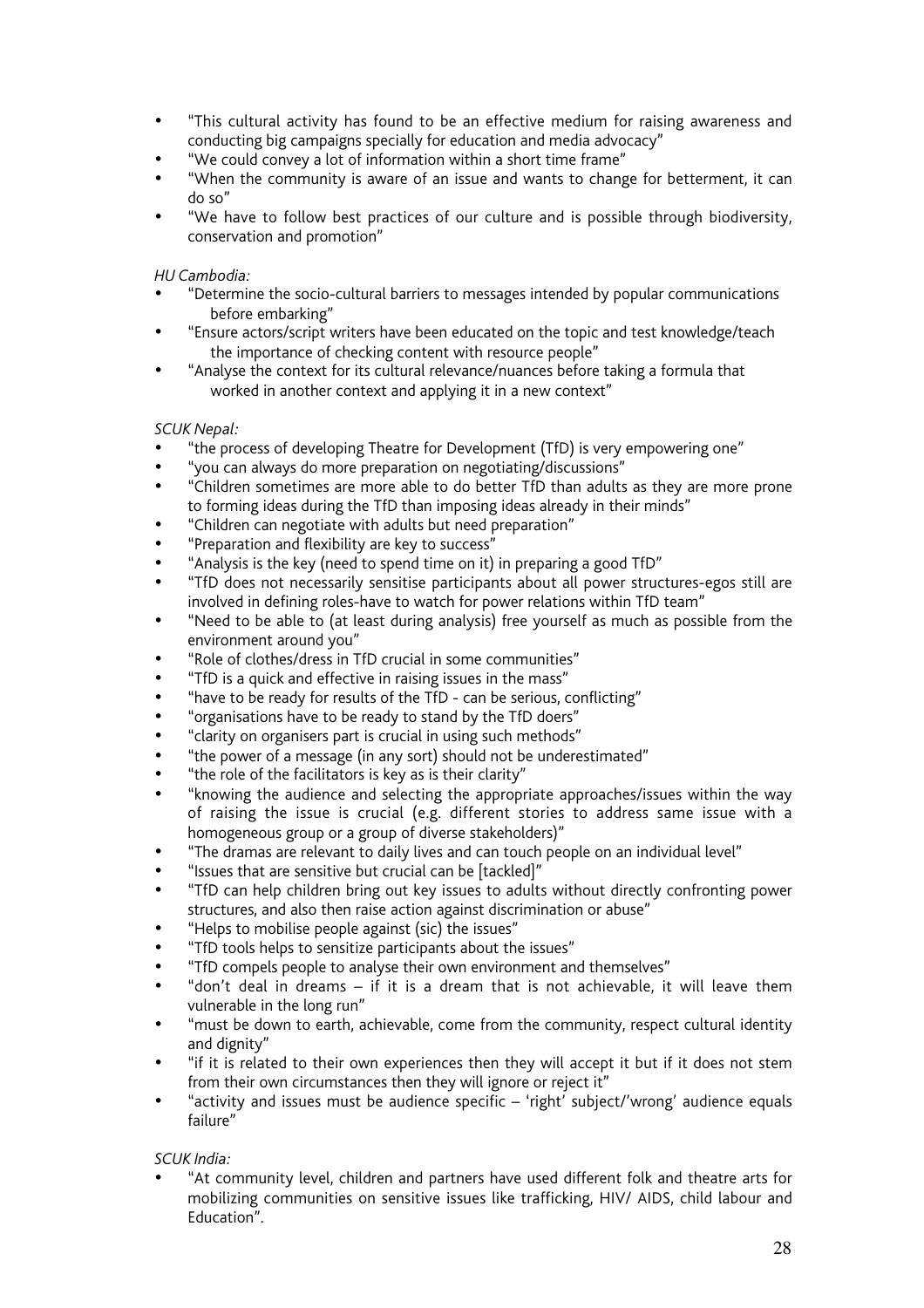- "This cultural activity has found to be an effective medium for raising awareness and conducting big campaigns specially for education and media advocacy"
- "We could convey a lot of information within a short time frame"
- "When the community is aware of an issue and wants to change for betterment, it can do so"
- "We have to follow best practices of our culture and is possible through biodiversity, conservation and promotion"

*HU Cambodia:*

- "Determine the socio-cultural barriers to messages intended by popular communications before embarking"
- "Ensure actors/script writers have been educated on the topic and test knowledge/teach the importance of checking content with resource people"
- "Analyse the context for its cultural relevance/nuances before taking a formula that worked in another context and applying it in a new context"

*SCUK Nepal:*

- "the process of developing Theatre for Development (TfD) is very empowering one"
- "you can always do more preparation on negotiating/discussions"
- "Children sometimes are more able to do better TfD than adults as they are more prone to forming ideas during the TfD than imposing ideas already in their minds"
- "Children can negotiate with adults but need preparation"
- "Preparation and flexibility are key to success"
- "Analysis is the key (need to spend time on it) in preparing a good TfD"
- "TfD does not necessarily sensitise participants about all power structures-egos still are involved in defining roles-have to watch for power relations within TfD team"
- "Need to be able to (at least during analysis) free yourself as much as possible from the environment around you"
- "Role of clothes/dress in TfD crucial in some communities"
- "TfD is a quick and effective in raising issues in the mass"
- "have to be ready for results of the TfD - can be serious, conflicting"
- "organisations have to be ready to stand by the TfD doers"
- "clarity on organisers part is crucial in using such methods"
- "the power of a message (in any sort) should not be underestimated"
- "the role of the facilitators is key as is their clarity"
- "knowing the audience and selecting the appropriate approaches/issues within the way of raising the issue is crucial (e.g. different stories to address same issue with a homogeneous group or a group of diverse stakeholders)"
- "The dramas are relevant to daily lives and can touch people on an individual level"
- "Issues that are sensitive but crucial can be [tackled]"
- "TfD can help children bring out key issues to adults without directly confronting power structures, and also then raise action against discrimination or abuse"
- "Helps to mobilise people against (sic) the issues"
- "TfD tools helps to sensitize participants about the issues"
- "TfD compels people to analyse their own environment and themselves"
- "don't deal in dreams – if it is a dream that is not achievable, it will leave them vulnerable in the long run"
- "must be down to earth, achievable, come from the community, respect cultural identity and dignity"
- "if it is related to their own experiences then they will accept it but if it does not stem from their own circumstances then they will ignore or reject it"
- "activity and issues must be audience specific – 'right' subject/'wrong' audience equals failure"

*SCUK India:*

- "At community level, children and partners have used different folk and theatre arts for mobilizing communities on sensitive issues like trafficking, HIV/ AIDS, child labour and Education".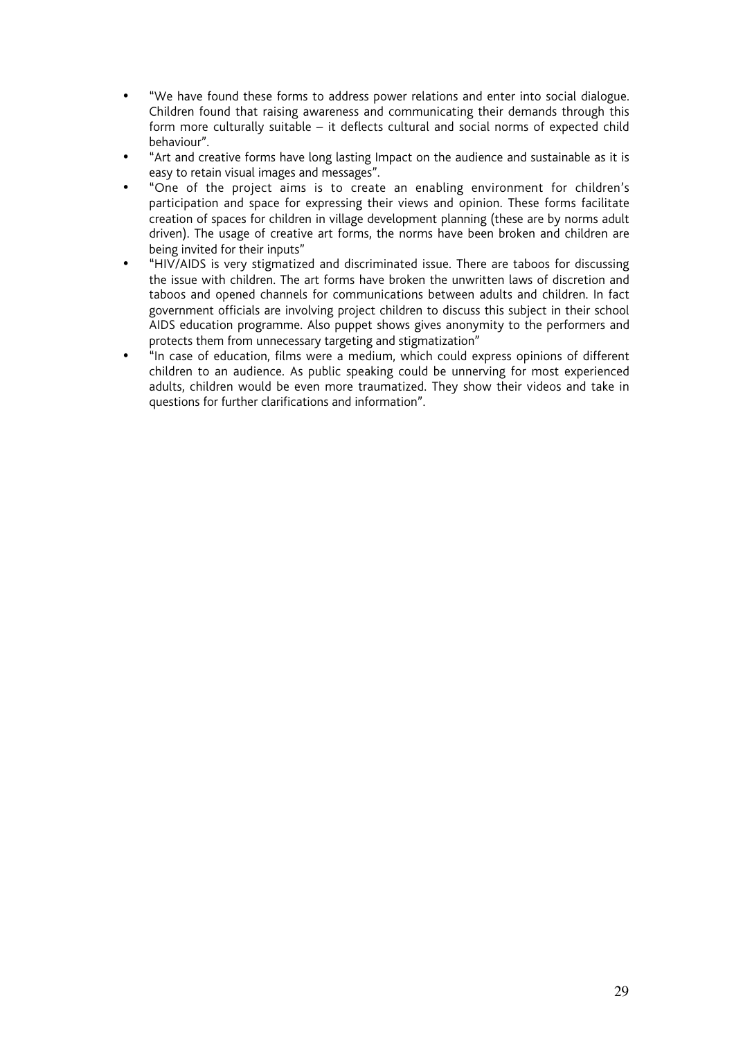- "We have found these forms to address power relations and enter into social dialogue. Children found that raising awareness and communicating their demands through this form more culturally suitable – it deflects cultural and social norms of expected child behaviour".
- "Art and creative forms have long lasting Impact on the audience and sustainable as it is easy to retain visual images and messages".
- "One of the project aims is to create an enabling environment for children's participation and space for expressing their views and opinion. These forms facilitate creation of spaces for children in village development planning (these are by norms adult driven). The usage of creative art forms, the norms have been broken and children are being invited for their inputs"
- "HIV/AIDS is very stigmatized and discriminated issue. There are taboos for discussing the issue with children. The art forms have broken the unwritten laws of discretion and taboos and opened channels for communications between adults and children. In fact government officials are involving project children to discuss this subject in their school AIDS education programme. Also puppet shows gives anonymity to the performers and protects them from unnecessary targeting and stigmatization"
- "In case of education, films were a medium, which could express opinions of different children to an audience. As public speaking could be unnerving for most experienced adults, children would be even more traumatized. They show their videos and take in questions for further clarifications and information".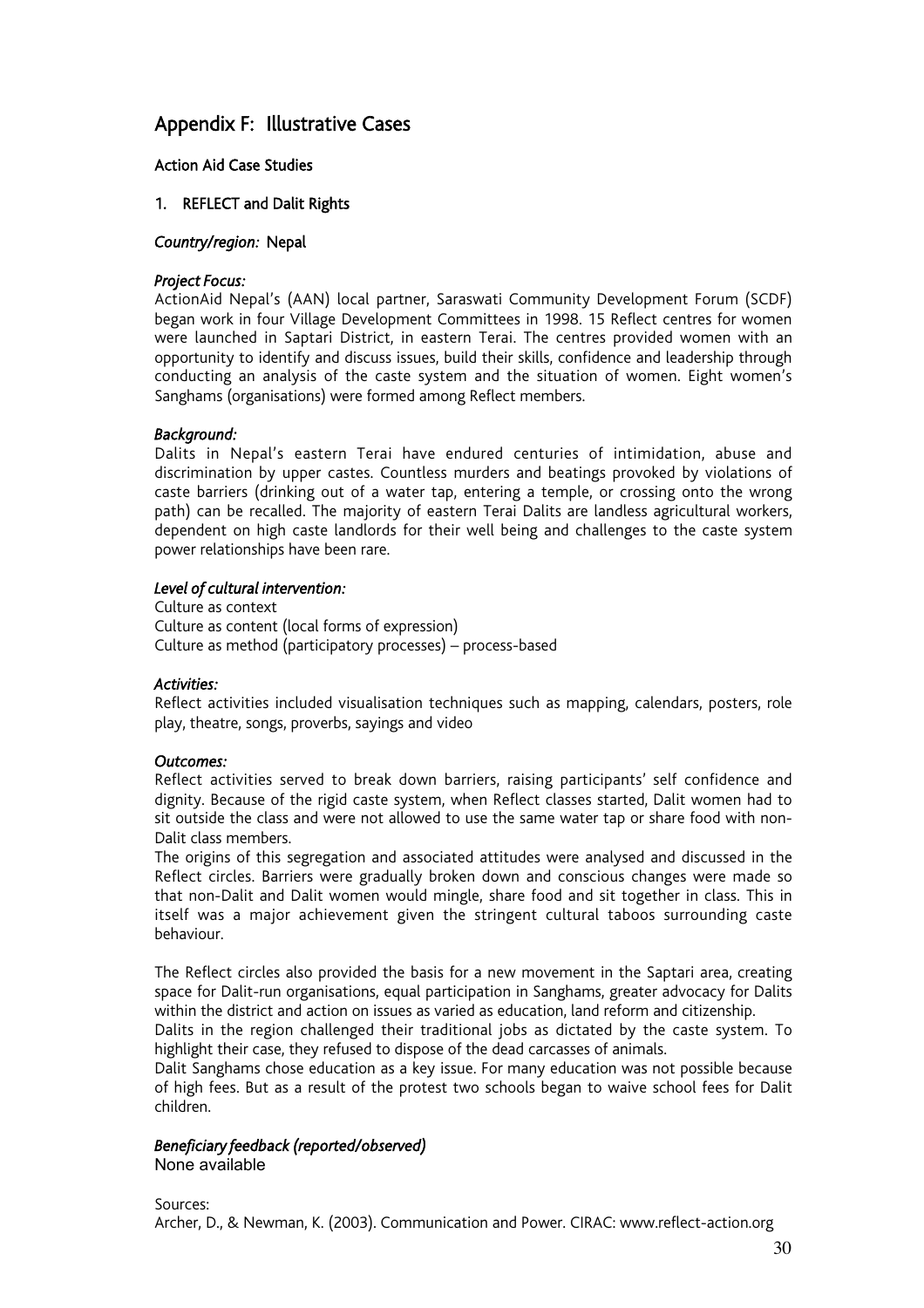## Appendix F: Illustrative Cases

### Action Aid Case Studies

#### 1. REFLECT and Dalit Rights

***Country/region:*** **Nepal**

***Project Focus:***

ActionAid Nepal's (AAN) local partner, Saraswati Community Development Forum (SCDF) began work in four Village Development Committees in 1998. 15 Reflect centres for women were launched in Saptari District, in eastern Terai. The centres provided women with an opportunity to identify and discuss issues, build their skills, confidence and leadership through conducting an analysis of the caste system and the situation of women. Eight women's Sanghams (organisations) were formed among Reflect members.

***Background:***

Dalits in Nepal's eastern Terai have endured centuries of intimidation, abuse and discrimination by upper castes. Countless murders and beatings provoked by violations of caste barriers (drinking out of a water tap, entering a temple, or crossing onto the wrong path) can be recalled. The majority of eastern Terai Dalits are landless agricultural workers, dependent on high caste landlords for their well being and challenges to the caste system power relationships have been rare.

***Level of cultural intervention:***

Culture as context
Culture as content (local forms of expression)
Culture as method (participatory processes) – process-based

***Activities:***

Reflect activities included visualisation techniques such as mapping, calendars, posters, role play, theatre, songs, proverbs, sayings and video

***Outcomes:***

Reflect activities served to break down barriers, raising participants' self confidence and dignity. Because of the rigid caste system, when Reflect classes started, Dalit women had to sit outside the class and were not allowed to use the same water tap or share food with non-Dalit class members.

The origins of this segregation and associated attitudes were analysed and discussed in the Reflect circles. Barriers were gradually broken down and conscious changes were made so that non-Dalit and Dalit women would mingle, share food and sit together in class. This in itself was a major achievement given the stringent cultural taboos surrounding caste behaviour.

The Reflect circles also provided the basis for a new movement in the Saptari area, creating space for Dalit-run organisations, equal participation in Sanghams, greater advocacy for Dalits within the district and action on issues as varied as education, land reform and citizenship.

Dalits in the region challenged their traditional jobs as dictated by the caste system. To highlight their case, they refused to dispose of the dead carcasses of animals.

Dalit Sanghams chose education as a key issue. For many education was not possible because of high fees. But as a result of the protest two schools began to waive school fees for Dalit children.

***Beneficiary feedback (reported/observed)***

None available

Sources:
Archer, D., & Newman, K. (2003). Communication and Power. CIRAC: www.reflect-action.org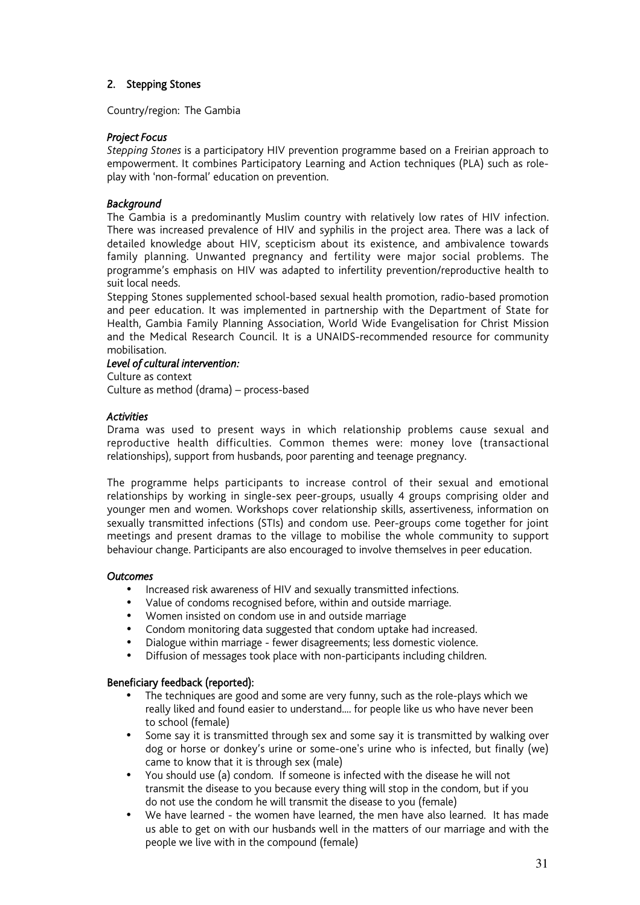## 2. Stepping Stones

Country/region: The Gambia

### *Project Focus*

*Stepping Stones* is a participatory HIV prevention programme based on a Freirian approach to empowerment. It combines Participatory Learning and Action techniques (PLA) such as role-play with 'non-formal' education on prevention.

### *Background*

The Gambia is a predominantly Muslim country with relatively low rates of HIV infection. There was increased prevalence of HIV and syphilis in the project area. There was a lack of detailed knowledge about HIV, scepticism about its existence, and ambivalence towards family planning. Unwanted pregnancy and fertility were major social problems. The programme's emphasis on HIV was adapted to infertility prevention/reproductive health to suit local needs.

Stepping Stones supplemented school-based sexual health promotion, radio-based promotion and peer education. It was implemented in partnership with the Department of State for Health, Gambia Family Planning Association, World Wide Evangelisation for Christ Mission and the Medical Research Council. It is a UNAIDS-recommended resource for community mobilisation.

### *Level of cultural intervention:*

Culture as context
Culture as method (drama) – process-based

### *Activities*

Drama was used to present ways in which relationship problems cause sexual and reproductive health difficulties. Common themes were: money love (transactional relationships), support from husbands, poor parenting and teenage pregnancy.

The programme helps participants to increase control of their sexual and emotional relationships by working in single-sex peer-groups, usually 4 groups comprising older and younger men and women. Workshops cover relationship skills, assertiveness, information on sexually transmitted infections (STIs) and condom use. Peer-groups come together for joint meetings and present dramas to the village to mobilise the whole community to support behaviour change. Participants are also encouraged to involve themselves in peer education.

### *Outcomes*

- Increased risk awareness of HIV and sexually transmitted infections.
- Value of condoms recognised before, within and outside marriage.
- Women insisted on condom use in and outside marriage
- Condom monitoring data suggested that condom uptake had increased.
- Dialogue within marriage - fewer disagreements; less domestic violence.
- Diffusion of messages took place with non-participants including children.

### Beneficiary feedback (reported):

- The techniques are good and some are very funny, such as the role-plays which we really liked and found easier to understand.... for people like us who have never been to school (female)
- Some say it is transmitted through sex and some say it is transmitted by walking over dog or horse or donkey's urine or some-one's urine who is infected, but finally (we) came to know that it is through sex (male)
- You should use (a) condom. If someone is infected with the disease he will not transmit the disease to you because every thing will stop in the condom, but if you do not use the condom he will transmit the disease to you (female)
- We have learned - the women have learned, the men have also learned. It has made us able to get on with our husbands well in the matters of our marriage and with the people we live with in the compound (female)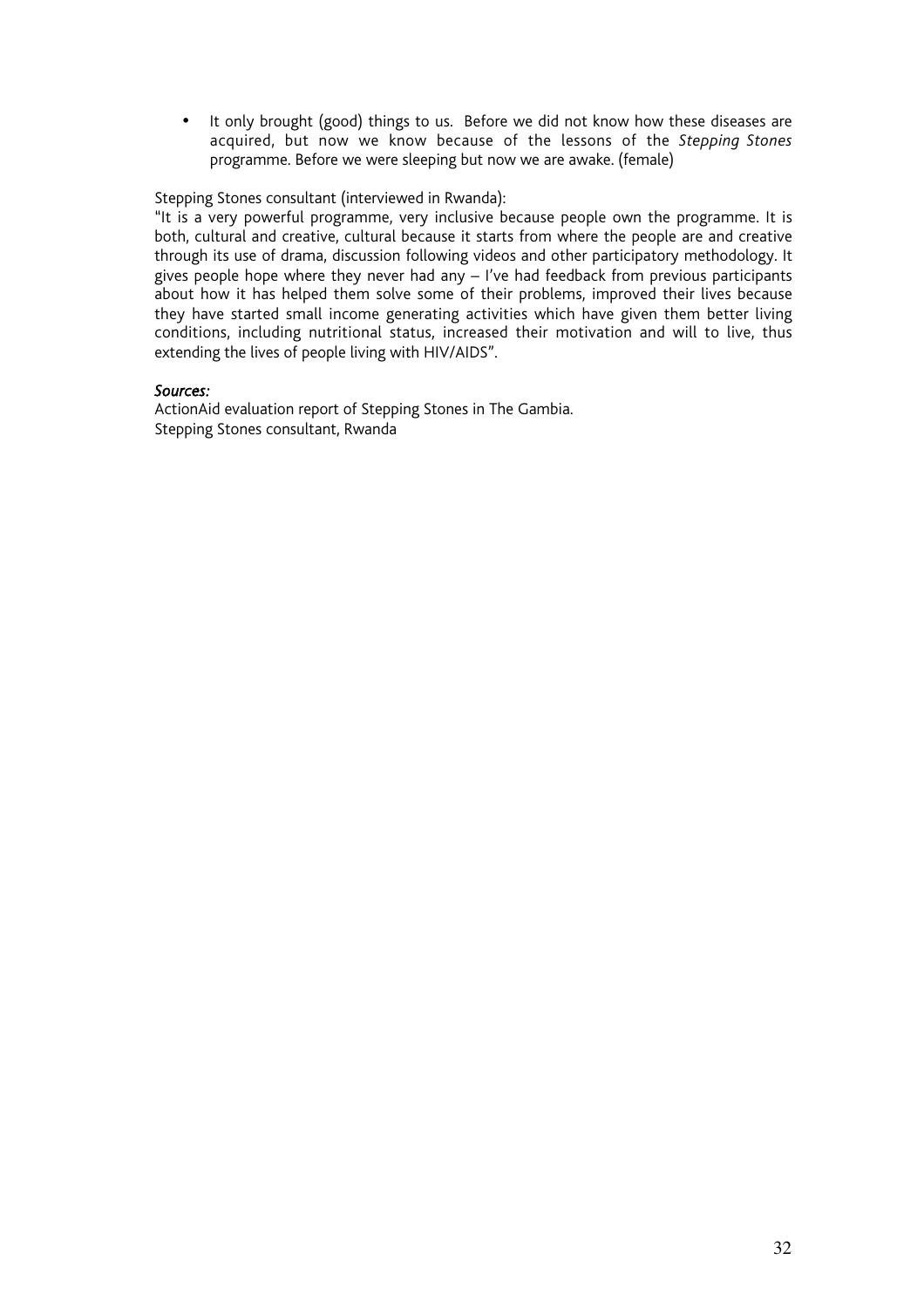- It only brought (good) things to us. Before we did not know how these diseases are acquired, but now we know because of the lessons of the *Stepping Stones* programme. Before we were sleeping but now we are awake. (female)

Stepping Stones consultant (interviewed in Rwanda):
"It is a very powerful programme, very inclusive because people own the programme. It is both, cultural and creative, cultural because it starts from where the people are and creative through its use of drama, discussion following videos and other participatory methodology. It gives people hope where they never had any – I've had feedback from previous participants about how it has helped them solve some of their problems, improved their lives because they have started small income generating activities which have given them better living conditions, including nutritional status, increased their motivation and will to live, thus extending the lives of people living with HIV/AIDS".

*Sources:*
ActionAid evaluation report of Stepping Stones in The Gambia.
Stepping Stones consultant, Rwanda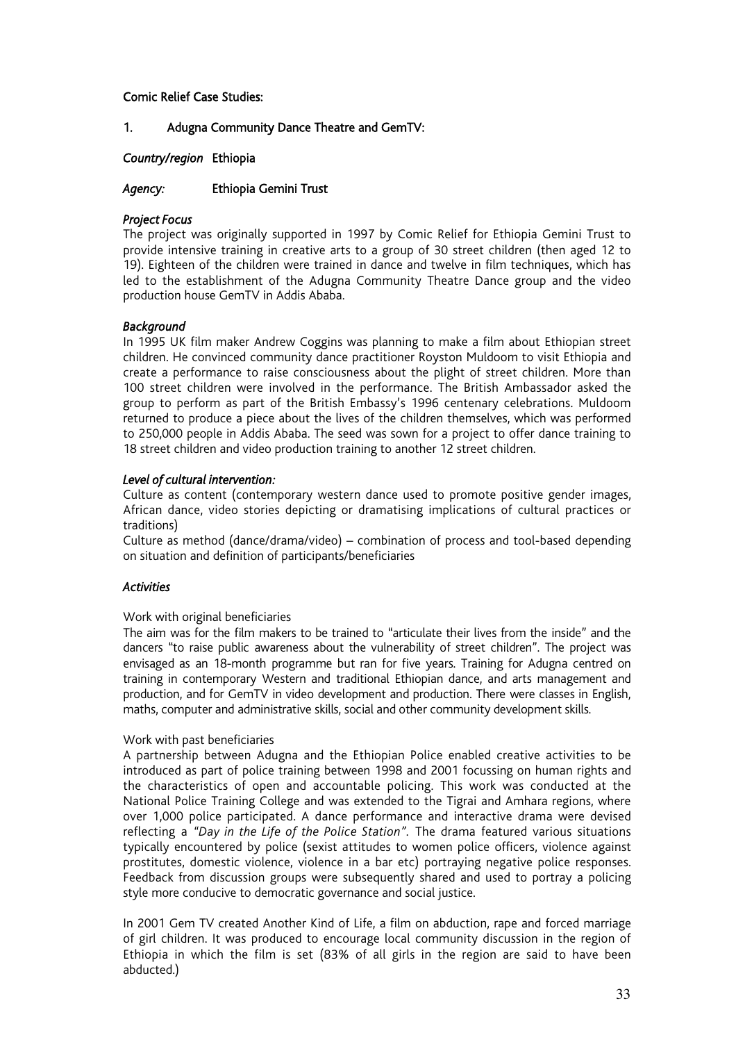**Comic Relief Case Studies:**

## 1. Adugna Community Dance Theatre and GemTV:

***Country/region*** **Ethiopia**

***Agency:*** **Ethiopia Gemini Trust**

***Project Focus***

The project was originally supported in 1997 by Comic Relief for Ethiopia Gemini Trust to provide intensive training in creative arts to a group of 30 street children (then aged 12 to 19). Eighteen of the children were trained in dance and twelve in film techniques, which has led to the establishment of the Adugna Community Theatre Dance group and the video production house GemTV in Addis Ababa.

***Background***

In 1995 UK film maker Andrew Coggins was planning to make a film about Ethiopian street children. He convinced community dance practitioner Royston Muldoom to visit Ethiopia and create a performance to raise consciousness about the plight of street children. More than 100 street children were involved in the performance. The British Ambassador asked the group to perform as part of the British Embassy's 1996 centenary celebrations. Muldoom returned to produce a piece about the lives of the children themselves, which was performed to 250,000 people in Addis Ababa. The seed was sown for a project to offer dance training to 18 street children and video production training to another 12 street children.

***Level of cultural intervention:***

Culture as content (contemporary western dance used to promote positive gender images, African dance, video stories depicting or dramatising implications of cultural practices or traditions)

Culture as method (dance/drama/video) – combination of process and tool-based depending on situation and definition of participants/beneficiaries

***Activities***

Work with original beneficiaries

The aim was for the film makers to be trained to "articulate their lives from the inside" and the dancers "to raise public awareness about the vulnerability of street children". The project was envisaged as an 18-month programme but ran for five years. Training for Adugna centred on training in contemporary Western and traditional Ethiopian dance, and arts management and production, and for GemTV in video development and production. There were classes in English, maths, computer and administrative skills, social and other community development skills.

Work with past beneficiaries

A partnership between Adugna and the Ethiopian Police enabled creative activities to be introduced as part of police training between 1998 and 2001 focussing on human rights and the characteristics of open and accountable policing. This work was conducted at the National Police Training College and was extended to the Tigrai and Amhara regions, where over 1,000 police participated. A dance performance and interactive drama were devised reflecting a *"Day in the Life of the Police Station"*. The drama featured various situations typically encountered by police (sexist attitudes to women police officers, violence against prostitutes, domestic violence, violence in a bar etc) portraying negative police responses. Feedback from discussion groups were subsequently shared and used to portray a policing style more conducive to democratic governance and social justice.

In 2001 Gem TV created Another Kind of Life, a film on abduction, rape and forced marriage of girl children. It was produced to encourage local community discussion in the region of Ethiopia in which the film is set (83% of all girls in the region are said to have been abducted.)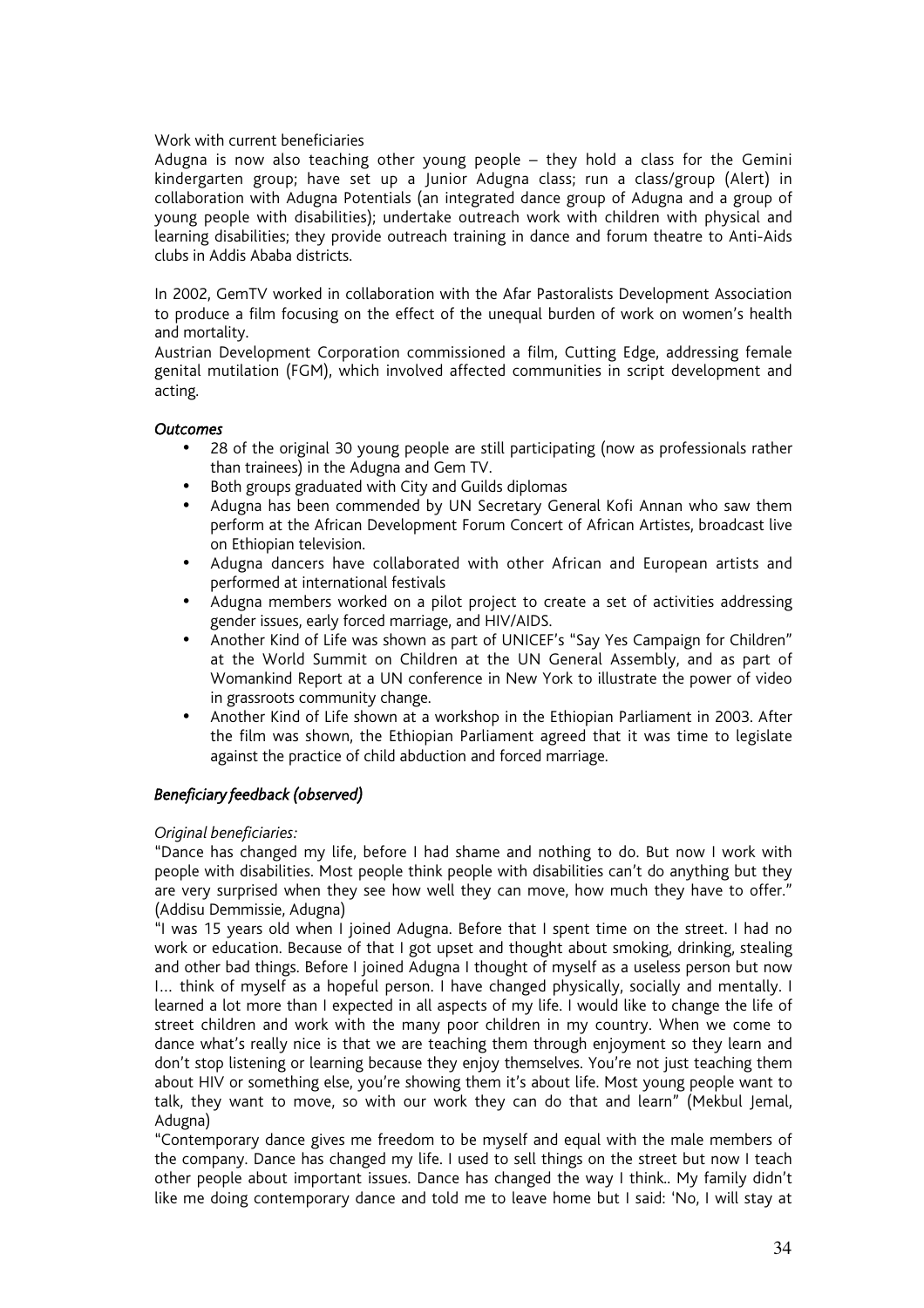Work with current beneficiaries

Adugna is now also teaching other young people – they hold a class for the Gemini kindergarten group; have set up a Junior Adugna class; run a class/group (Alert) in collaboration with Adugna Potentials (an integrated dance group of Adugna and a group of young people with disabilities); undertake outreach work with children with physical and learning disabilities; they provide outreach training in dance and forum theatre to Anti-Aids clubs in Addis Ababa districts.

In 2002, GemTV worked in collaboration with the Afar Pastoralists Development Association to produce a film focusing on the effect of the unequal burden of work on women's health and mortality.

Austrian Development Corporation commissioned a film, Cutting Edge, addressing female genital mutilation (FGM), which involved affected communities in script development and acting.

*Outcomes*

- 28 of the original 30 young people are still participating (now as professionals rather than trainees) in the Adugna and Gem TV.
- Both groups graduated with City and Guilds diplomas
- Adugna has been commended by UN Secretary General Kofi Annan who saw them perform at the African Development Forum Concert of African Artistes, broadcast live on Ethiopian television.
- Adugna dancers have collaborated with other African and European artists and performed at international festivals
- Adugna members worked on a pilot project to create a set of activities addressing gender issues, early forced marriage, and HIV/AIDS.
- Another Kind of Life was shown as part of UNICEF's "Say Yes Campaign for Children" at the World Summit on Children at the UN General Assembly, and as part of Womankind Report at a UN conference in New York to illustrate the power of video in grassroots community change.
- Another Kind of Life shown at a workshop in the Ethiopian Parliament in 2003. After the film was shown, the Ethiopian Parliament agreed that it was time to legislate against the practice of child abduction and forced marriage.

### *Beneficiary feedback (observed)*

*Original beneficiaries:*

"Dance has changed my life, before I had shame and nothing to do. But now I work with people with disabilities. Most people think people with disabilities can't do anything but they are very surprised when they see how well they can move, how much they have to offer." (Addisu Demmissie, Adugna)

"I was 15 years old when I joined Adugna. Before that I spent time on the street. I had no work or education. Because of that I got upset and thought about smoking, drinking, stealing and other bad things. Before I joined Adugna I thought of myself as a useless person but now I… think of myself as a hopeful person. I have changed physically, socially and mentally. I learned a lot more than I expected in all aspects of my life. I would like to change the life of street children and work with the many poor children in my country. When we come to dance what's really nice is that we are teaching them through enjoyment so they learn and don't stop listening or learning because they enjoy themselves. You're not just teaching them about HIV or something else, you're showing them it's about life. Most young people want to talk, they want to move, so with our work they can do that and learn" (Mekbul Jemal, Adugna)

"Contemporary dance gives me freedom to be myself and equal with the male members of the company. Dance has changed my life. I used to sell things on the street but now I teach other people about important issues. Dance has changed the way I think.. My family didn't like me doing contemporary dance and told me to leave home but I said: 'No, I will stay at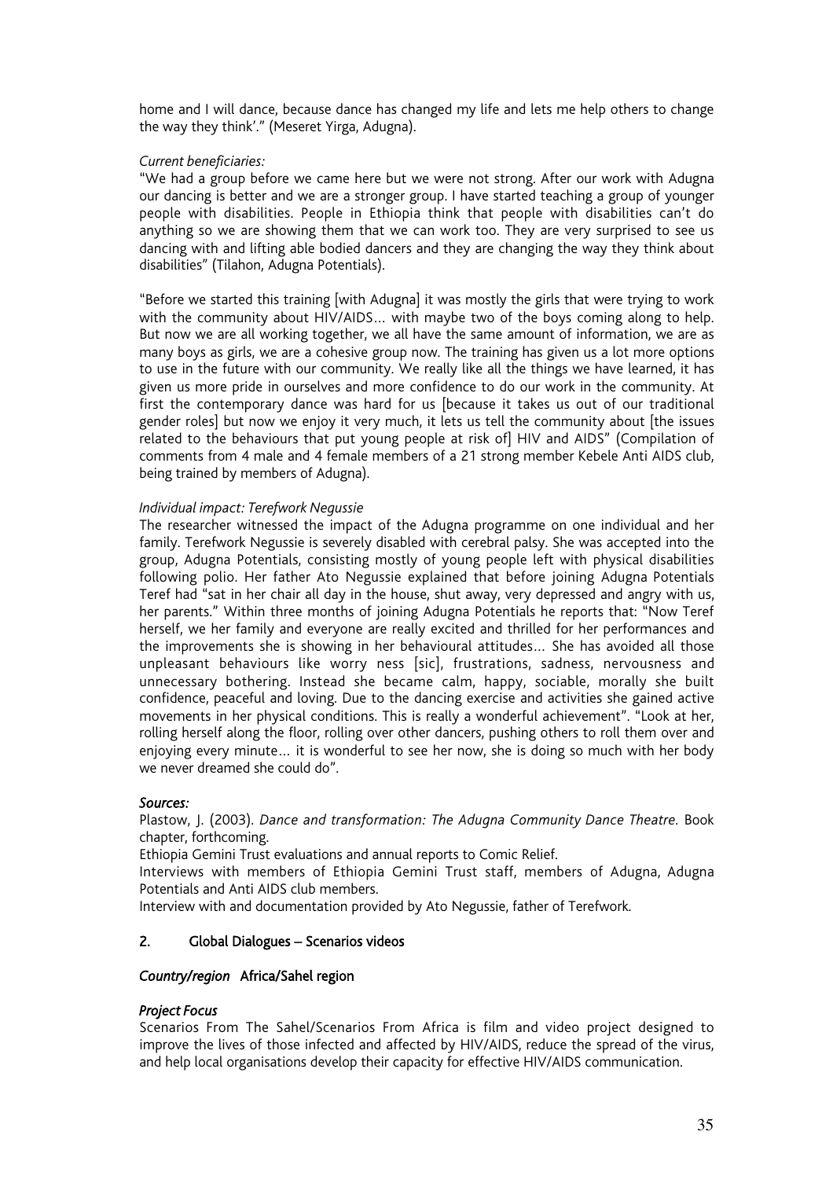home and I will dance, because dance has changed my life and lets me help others to change the way they think'." (Meseret Yirga, Adugna).

*Current beneficiaries:*

"We had a group before we came here but we were not strong. After our work with Adugna our dancing is better and we are a stronger group. I have started teaching a group of younger people with disabilities. People in Ethiopia think that people with disabilities can't do anything so we are showing them that we can work too. They are very surprised to see us dancing with and lifting able bodied dancers and they are changing the way they think about disabilities" (Tilahon, Adugna Potentials).

"Before we started this training [with Adugna] it was mostly the girls that were trying to work with the community about HIV/AIDS… with maybe two of the boys coming along to help. But now we are all working together, we all have the same amount of information, we are as many boys as girls, we are a cohesive group now. The training has given us a lot more options to use in the future with our community. We really like all the things we have learned, it has given us more pride in ourselves and more confidence to do our work in the community. At first the contemporary dance was hard for us [because it takes us out of our traditional gender roles] but now we enjoy it very much, it lets us tell the community about [the issues related to the behaviours that put young people at risk of] HIV and AIDS" (Compilation of comments from 4 male and 4 female members of a 21 strong member Kebele Anti AIDS club, being trained by members of Adugna).

*Individual impact: Terefwork Negussie*

The researcher witnessed the impact of the Adugna programme on one individual and her family. Terefwork Negussie is severely disabled with cerebral palsy. She was accepted into the group, Adugna Potentials, consisting mostly of young people left with physical disabilities following polio. Her father Ato Negussie explained that before joining Adugna Potentials Teref had "sat in her chair all day in the house, shut away, very depressed and angry with us, her parents." Within three months of joining Adugna Potentials he reports that: "Now Teref herself, we her family and everyone are really excited and thrilled for her performances and the improvements she is showing in her behavioural attitudes… She has avoided all those unpleasant behaviours like worry ness [sic], frustrations, sadness, nervousness and unnecessary bothering. Instead she became calm, happy, sociable, morally she built confidence, peaceful and loving. Due to the dancing exercise and activities she gained active movements in her physical conditions. This is really a wonderful achievement". "Look at her, rolling herself along the floor, rolling over other dancers, pushing others to roll them over and enjoying every minute… it is wonderful to see her now, she is doing so much with her body we never dreamed she could do".

***Sources:***

Plastow, J. (2003). *Dance and transformation: The Adugna Community Dance Theatre*. Book chapter, forthcoming.

Ethiopia Gemini Trust evaluations and annual reports to Comic Relief.

Interviews with members of Ethiopia Gemini Trust staff, members of Adugna, Adugna Potentials and Anti AIDS club members.

Interview with and documentation provided by Ato Negussie, father of Terefwork.

## 2. Global Dialogues – Scenarios videos

***Country/region*** **Africa/Sahel region**

***Project Focus***

Scenarios From The Sahel/Scenarios From Africa is film and video project designed to improve the lives of those infected and affected by HIV/AIDS, reduce the spread of the virus, and help local organisations develop their capacity for effective HIV/AIDS communication.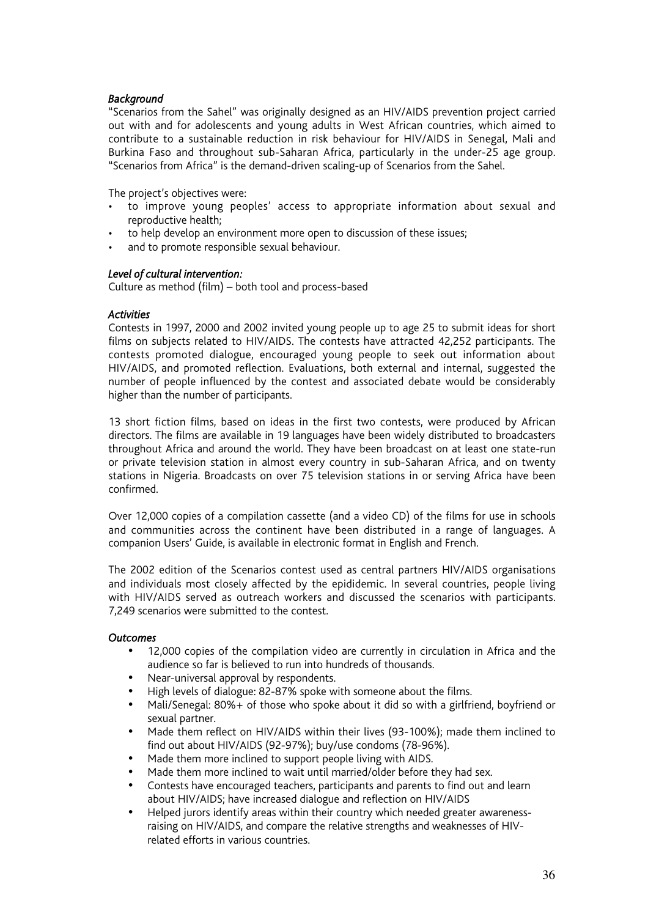*Background*

"Scenarios from the Sahel" was originally designed as an HIV/AIDS prevention project carried out with and for adolescents and young adults in West African countries, which aimed to contribute to a sustainable reduction in risk behaviour for HIV/AIDS in Senegal, Mali and Burkina Faso and throughout sub-Saharan Africa, particularly in the under-25 age group. "Scenarios from Africa" is the demand-driven scaling-up of Scenarios from the Sahel.

The project's objectives were:

- to improve young peoples' access to appropriate information about sexual and reproductive health;
- to help develop an environment more open to discussion of these issues;
- and to promote responsible sexual behaviour.

*Level of cultural intervention:*

Culture as method (film) – both tool and process-based

*Activities*

Contests in 1997, 2000 and 2002 invited young people up to age 25 to submit ideas for short films on subjects related to HIV/AIDS. The contests have attracted 42,252 participants. The contests promoted dialogue, encouraged young people to seek out information about HIV/AIDS, and promoted reflection. Evaluations, both external and internal, suggested the number of people influenced by the contest and associated debate would be considerably higher than the number of participants.

13 short fiction films, based on ideas in the first two contests, were produced by African directors. The films are available in 19 languages have been widely distributed to broadcasters throughout Africa and around the world. They have been broadcast on at least one state-run or private television station in almost every country in sub-Saharan Africa, and on twenty stations in Nigeria. Broadcasts on over 75 television stations in or serving Africa have been confirmed.

Over 12,000 copies of a compilation cassette (and a video CD) of the films for use in schools and communities across the continent have been distributed in a range of languages. A companion Users' Guide, is available in electronic format in English and French.

The 2002 edition of the Scenarios contest used as central partners HIV/AIDS organisations and individuals most closely affected by the epididemic. In several countries, people living with HIV/AIDS served as outreach workers and discussed the scenarios with participants. 7,249 scenarios were submitted to the contest.

*Outcomes*

- 12,000 copies of the compilation video are currently in circulation in Africa and the audience so far is believed to run into hundreds of thousands.
- Near-universal approval by respondents.
- High levels of dialogue: 82-87% spoke with someone about the films.
- Mali/Senegal: 80%+ of those who spoke about it did so with a girlfriend, boyfriend or sexual partner.
- Made them reflect on HIV/AIDS within their lives (93-100%); made them inclined to find out about HIV/AIDS (92-97%); buy/use condoms (78-96%).
- Made them more inclined to support people living with AIDS.
- Made them more inclined to wait until married/older before they had sex.
- Contests have encouraged teachers, participants and parents to find out and learn about HIV/AIDS; have increased dialogue and reflection on HIV/AIDS
- Helped jurors identify areas within their country which needed greater awareness-raising on HIV/AIDS, and compare the relative strengths and weaknesses of HIV-related efforts in various countries.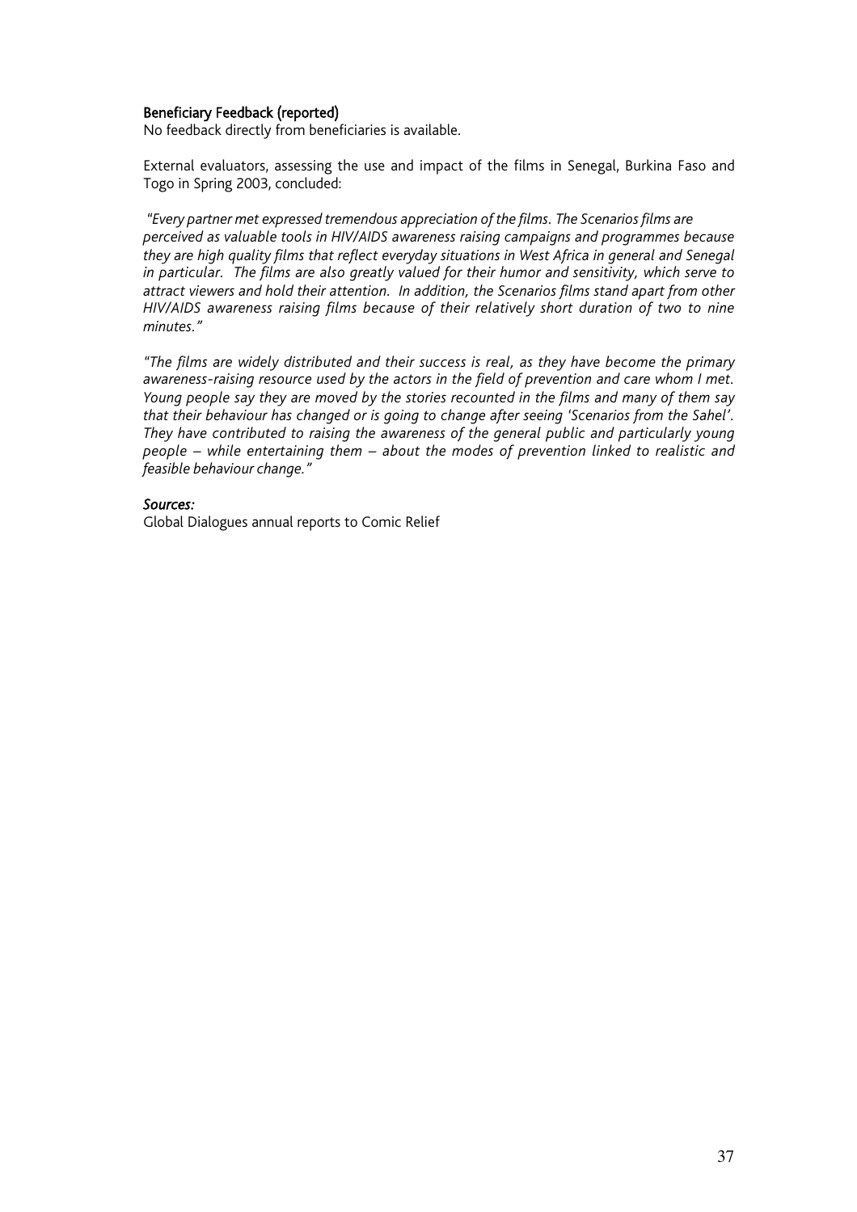**Beneficiary Feedback (reported)**

No feedback directly from beneficiaries is available.

External evaluators, assessing the use and impact of the films in Senegal, Burkina Faso and Togo in Spring 2003, concluded:

*"Every partner met expressed tremendous appreciation of the films. The Scenarios films are perceived as valuable tools in HIV/AIDS awareness raising campaigns and programmes because they are high quality films that reflect everyday situations in West Africa in general and Senegal in particular. The films are also greatly valued for their humor and sensitivity, which serve to attract viewers and hold their attention. In addition, the Scenarios films stand apart from other HIV/AIDS awareness raising films because of their relatively short duration of two to nine minutes."*

*"The films are widely distributed and their success is real, as they have become the primary awareness-raising resource used by the actors in the field of prevention and care whom I met. Young people say they are moved by the stories recounted in the films and many of them say that their behaviour has changed or is going to change after seeing 'Scenarios from the Sahel'. They have contributed to raising the awareness of the general public and particularly young people – while entertaining them – about the modes of prevention linked to realistic and feasible behaviour change."*

***Sources:***

Global Dialogues annual reports to Comic Relief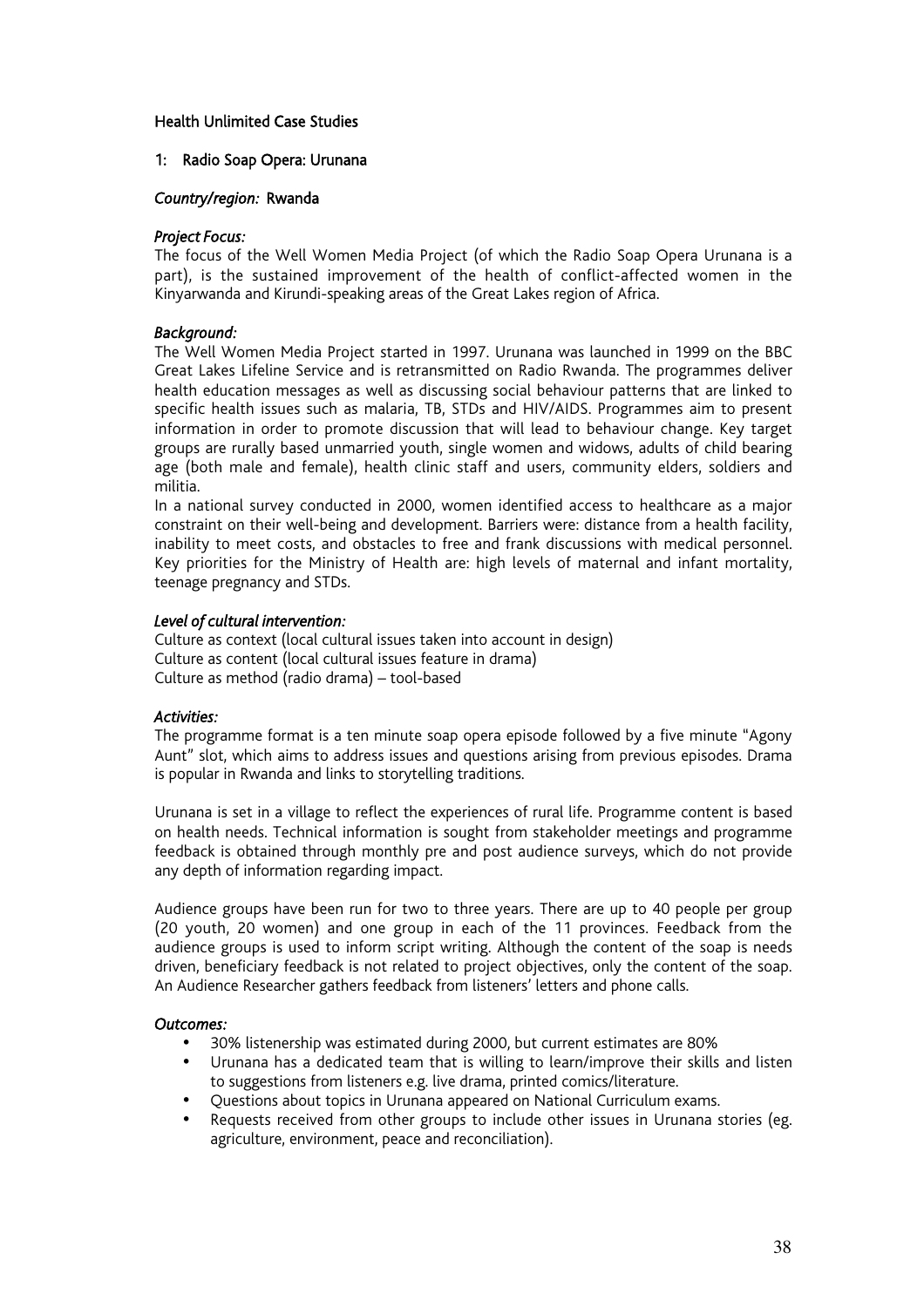## Health Unlimited Case Studies

### 1: Radio Soap Opera: Urunana

*Country/region:* Rwanda

*Project Focus:*

The focus of the Well Women Media Project (of which the Radio Soap Opera Urunana is a part), is the sustained improvement of the health of conflict-affected women in the Kinyarwanda and Kirundi-speaking areas of the Great Lakes region of Africa.

*Background:*

The Well Women Media Project started in 1997. Urunana was launched in 1999 on the BBC Great Lakes Lifeline Service and is retransmitted on Radio Rwanda. The programmes deliver health education messages as well as discussing social behaviour patterns that are linked to specific health issues such as malaria, TB, STDs and HIV/AIDS. Programmes aim to present information in order to promote discussion that will lead to behaviour change. Key target groups are rurally based unmarried youth, single women and widows, adults of child bearing age (both male and female), health clinic staff and users, community elders, soldiers and militia.

In a national survey conducted in 2000, women identified access to healthcare as a major constraint on their well-being and development. Barriers were: distance from a health facility, inability to meet costs, and obstacles to free and frank discussions with medical personnel. Key priorities for the Ministry of Health are: high levels of maternal and infant mortality, teenage pregnancy and STDs.

*Level of cultural intervention:*

Culture as context (local cultural issues taken into account in design)
Culture as content (local cultural issues feature in drama)
Culture as method (radio drama) – tool-based

*Activities:*

The programme format is a ten minute soap opera episode followed by a five minute "Agony Aunt" slot, which aims to address issues and questions arising from previous episodes. Drama is popular in Rwanda and links to storytelling traditions.

Urunana is set in a village to reflect the experiences of rural life. Programme content is based on health needs. Technical information is sought from stakeholder meetings and programme feedback is obtained through monthly pre and post audience surveys, which do not provide any depth of information regarding impact.

Audience groups have been run for two to three years. There are up to 40 people per group (20 youth, 20 women) and one group in each of the 11 provinces. Feedback from the audience groups is used to inform script writing. Although the content of the soap is needs driven, beneficiary feedback is not related to project objectives, only the content of the soap. An Audience Researcher gathers feedback from listeners' letters and phone calls.

*Outcomes:*

- 30% listenership was estimated during 2000, but current estimates are 80%
- Urunana has a dedicated team that is willing to learn/improve their skills and listen to suggestions from listeners e.g. live drama, printed comics/literature.
- Questions about topics in Urunana appeared on National Curriculum exams.
- Requests received from other groups to include other issues in Urunana stories (eg. agriculture, environment, peace and reconciliation).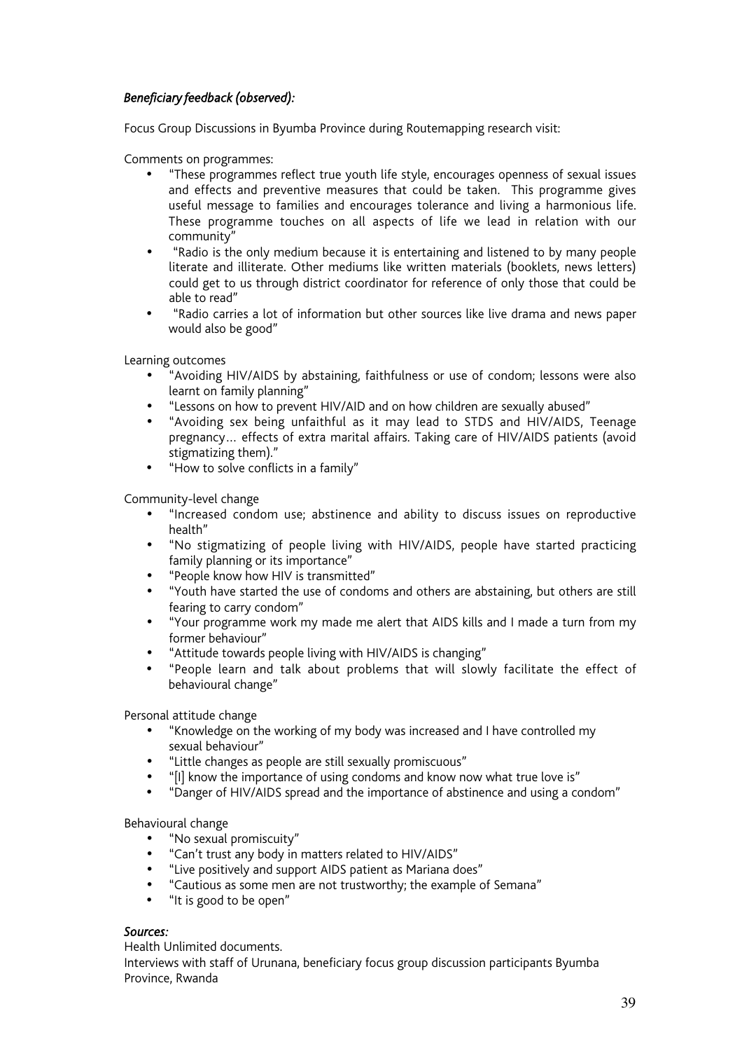***Beneficiary feedback (observed):***

Focus Group Discussions in Byumba Province during Routemapping research visit:

Comments on programmes:

- "These programmes reflect true youth life style, encourages openness of sexual issues and effects and preventive measures that could be taken. This programme gives useful message to families and encourages tolerance and living a harmonious life. These programme touches on all aspects of life we lead in relation with our community"
- "Radio is the only medium because it is entertaining and listened to by many people literate and illiterate. Other mediums like written materials (booklets, news letters) could get to us through district coordinator for reference of only those that could be able to read"
- "Radio carries a lot of information but other sources like live drama and news paper would also be good"

Learning outcomes

- "Avoiding HIV/AIDS by abstaining, faithfulness or use of condom; lessons were also learnt on family planning"
- "Lessons on how to prevent HIV/AID and on how children are sexually abused"
- "Avoiding sex being unfaithful as it may lead to STDS and HIV/AIDS, Teenage pregnancy… effects of extra marital affairs. Taking care of HIV/AIDS patients (avoid stigmatizing them)."
- "How to solve conflicts in a family"

Community-level change

- "Increased condom use; abstinence and ability to discuss issues on reproductive health"
- "No stigmatizing of people living with HIV/AIDS, people have started practicing family planning or its importance"
- "People know how HIV is transmitted"
- "Youth have started the use of condoms and others are abstaining, but others are still fearing to carry condom"
- "Your programme work my made me alert that AIDS kills and I made a turn from my former behaviour"
- "Attitude towards people living with HIV/AIDS is changing"
- "People learn and talk about problems that will slowly facilitate the effect of behavioural change"

Personal attitude change

- "Knowledge on the working of my body was increased and I have controlled my sexual behaviour"
- "Little changes as people are still sexually promiscuous"
- "[I] know the importance of using condoms and know now what true love is"
- "Danger of HIV/AIDS spread and the importance of abstinence and using a condom"

Behavioural change

- "No sexual promiscuity"
- "Can't trust any body in matters related to HIV/AIDS"
- "Live positively and support AIDS patient as Mariana does"
- "Cautious as some men are not trustworthy; the example of Semana"
- "It is good to be open"

***Sources:***

Health Unlimited documents.

Interviews with staff of Urunana, beneficiary focus group discussion participants Byumba Province, Rwanda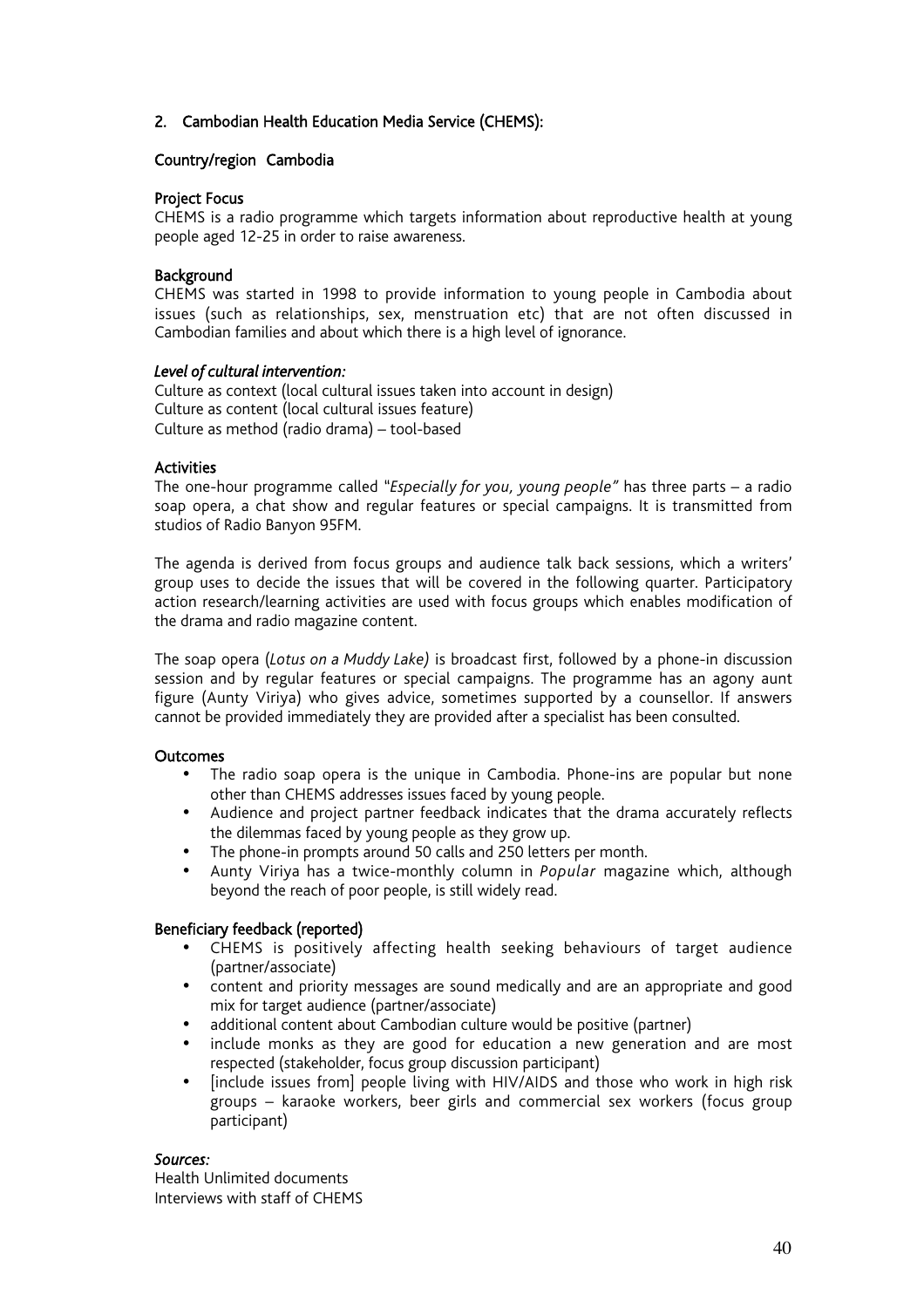## 2. Cambodian Health Education Media Service (CHEMS):

**Country/region** Cambodia

**Project Focus**

CHEMS is a radio programme which targets information about reproductive health at young people aged 12-25 in order to raise awareness.

**Background**

CHEMS was started in 1998 to provide information to young people in Cambodia about issues (such as relationships, sex, menstruation etc) that are not often discussed in Cambodian families and about which there is a high level of ignorance.

***Level of cultural intervention:***

Culture as context (local cultural issues taken into account in design)
Culture as content (local cultural issues feature)
Culture as method (radio drama) – tool-based

**Activities**

The one-hour programme called "*Especially for you, young people"* has three parts – a radio soap opera, a chat show and regular features or special campaigns. It is transmitted from studios of Radio Banyon 95FM.

The agenda is derived from focus groups and audience talk back sessions, which a writers' group uses to decide the issues that will be covered in the following quarter. Participatory action research/learning activities are used with focus groups which enables modification of the drama and radio magazine content.

The soap opera (*Lotus on a Muddy Lake)* is broadcast first, followed by a phone-in discussion session and by regular features or special campaigns. The programme has an agony aunt figure (Aunty Viriya) who gives advice, sometimes supported by a counsellor. If answers cannot be provided immediately they are provided after a specialist has been consulted.

**Outcomes**

- The radio soap opera is the unique in Cambodia. Phone-ins are popular but none other than CHEMS addresses issues faced by young people.
- Audience and project partner feedback indicates that the drama accurately reflects the dilemmas faced by young people as they grow up.
- The phone-in prompts around 50 calls and 250 letters per month.
- Aunty Viriya has a twice-monthly column in *Popular* magazine which, although beyond the reach of poor people, is still widely read.

**Beneficiary feedback (reported)**

- CHEMS is positively affecting health seeking behaviours of target audience (partner/associate)
- content and priority messages are sound medically and are an appropriate and good mix for target audience (partner/associate)
- additional content about Cambodian culture would be positive (partner)
- include monks as they are good for education a new generation and are most respected (stakeholder, focus group discussion participant)
- [include issues from] people living with HIV/AIDS and those who work in high risk groups – karaoke workers, beer girls and commercial sex workers (focus group participant)

***Sources:***

Health Unlimited documents
Interviews with staff of CHEMS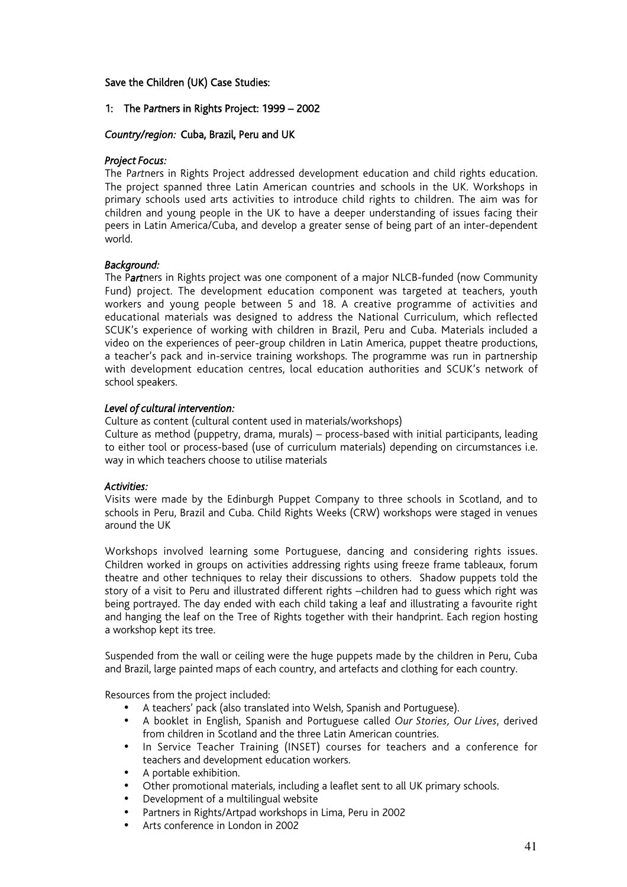**Save the Children (UK) Case Studies:**

**1: The P*art*ners in Rights Project: 1999 – 2002**

***Country/region:* Cuba, Brazil, Peru and UK**

***Project Focus:***

The P*art*ners in Rights Project addressed development education and child rights education. The project spanned three Latin American countries and schools in the UK. Workshops in primary schools used arts activities to introduce child rights to children. The aim was for children and young people in the UK to have a deeper understanding of issues facing their peers in Latin America/Cuba, and develop a greater sense of being part of an inter-dependent world.

***Background:***

The P***art***ners in Rights project was one component of a major NLCB-funded (now Community Fund) project. The development education component was targeted at teachers, youth workers and young people between 5 and 18. A creative programme of activities and educational materials was designed to address the National Curriculum, which reflected SCUK's experience of working with children in Brazil, Peru and Cuba. Materials included a video on the experiences of peer-group children in Latin America, puppet theatre productions, a teacher's pack and in-service training workshops. The programme was run in partnership with development education centres, local education authorities and SCUK's network of school speakers.

***Level of cultural intervention:***

Culture as content (cultural content used in materials/workshops)

Culture as method (puppetry, drama, murals) – process-based with initial participants, leading to either tool or process-based (use of curriculum materials) depending on circumstances i.e. way in which teachers choose to utilise materials

***Activities:***

Visits were made by the Edinburgh Puppet Company to three schools in Scotland, and to schools in Peru, Brazil and Cuba. Child Rights Weeks (CRW) workshops were staged in venues around the UK

Workshops involved learning some Portuguese, dancing and considering rights issues. Children worked in groups on activities addressing rights using freeze frame tableaux, forum theatre and other techniques to relay their discussions to others. Shadow puppets told the story of a visit to Peru and illustrated different rights –children had to guess which right was being portrayed. The day ended with each child taking a leaf and illustrating a favourite right and hanging the leaf on the Tree of Rights together with their handprint. Each region hosting a workshop kept its tree.

Suspended from the wall or ceiling were the huge puppets made by the children in Peru, Cuba and Brazil, large painted maps of each country, and artefacts and clothing for each country.

Resources from the project included:

- A teachers' pack (also translated into Welsh, Spanish and Portuguese).
- A booklet in English, Spanish and Portuguese called *Our Stories, Our Lives*, derived from children in Scotland and the three Latin American countries.
- In Service Teacher Training (INSET) courses for teachers and a conference for teachers and development education workers.
- A portable exhibition.
- Other promotional materials, including a leaflet sent to all UK primary schools.
- Development of a multilingual website
- Partners in Rights/Artpad workshops in Lima, Peru in 2002
- Arts conference in London in 2002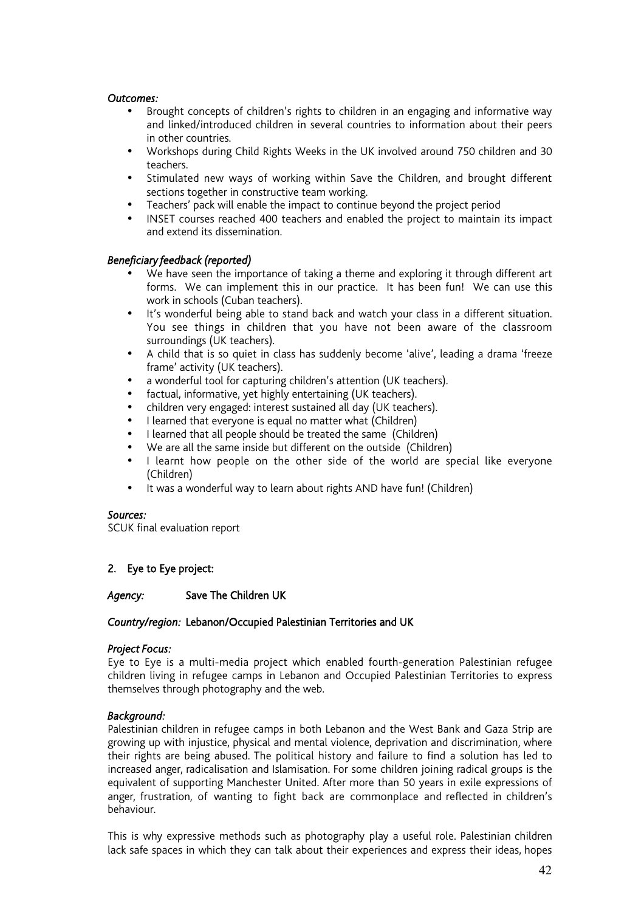*Outcomes:*

- Brought concepts of children's rights to children in an engaging and informative way and linked/introduced children in several countries to information about their peers in other countries.
- Workshops during Child Rights Weeks in the UK involved around 750 children and 30 teachers.
- Stimulated new ways of working within Save the Children, and brought different sections together in constructive team working.
- Teachers' pack will enable the impact to continue beyond the project period
- INSET courses reached 400 teachers and enabled the project to maintain its impact and extend its dissemination.

*Beneficiary feedback (reported)*

- We have seen the importance of taking a theme and exploring it through different art forms. We can implement this in our practice. It has been fun! We can use this work in schools (Cuban teachers).
- It's wonderful being able to stand back and watch your class in a different situation. You see things in children that you have not been aware of the classroom surroundings (UK teachers).
- A child that is so quiet in class has suddenly become 'alive', leading a drama 'freeze frame' activity (UK teachers).
- a wonderful tool for capturing children's attention (UK teachers).
- factual, informative, yet highly entertaining (UK teachers).
- children very engaged: interest sustained all day (UK teachers).
- I learned that everyone is equal no matter what (Children)
- I learned that all people should be treated the same (Children)
- We are all the same inside but different on the outside (Children)
- I learnt how people on the other side of the world are special like everyone (Children)
- It was a wonderful way to learn about rights AND have fun! (Children)

*Sources:*
SCUK final evaluation report

**2. Eye to Eye project:**

*Agency:* **Save The Children UK**

*Country/region:* **Lebanon/Occupied Palestinian Territories and UK**

*Project Focus:*
Eye to Eye is a multi-media project which enabled fourth-generation Palestinian refugee children living in refugee camps in Lebanon and Occupied Palestinian Territories to express themselves through photography and the web.

*Background:*
Palestinian children in refugee camps in both Lebanon and the West Bank and Gaza Strip are growing up with injustice, physical and mental violence, deprivation and discrimination, where their rights are being abused. The political history and failure to find a solution has led to increased anger, radicalisation and Islamisation. For some children joining radical groups is the equivalent of supporting Manchester United. After more than 50 years in exile expressions of anger, frustration, of wanting to fight back are commonplace and reflected in children's behaviour.

This is why expressive methods such as photography play a useful role. Palestinian children lack safe spaces in which they can talk about their experiences and express their ideas, hopes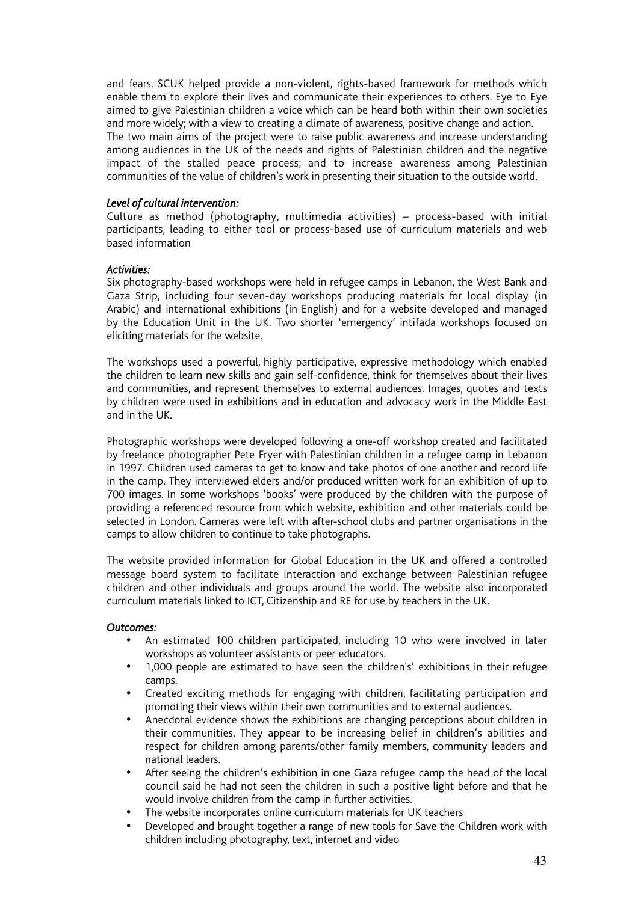and fears. SCUK helped provide a non-violent, rights-based framework for methods which enable them to explore their lives and communicate their experiences to others. Eye to Eye aimed to give Palestinian children a voice which can be heard both within their own societies and more widely; with a view to creating a climate of awareness, positive change and action.
The two main aims of the project were to raise public awareness and increase understanding among audiences in the UK of the needs and rights of Palestinian children and the negative impact of the stalled peace process; and to increase awareness among Palestinian communities of the value of children's work in presenting their situation to the outside world.

*Level of cultural intervention:*
Culture as method (photography, multimedia activities) – process-based with initial participants, leading to either tool or process-based use of curriculum materials and web based information

*Activities:*
Six photography-based workshops were held in refugee camps in Lebanon, the West Bank and Gaza Strip, including four seven-day workshops producing materials for local display (in Arabic) and international exhibitions (in English) and for a website developed and managed by the Education Unit in the UK. Two shorter 'emergency' intifada workshops focused on eliciting materials for the website.

The workshops used a powerful, highly participative, expressive methodology which enabled the children to learn new skills and gain self-confidence, think for themselves about their lives and communities, and represent themselves to external audiences. Images, quotes and texts by children were used in exhibitions and in education and advocacy work in the Middle East and in the UK.

Photographic workshops were developed following a one-off workshop created and facilitated by freelance photographer Pete Fryer with Palestinian children in a refugee camp in Lebanon in 1997. Children used cameras to get to know and take photos of one another and record life in the camp. They interviewed elders and/or produced written work for an exhibition of up to 700 images. In some workshops 'books' were produced by the children with the purpose of providing a referenced resource from which website, exhibition and other materials could be selected in London. Cameras were left with after-school clubs and partner organisations in the camps to allow children to continue to take photographs.

The website provided information for Global Education in the UK and offered a controlled message board system to facilitate interaction and exchange between Palestinian refugee children and other individuals and groups around the world. The website also incorporated curriculum materials linked to ICT, Citizenship and RE for use by teachers in the UK.

*Outcomes:*

- An estimated 100 children participated, including 10 who were involved in later workshops as volunteer assistants or peer educators.
- 1,000 people are estimated to have seen the children's' exhibitions in their refugee camps.
- Created exciting methods for engaging with children, facilitating participation and promoting their views within their own communities and to external audiences.
- Anecdotal evidence shows the exhibitions are changing perceptions about children in their communities. They appear to be increasing belief in children's abilities and respect for children among parents/other family members, community leaders and national leaders.
- After seeing the children's exhibition in one Gaza refugee camp the head of the local council said he had not seen the children in such a positive light before and that he would involve children from the camp in further activities.
- The website incorporates online curriculum materials for UK teachers
- Developed and brought together a range of new tools for Save the Children work with children including photography, text, internet and video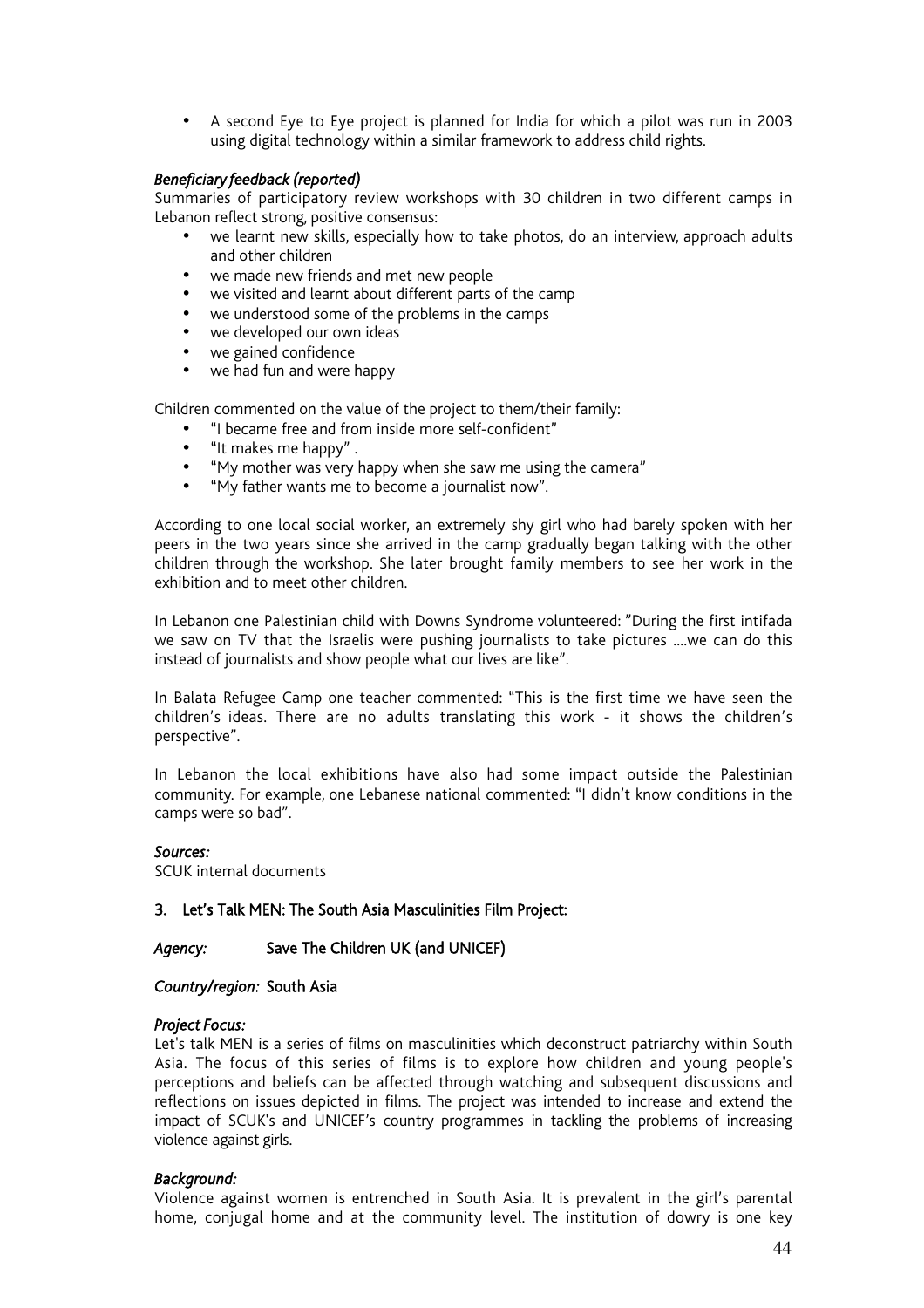- A second Eye to Eye project is planned for India for which a pilot was run in 2003 using digital technology within a similar framework to address child rights.

*Beneficiary feedback (reported)*

Summaries of participatory review workshops with 30 children in two different camps in Lebanon reflect strong, positive consensus:

- we learnt new skills, especially how to take photos, do an interview, approach adults and other children
- we made new friends and met new people
- we visited and learnt about different parts of the camp
- we understood some of the problems in the camps
- we developed our own ideas
- we gained confidence
- we had fun and were happy

Children commented on the value of the project to them/their family:

- "I became free and from inside more self-confident"
- "It makes me happy" .
- "My mother was very happy when she saw me using the camera"
- "My father wants me to become a journalist now".

According to one local social worker, an extremely shy girl who had barely spoken with her peers in the two years since she arrived in the camp gradually began talking with the other children through the workshop. She later brought family members to see her work in the exhibition and to meet other children.

In Lebanon one Palestinian child with Downs Syndrome volunteered: "During the first intifada we saw on TV that the Israelis were pushing journalists to take pictures ....we can do this instead of journalists and show people what our lives are like".

In Balata Refugee Camp one teacher commented: "This is the first time we have seen the children's ideas. There are no adults translating this work - it shows the children's perspective".

In Lebanon the local exhibitions have also had some impact outside the Palestinian community. For example, one Lebanese national commented: "I didn't know conditions in the camps were so bad".

*Sources:*
SCUK internal documents

### 3. Let's Talk MEN: The South Asia Masculinities Film Project:

*Agency:* **Save The Children UK (and UNICEF)**

*Country/region:* **South Asia**

*Project Focus:*

Let's talk MEN is a series of films on masculinities which deconstruct patriarchy within South Asia. The focus of this series of films is to explore how children and young people's perceptions and beliefs can be affected through watching and subsequent discussions and reflections on issues depicted in films. The project was intended to increase and extend the impact of SCUK's and UNICEF's country programmes in tackling the problems of increasing violence against girls.

*Background:*

Violence against women is entrenched in South Asia. It is prevalent in the girl's parental home, conjugal home and at the community level. The institution of dowry is one key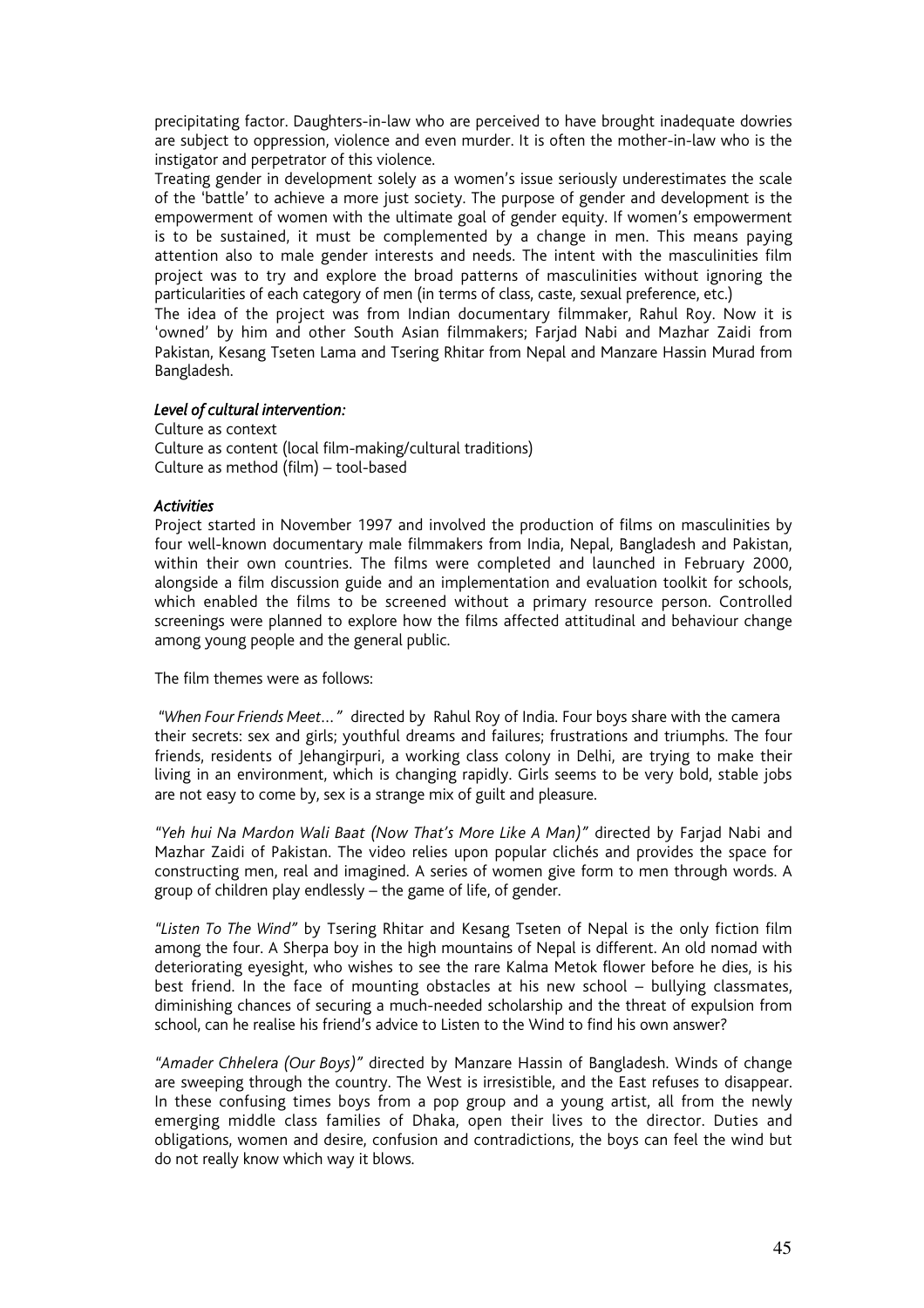precipitating factor. Daughters-in-law who are perceived to have brought inadequate dowries are subject to oppression, violence and even murder. It is often the mother-in-law who is the instigator and perpetrator of this violence.

Treating gender in development solely as a women's issue seriously underestimates the scale of the 'battle' to achieve a more just society. The purpose of gender and development is the empowerment of women with the ultimate goal of gender equity. If women's empowerment is to be sustained, it must be complemented by a change in men. This means paying attention also to male gender interests and needs. The intent with the masculinities film project was to try and explore the broad patterns of masculinities without ignoring the particularities of each category of men (in terms of class, caste, sexual preference, etc.)

The idea of the project was from Indian documentary filmmaker, Rahul Roy. Now it is 'owned' by him and other South Asian filmmakers; Farjad Nabi and Mazhar Zaidi from Pakistan, Kesang Tseten Lama and Tsering Rhitar from Nepal and Manzare Hassin Murad from Bangladesh.

***Level of cultural intervention:***

Culture as context
Culture as content (local film-making/cultural traditions)
Culture as method (film) – tool-based

***Activities***

Project started in November 1997 and involved the production of films on masculinities by four well-known documentary male filmmakers from India, Nepal, Bangladesh and Pakistan, within their own countries. The films were completed and launched in February 2000, alongside a film discussion guide and an implementation and evaluation toolkit for schools, which enabled the films to be screened without a primary resource person. Controlled screenings were planned to explore how the films affected attitudinal and behaviour change among young people and the general public.

The film themes were as follows:

*"When Four Friends Meet…"* directed by Rahul Roy of India. Four boys share with the camera their secrets: sex and girls; youthful dreams and failures; frustrations and triumphs. The four friends, residents of Jehangirpuri, a working class colony in Delhi, are trying to make their living in an environment, which is changing rapidly. Girls seems to be very bold, stable jobs are not easy to come by, sex is a strange mix of guilt and pleasure.

*"Yeh hui Na Mardon Wali Baat (Now That's More Like A Man)"* directed by Farjad Nabi and Mazhar Zaidi of Pakistan. The video relies upon popular clichés and provides the space for constructing men, real and imagined. A series of women give form to men through words. A group of children play endlessly – the game of life, of gender.

*"Listen To The Wind"* by Tsering Rhitar and Kesang Tseten of Nepal is the only fiction film among the four. A Sherpa boy in the high mountains of Nepal is different. An old nomad with deteriorating eyesight, who wishes to see the rare Kalma Metok flower before he dies, is his best friend. In the face of mounting obstacles at his new school – bullying classmates, diminishing chances of securing a much-needed scholarship and the threat of expulsion from school, can he realise his friend's advice to Listen to the Wind to find his own answer?

*"Amader Chhelera (Our Boys)"* directed by Manzare Hassin of Bangladesh. Winds of change are sweeping through the country. The West is irresistible, and the East refuses to disappear. In these confusing times boys from a pop group and a young artist, all from the newly emerging middle class families of Dhaka, open their lives to the director. Duties and obligations, women and desire, confusion and contradictions, the boys can feel the wind but do not really know which way it blows.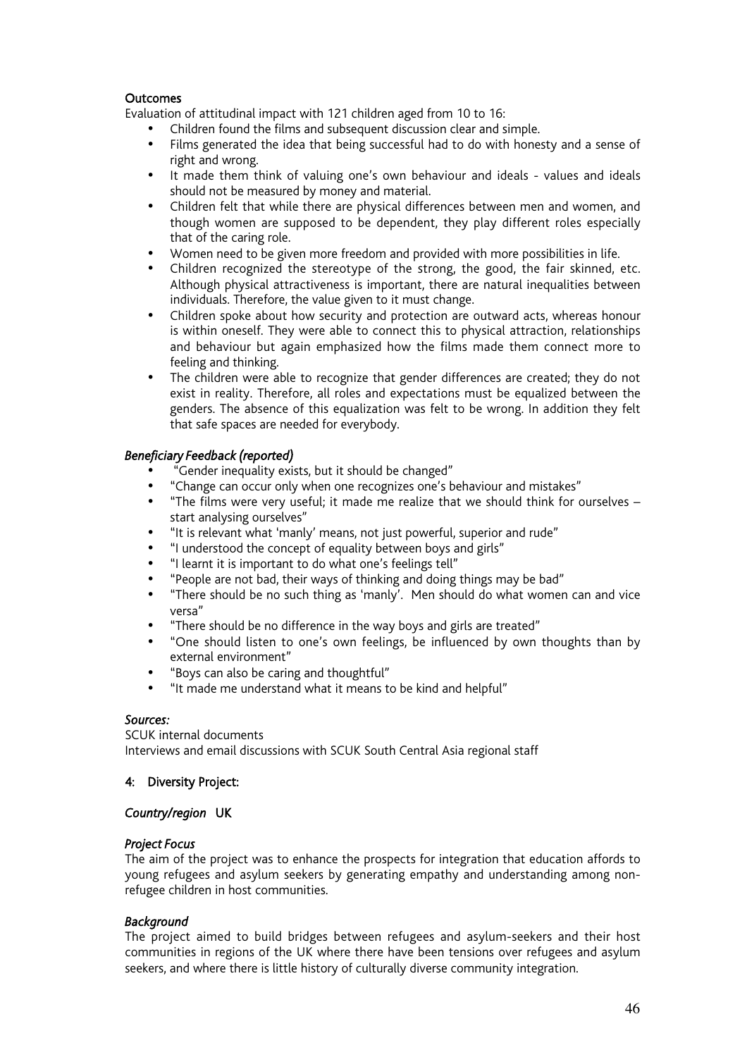**Outcomes**

Evaluation of attitudinal impact with 121 children aged from 10 to 16:

- Children found the films and subsequent discussion clear and simple.
- Films generated the idea that being successful had to do with honesty and a sense of right and wrong.
- It made them think of valuing one's own behaviour and ideals - values and ideals should not be measured by money and material.
- Children felt that while there are physical differences between men and women, and though women are supposed to be dependent, they play different roles especially that of the caring role.
- Women need to be given more freedom and provided with more possibilities in life.
- Children recognized the stereotype of the strong, the good, the fair skinned, etc. Although physical attractiveness is important, there are natural inequalities between individuals. Therefore, the value given to it must change.
- Children spoke about how security and protection are outward acts, whereas honour is within oneself. They were able to connect this to physical attraction, relationships and behaviour but again emphasized how the films made them connect more to feeling and thinking.
- The children were able to recognize that gender differences are created; they do not exist in reality. Therefore, all roles and expectations must be equalized between the genders. The absence of this equalization was felt to be wrong. In addition they felt that safe spaces are needed for everybody.

***Beneficiary Feedback (reported)***

- "Gender inequality exists, but it should be changed"
- "Change can occur only when one recognizes one's behaviour and mistakes"
- "The films were very useful; it made me realize that we should think for ourselves – start analysing ourselves"
- "It is relevant what 'manly' means, not just powerful, superior and rude"
- "I understood the concept of equality between boys and girls"
- "I learnt it is important to do what one's feelings tell"
- "People are not bad, their ways of thinking and doing things may be bad"
- "There should be no such thing as 'manly'. Men should do what women can and vice versa"
- "There should be no difference in the way boys and girls are treated"
- "One should listen to one's own feelings, be influenced by own thoughts than by external environment"
- "Boys can also be caring and thoughtful"
- "It made me understand what it means to be kind and helpful"

***Sources:***

SCUK internal documents
Interviews and email discussions with SCUK South Central Asia regional staff

**4: Diversity Project:**

***Country/region*** **UK**

***Project Focus***

The aim of the project was to enhance the prospects for integration that education affords to young refugees and asylum seekers by generating empathy and understanding among non-refugee children in host communities.

***Background***

The project aimed to build bridges between refugees and asylum-seekers and their host communities in regions of the UK where there have been tensions over refugees and asylum seekers, and where there is little history of culturally diverse community integration.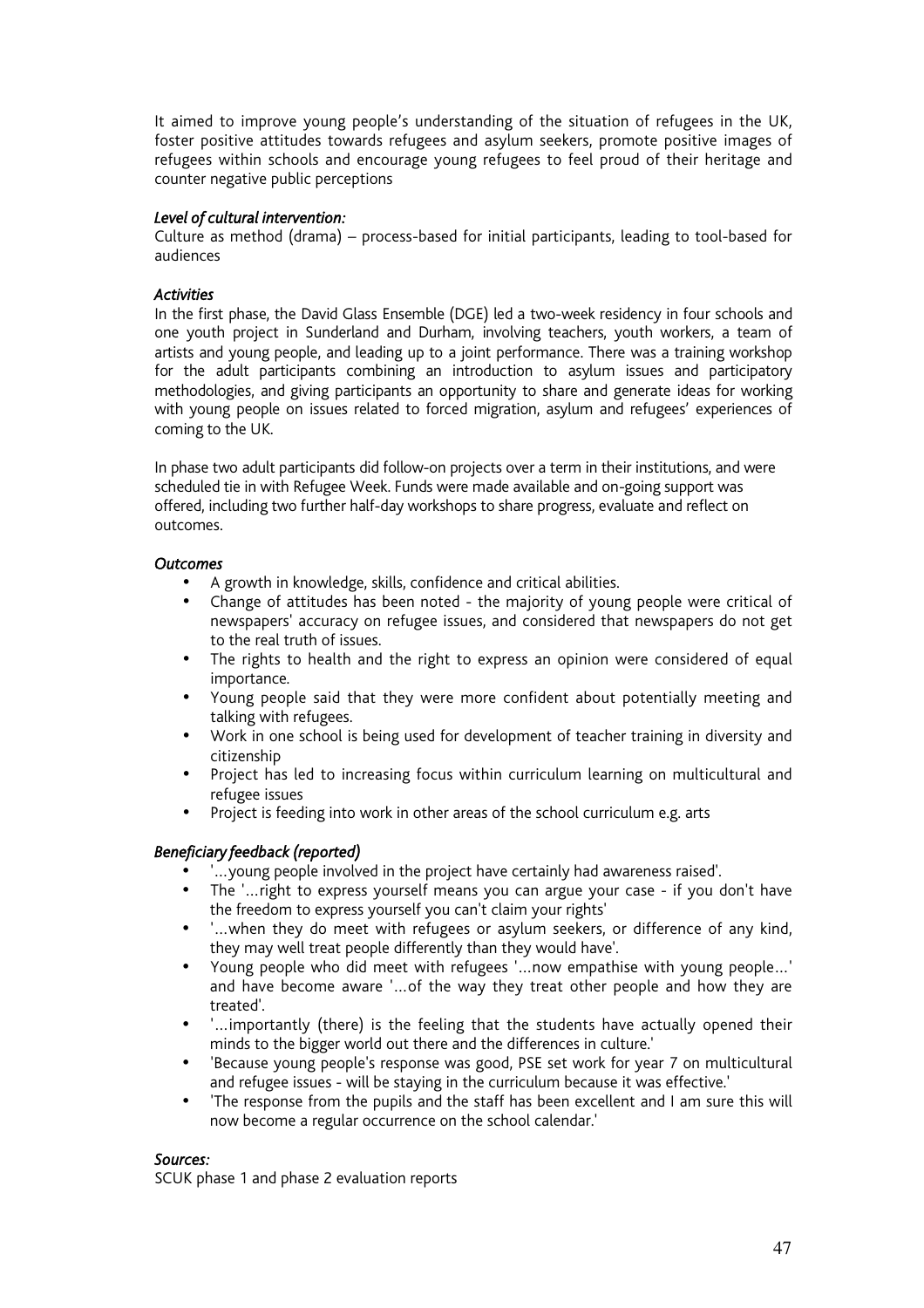It aimed to improve young people's understanding of the situation of refugees in the UK, foster positive attitudes towards refugees and asylum seekers, promote positive images of refugees within schools and encourage young refugees to feel proud of their heritage and counter negative public perceptions

*Level of cultural intervention:*
Culture as method (drama) – process-based for initial participants, leading to tool-based for audiences

*Activities*
In the first phase, the David Glass Ensemble (DGE) led a two-week residency in four schools and one youth project in Sunderland and Durham, involving teachers, youth workers, a team of artists and young people, and leading up to a joint performance. There was a training workshop for the adult participants combining an introduction to asylum issues and participatory methodologies, and giving participants an opportunity to share and generate ideas for working with young people on issues related to forced migration, asylum and refugees' experiences of coming to the UK.

In phase two adult participants did follow-on projects over a term in their institutions, and were scheduled tie in with Refugee Week. Funds were made available and on-going support was offered, including two further half-day workshops to share progress, evaluate and reflect on outcomes.

*Outcomes*

- A growth in knowledge, skills, confidence and critical abilities.
- Change of attitudes has been noted - the majority of young people were critical of newspapers' accuracy on refugee issues, and considered that newspapers do not get to the real truth of issues.
- The rights to health and the right to express an opinion were considered of equal importance.
- Young people said that they were more confident about potentially meeting and talking with refugees.
- Work in one school is being used for development of teacher training in diversity and citizenship
- Project has led to increasing focus within curriculum learning on multicultural and refugee issues
- Project is feeding into work in other areas of the school curriculum e.g. arts

*Beneficiary feedback (reported)*

- '…young people involved in the project have certainly had awareness raised'.
- The '…right to express yourself means you can argue your case - if you don't have the freedom to express yourself you can't claim your rights'
- '…when they do meet with refugees or asylum seekers, or difference of any kind, they may well treat people differently than they would have'.
- Young people who did meet with refugees '…now empathise with young people…' and have become aware '…of the way they treat other people and how they are treated'.
- '…importantly (there) is the feeling that the students have actually opened their minds to the bigger world out there and the differences in culture.'
- 'Because young people's response was good, PSE set work for year 7 on multicultural and refugee issues - will be staying in the curriculum because it was effective.'
- 'The response from the pupils and the staff has been excellent and I am sure this will now become a regular occurrence on the school calendar.'

*Sources:*
SCUK phase 1 and phase 2 evaluation reports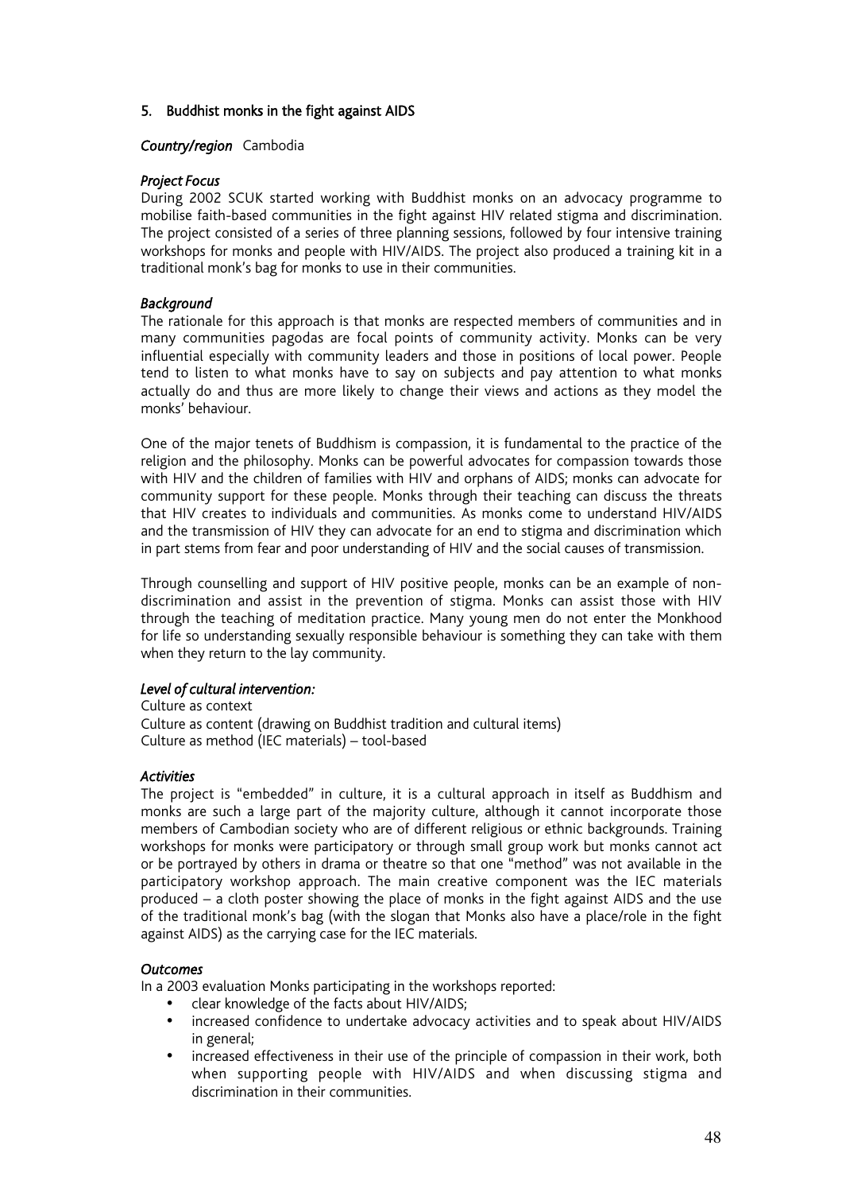## 5. Buddhist monks in the fight against AIDS

***Country/region*** Cambodia

***Project Focus***

During 2002 SCUK started working with Buddhist monks on an advocacy programme to mobilise faith-based communities in the fight against HIV related stigma and discrimination. The project consisted of a series of three planning sessions, followed by four intensive training workshops for monks and people with HIV/AIDS. The project also produced a training kit in a traditional monk's bag for monks to use in their communities.

***Background***

The rationale for this approach is that monks are respected members of communities and in many communities pagodas are focal points of community activity. Monks can be very influential especially with community leaders and those in positions of local power. People tend to listen to what monks have to say on subjects and pay attention to what monks actually do and thus are more likely to change their views and actions as they model the monks' behaviour.

One of the major tenets of Buddhism is compassion, it is fundamental to the practice of the religion and the philosophy. Monks can be powerful advocates for compassion towards those with HIV and the children of families with HIV and orphans of AIDS; monks can advocate for community support for these people. Monks through their teaching can discuss the threats that HIV creates to individuals and communities. As monks come to understand HIV/AIDS and the transmission of HIV they can advocate for an end to stigma and discrimination which in part stems from fear and poor understanding of HIV and the social causes of transmission.

Through counselling and support of HIV positive people, monks can be an example of non-discrimination and assist in the prevention of stigma. Monks can assist those with HIV through the teaching of meditation practice. Many young men do not enter the Monkhood for life so understanding sexually responsible behaviour is something they can take with them when they return to the lay community.

***Level of cultural intervention:***

Culture as context
Culture as content (drawing on Buddhist tradition and cultural items)
Culture as method (IEC materials) – tool-based

***Activities***

The project is "embedded" in culture, it is a cultural approach in itself as Buddhism and monks are such a large part of the majority culture, although it cannot incorporate those members of Cambodian society who are of different religious or ethnic backgrounds. Training workshops for monks were participatory or through small group work but monks cannot act or be portrayed by others in drama or theatre so that one "method" was not available in the participatory workshop approach. The main creative component was the IEC materials produced – a cloth poster showing the place of monks in the fight against AIDS and the use of the traditional monk's bag (with the slogan that Monks also have a place/role in the fight against AIDS) as the carrying case for the IEC materials.

***Outcomes***

In a 2003 evaluation Monks participating in the workshops reported:

- clear knowledge of the facts about HIV/AIDS;
- increased confidence to undertake advocacy activities and to speak about HIV/AIDS in general;
- increased effectiveness in their use of the principle of compassion in their work, both when supporting people with HIV/AIDS and when discussing stigma and discrimination in their communities.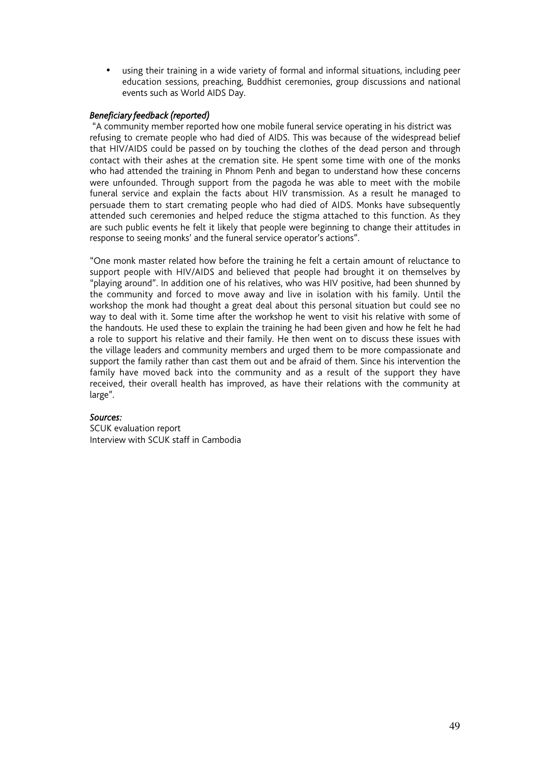- using their training in a wide variety of formal and informal situations, including peer education sessions, preaching, Buddhist ceremonies, group discussions and national events such as World AIDS Day.

*Beneficiary feedback (reported)*

"A community member reported how one mobile funeral service operating in his district was refusing to cremate people who had died of AIDS. This was because of the widespread belief that HIV/AIDS could be passed on by touching the clothes of the dead person and through contact with their ashes at the cremation site. He spent some time with one of the monks who had attended the training in Phnom Penh and began to understand how these concerns were unfounded. Through support from the pagoda he was able to meet with the mobile funeral service and explain the facts about HIV transmission. As a result he managed to persuade them to start cremating people who had died of AIDS. Monks have subsequently attended such ceremonies and helped reduce the stigma attached to this function. As they are such public events he felt it likely that people were beginning to change their attitudes in response to seeing monks' and the funeral service operator's actions".

"One monk master related how before the training he felt a certain amount of reluctance to support people with HIV/AIDS and believed that people had brought it on themselves by "playing around". In addition one of his relatives, who was HIV positive, had been shunned by the community and forced to move away and live in isolation with his family. Until the workshop the monk had thought a great deal about this personal situation but could see no way to deal with it. Some time after the workshop he went to visit his relative with some of the handouts. He used these to explain the training he had been given and how he felt he had a role to support his relative and their family. He then went on to discuss these issues with the village leaders and community members and urged them to be more compassionate and support the family rather than cast them out and be afraid of them. Since his intervention the family have moved back into the community and as a result of the support they have received, their overall health has improved, as have their relations with the community at large".

*Sources:*

SCUK evaluation report

Interview with SCUK staff in Cambodia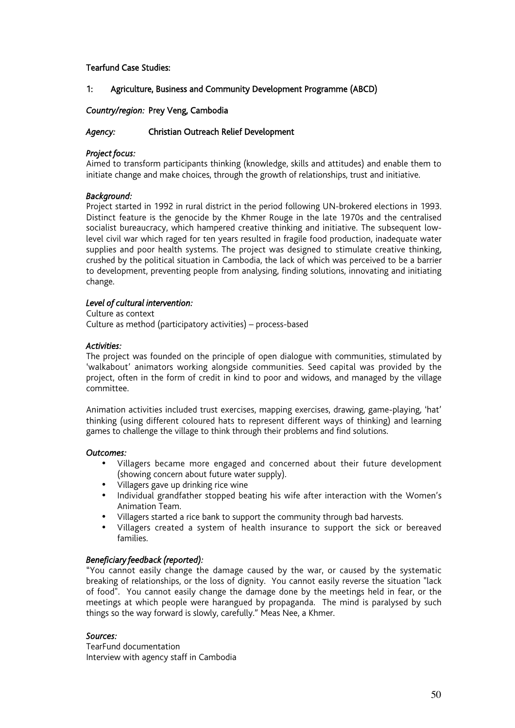**Tearfund Case Studies:**

## 1: Agriculture, Business and Community Development Programme (ABCD)

*Country/region:* **Prey Veng, Cambodia**

*Agency:* **Christian Outreach Relief Development**

### *Project focus:*

Aimed to transform participants thinking (knowledge, skills and attitudes) and enable them to initiate change and make choices, through the growth of relationships, trust and initiative.

### *Background:*

Project started in 1992 in rural district in the period following UN-brokered elections in 1993. Distinct feature is the genocide by the Khmer Rouge in the late 1970s and the centralised socialist bureaucracy, which hampered creative thinking and initiative. The subsequent low-level civil war which raged for ten years resulted in fragile food production, inadequate water supplies and poor health systems. The project was designed to stimulate creative thinking, crushed by the political situation in Cambodia, the lack of which was perceived to be a barrier to development, preventing people from analysing, finding solutions, innovating and initiating change.

### *Level of cultural intervention:*

Culture as context
Culture as method (participatory activities) – process-based

### *Activities:*

The project was founded on the principle of open dialogue with communities, stimulated by 'walkabout' animators working alongside communities. Seed capital was provided by the project, often in the form of credit in kind to poor and widows, and managed by the village committee.

Animation activities included trust exercises, mapping exercises, drawing, game-playing, 'hat' thinking (using different coloured hats to represent different ways of thinking) and learning games to challenge the village to think through their problems and find solutions.

### *Outcomes:*

- Villagers became more engaged and concerned about their future development (showing concern about future water supply).
- Villagers gave up drinking rice wine
- Individual grandfather stopped beating his wife after interaction with the Women's Animation Team.
- Villagers started a rice bank to support the community through bad harvests.
- Villagers created a system of health insurance to support the sick or bereaved families.

### *Beneficiary feedback (reported):*

"You cannot easily change the damage caused by the war, or caused by the systematic breaking of relationships, or the loss of dignity. You cannot easily reverse the situation "lack of food". You cannot easily change the damage done by the meetings held in fear, or the meetings at which people were harangued by propaganda. The mind is paralysed by such things so the way forward is slowly, carefully." Meas Nee, a Khmer.

### *Sources:*

TearFund documentation
Interview with agency staff in Cambodia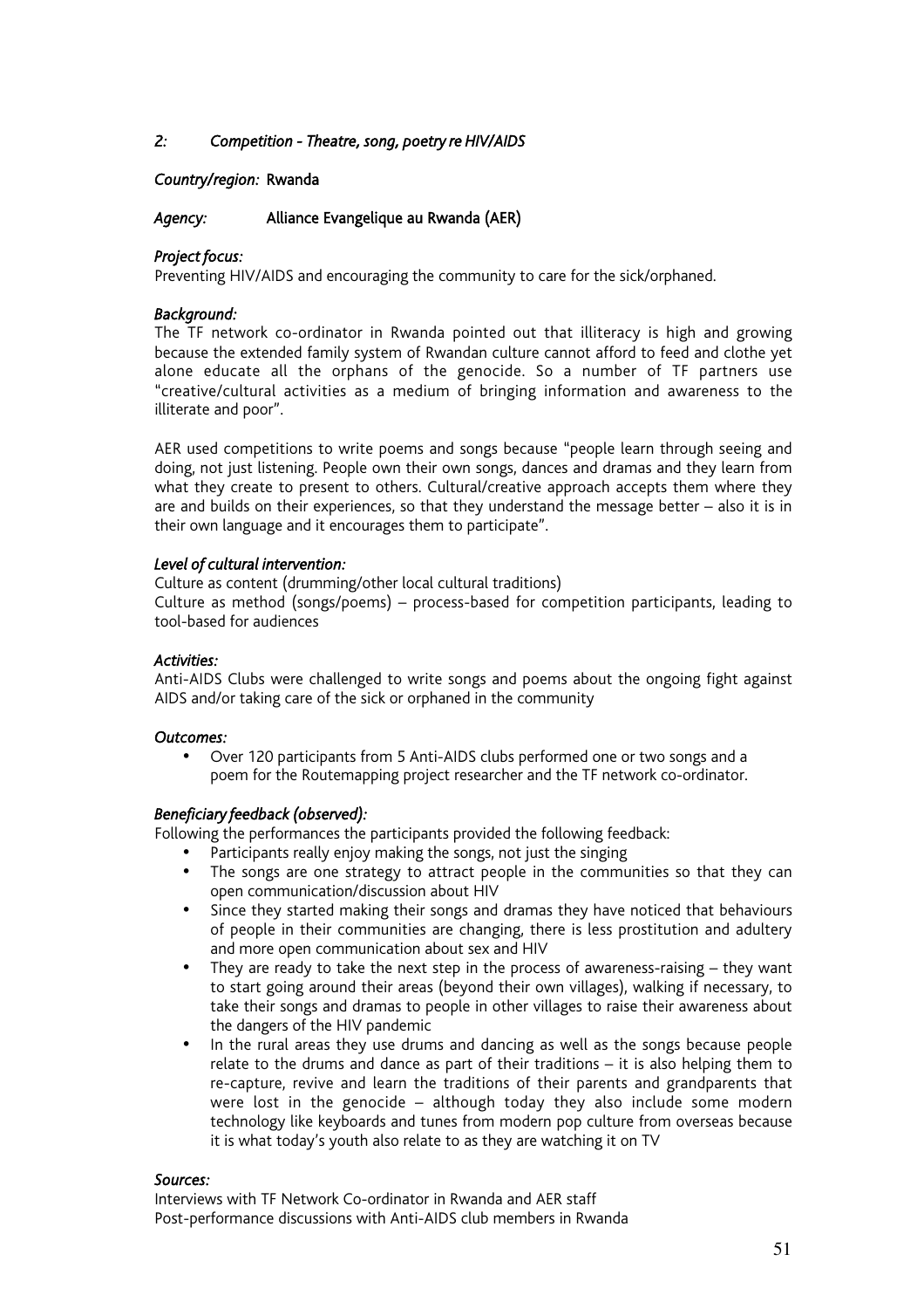### *2: Competition - Theatre, song, poetry re HIV/AIDS*

*Country/region:* **Rwanda**

*Agency:* **Alliance Evangelique au Rwanda (AER)**

***Project focus:***
Preventing HIV/AIDS and encouraging the community to care for the sick/orphaned.

***Background:***
The TF network co-ordinator in Rwanda pointed out that illiteracy is high and growing because the extended family system of Rwandan culture cannot afford to feed and clothe yet alone educate all the orphans of the genocide. So a number of TF partners use "creative/cultural activities as a medium of bringing information and awareness to the illiterate and poor".

AER used competitions to write poems and songs because "people learn through seeing and doing, not just listening. People own their own songs, dances and dramas and they learn from what they create to present to others. Cultural/creative approach accepts them where they are and builds on their experiences, so that they understand the message better – also it is in their own language and it encourages them to participate".

***Level of cultural intervention:***
Culture as content (drumming/other local cultural traditions)
Culture as method (songs/poems) – process-based for competition participants, leading to tool-based for audiences

***Activities:***
Anti-AIDS Clubs were challenged to write songs and poems about the ongoing fight against AIDS and/or taking care of the sick or orphaned in the community

***Outcomes:***
- Over 120 participants from 5 Anti-AIDS clubs performed one or two songs and a poem for the Routemapping project researcher and the TF network co-ordinator.

***Beneficiary feedback (observed):***
Following the performances the participants provided the following feedback:
- Participants really enjoy making the songs, not just the singing
- The songs are one strategy to attract people in the communities so that they can open communication/discussion about HIV
- Since they started making their songs and dramas they have noticed that behaviours of people in their communities are changing, there is less prostitution and adultery and more open communication about sex and HIV
- They are ready to take the next step in the process of awareness-raising – they want to start going around their areas (beyond their own villages), walking if necessary, to take their songs and dramas to people in other villages to raise their awareness about the dangers of the HIV pandemic
- In the rural areas they use drums and dancing as well as the songs because people relate to the drums and dance as part of their traditions – it is also helping them to re-capture, revive and learn the traditions of their parents and grandparents that were lost in the genocide – although today they also include some modern technology like keyboards and tunes from modern pop culture from overseas because it is what today's youth also relate to as they are watching it on TV

***Sources:***
Interviews with TF Network Co-ordinator in Rwanda and AER staff
Post-performance discussions with Anti-AIDS club members in Rwanda